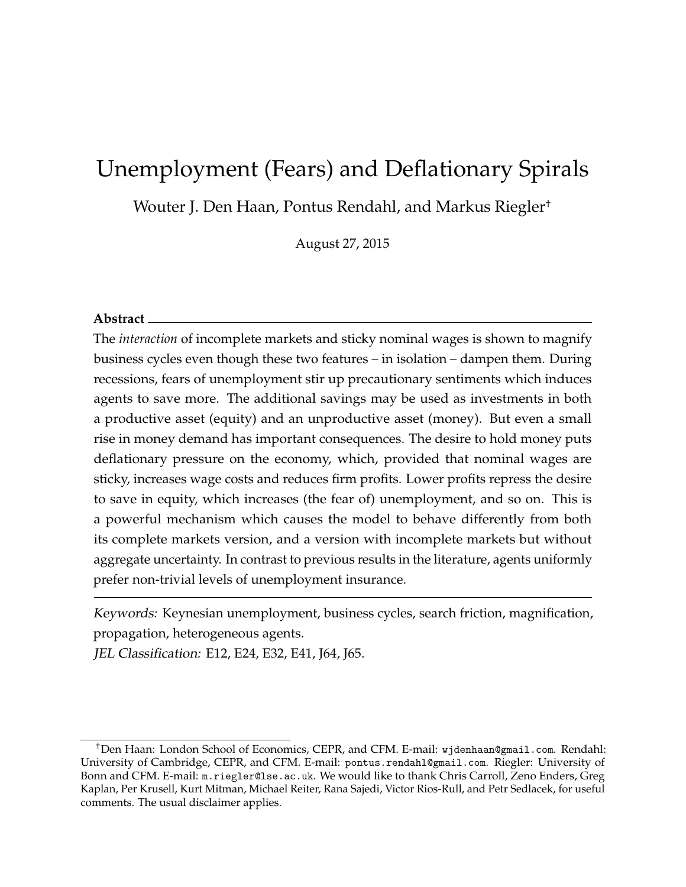# Unemployment (Fears) and Deflationary Spirals

Wouter J. Den Haan, Pontus Rendahl, and Markus Riegler[†]

August 27, 2015

**Abstract**

The *interaction* of incomplete markets and sticky nominal wages is shown to magnify business cycles even though these two features – in isolation – dampen them. During recessions, fears of unemployment stir up precautionary sentiments which induces agents to save more. The additional savings may be used as investments in both a productive asset (equity) and an unproductive asset (money). But even a small rise in money demand has important consequences. The desire to hold money puts deflationary pressure on the economy, which, provided that nominal wages are sticky, increases wage costs and reduces firm profits. Lower profits repress the desire to save in equity, which increases (the fear of) unemployment, and so on. This is a powerful mechanism which causes the model to behave differently from both its complete markets version, and a version with incomplete markets but without aggregate uncertainty. In contrast to previous results in the literature, agents uniformly prefer non-trivial levels of unemployment insurance.

*Keywords:* Keynesian unemployment, business cycles, search friction, magnification, propagation, heterogeneous agents.

*JEL Classification:* E12, E24, E32, E41, J64, J65.

[†]Den Haan: London School of Economics, CEPR, and CFM. E-mail: wjdenhaan@gmail.com. Rendahl: University of Cambridge, CEPR, and CFM. E-mail: pontus.rendahl@gmail.com. Riegler: University of Bonn and CFM. E-mail: m.riegler@lse.ac.uk. We would like to thank Chris Carroll, Zeno Enders, Greg Kaplan, Per Krusell, Kurt Mitman, Michael Reiter, Rana Sajedi, Victor Rios-Rull, and Petr Sedlacek, for useful comments. The usual disclaimer applies.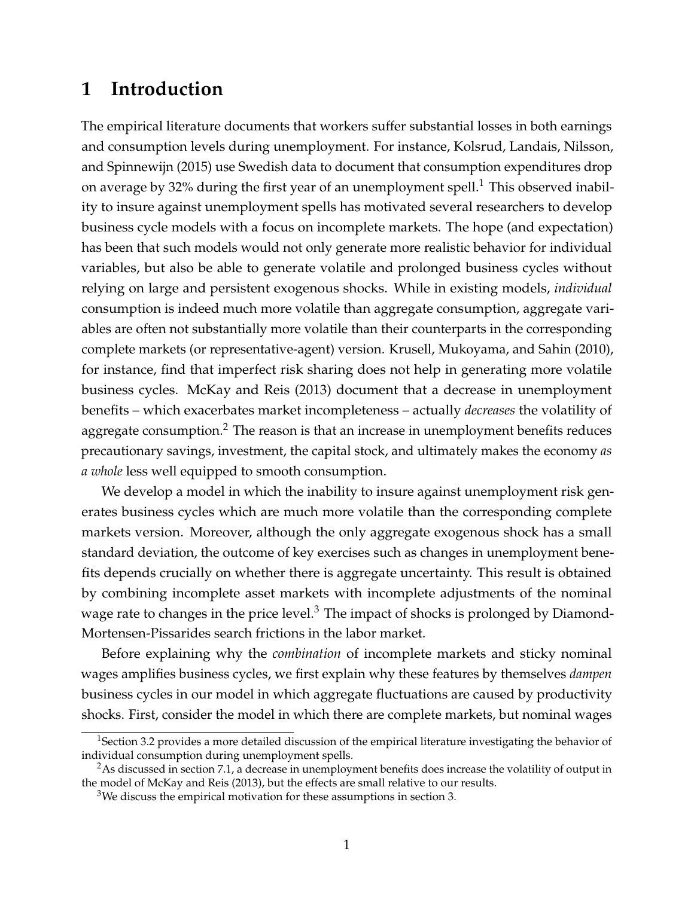# 1 Introduction

The empirical literature documents that workers suffer substantial losses in both earnings and consumption levels during unemployment. For instance, Kolsrud, Landais, Nilsson, and Spinnewijn (2015) use Swedish data to document that consumption expenditures drop on average by 32% during the first year of an unemployment spell.[1] This observed inability to insure against unemployment spells has motivated several researchers to develop business cycle models with a focus on incomplete markets. The hope (and expectation) has been that such models would not only generate more realistic behavior for individual variables, but also be able to generate volatile and prolonged business cycles without relying on large and persistent exogenous shocks. While in existing models, *individual* consumption is indeed much more volatile than aggregate consumption, aggregate variables are often not substantially more volatile than their counterparts in the corresponding complete markets (or representative-agent) version. Krusell, Mukoyama, and Sahin (2010), for instance, find that imperfect risk sharing does not help in generating more volatile business cycles. McKay and Reis (2013) document that a decrease in unemployment benefits – which exacerbates market incompleteness – actually *decreases* the volatility of aggregate consumption.[2] The reason is that an increase in unemployment benefits reduces precautionary savings, investment, the capital stock, and ultimately makes the economy *as a whole* less well equipped to smooth consumption.

We develop a model in which the inability to insure against unemployment risk generates business cycles which are much more volatile than the corresponding complete markets version. Moreover, although the only aggregate exogenous shock has a small standard deviation, the outcome of key exercises such as changes in unemployment benefits depends crucially on whether there is aggregate uncertainty. This result is obtained by combining incomplete asset markets with incomplete adjustments of the nominal wage rate to changes in the price level.[3] The impact of shocks is prolonged by Diamond-Mortensen-Pissarides search frictions in the labor market.

Before explaining why the *combination* of incomplete markets and sticky nominal wages amplifies business cycles, we first explain why these features by themselves *dampen* business cycles in our model in which aggregate fluctuations are caused by productivity shocks. First, consider the model in which there are complete markets, but nominal wages

[1] Section 3.2 provides a more detailed discussion of the empirical literature investigating the behavior of individual consumption during unemployment spells.

[2] As discussed in section 7.1, a decrease in unemployment benefits does increase the volatility of output in the model of McKay and Reis (2013), but the effects are small relative to our results.

[3] We discuss the empirical motivation for these assumptions in section 3.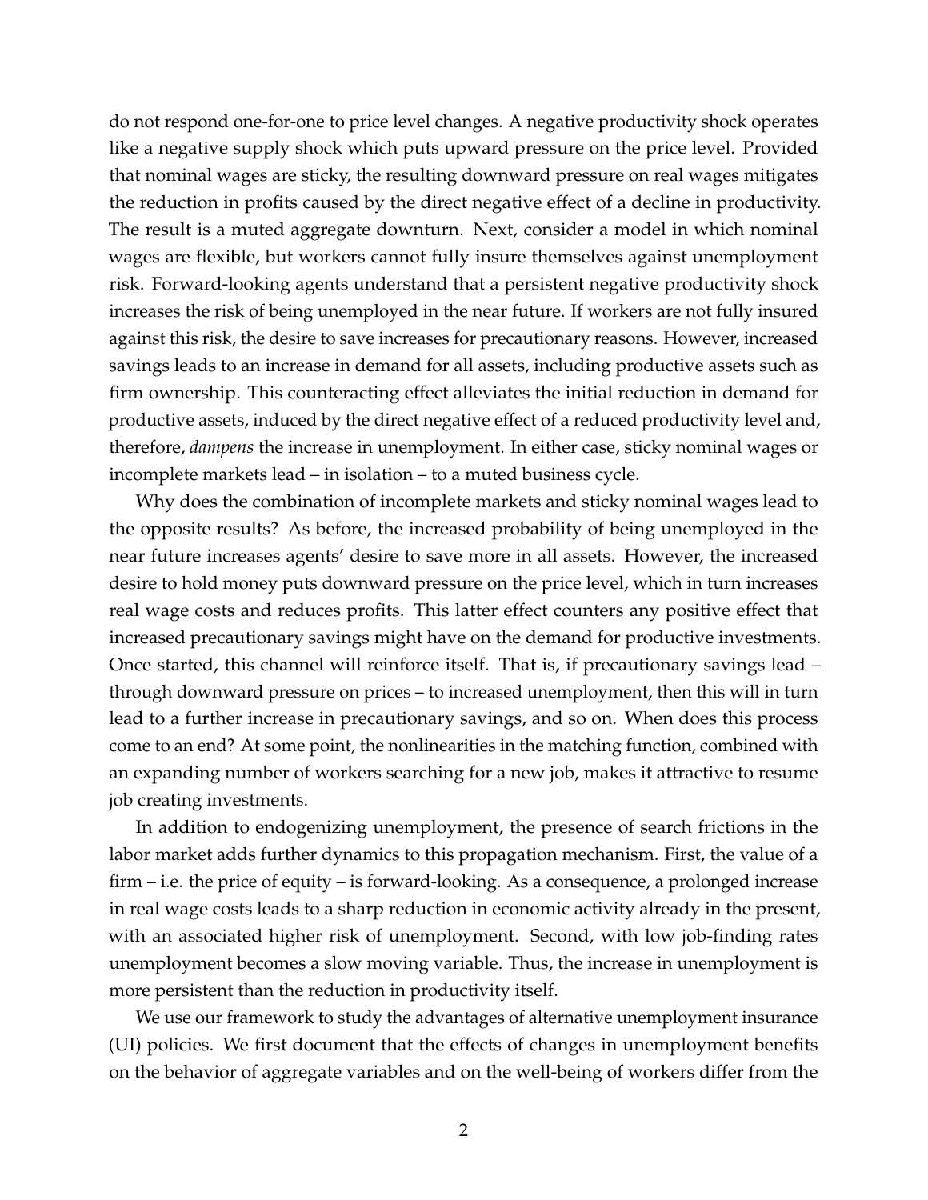do not respond one-for-one to price level changes. A negative productivity shock operates like a negative supply shock which puts upward pressure on the price level. Provided that nominal wages are sticky, the resulting downward pressure on real wages mitigates the reduction in profits caused by the direct negative effect of a decline in productivity. The result is a muted aggregate downturn. Next, consider a model in which nominal wages are flexible, but workers cannot fully insure themselves against unemployment risk. Forward-looking agents understand that a persistent negative productivity shock increases the risk of being unemployed in the near future. If workers are not fully insured against this risk, the desire to save increases for precautionary reasons. However, increased savings leads to an increase in demand for all assets, including productive assets such as firm ownership. This counteracting effect alleviates the initial reduction in demand for productive assets, induced by the direct negative effect of a reduced productivity level and, therefore, *dampens* the increase in unemployment. In either case, sticky nominal wages or incomplete markets lead – in isolation – to a muted business cycle.

Why does the combination of incomplete markets and sticky nominal wages lead to the opposite results? As before, the increased probability of being unemployed in the near future increases agents' desire to save more in all assets. However, the increased desire to hold money puts downward pressure on the price level, which in turn increases real wage costs and reduces profits. This latter effect counters any positive effect that increased precautionary savings might have on the demand for productive investments. Once started, this channel will reinforce itself. That is, if precautionary savings lead – through downward pressure on prices – to increased unemployment, then this will in turn lead to a further increase in precautionary savings, and so on. When does this process come to an end? At some point, the nonlinearities in the matching function, combined with an expanding number of workers searching for a new job, makes it attractive to resume job creating investments.

In addition to endogenizing unemployment, the presence of search frictions in the labor market adds further dynamics to this propagation mechanism. First, the value of a firm – i.e. the price of equity – is forward-looking. As a consequence, a prolonged increase in real wage costs leads to a sharp reduction in economic activity already in the present, with an associated higher risk of unemployment. Second, with low job-finding rates unemployment becomes a slow moving variable. Thus, the increase in unemployment is more persistent than the reduction in productivity itself.

We use our framework to study the advantages of alternative unemployment insurance (UI) policies. We first document that the effects of changes in unemployment benefits on the behavior of aggregate variables and on the well-being of workers differ from the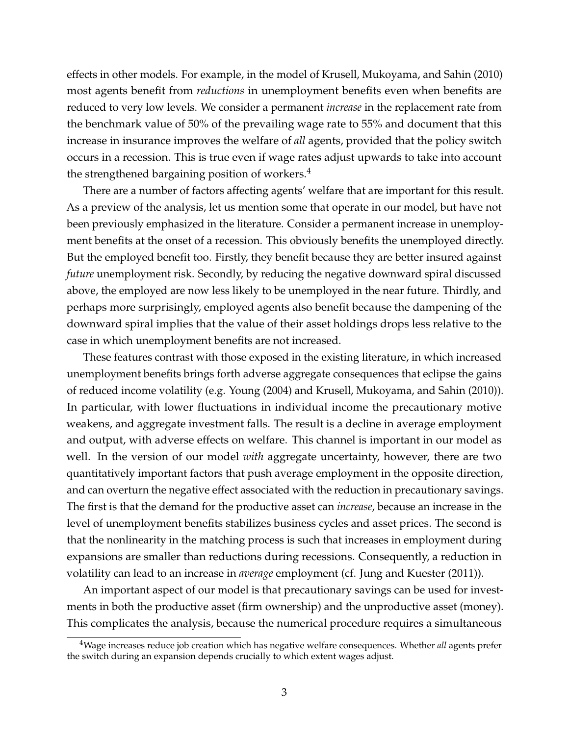effects in other models. For example, in the model of Krusell, Mukoyama, and Sahin (2010) most agents benefit from *reductions* in unemployment benefits even when benefits are reduced to very low levels. We consider a permanent *increase* in the replacement rate from the benchmark value of 50% of the prevailing wage rate to 55% and document that this increase in insurance improves the welfare of *all* agents, provided that the policy switch occurs in a recession. This is true even if wage rates adjust upwards to take into account the strengthened bargaining position of workers.[4]

There are a number of factors affecting agents' welfare that are important for this result. As a preview of the analysis, let us mention some that operate in our model, but have not been previously emphasized in the literature. Consider a permanent increase in unemployment benefits at the onset of a recession. This obviously benefits the unemployed directly. But the employed benefit too. Firstly, they benefit because they are better insured against *future* unemployment risk. Secondly, by reducing the negative downward spiral discussed above, the employed are now less likely to be unemployed in the near future. Thirdly, and perhaps more surprisingly, employed agents also benefit because the dampening of the downward spiral implies that the value of their asset holdings drops less relative to the case in which unemployment benefits are not increased.

These features contrast with those exposed in the existing literature, in which increased unemployment benefits brings forth adverse aggregate consequences that eclipse the gains of reduced income volatility (e.g. Young (2004) and Krusell, Mukoyama, and Sahin (2010)). In particular, with lower fluctuations in individual income the precautionary motive weakens, and aggregate investment falls. The result is a decline in average employment and output, with adverse effects on welfare. This channel is important in our model as well. In the version of our model *with* aggregate uncertainty, however, there are two quantitatively important factors that push average employment in the opposite direction, and can overturn the negative effect associated with the reduction in precautionary savings. The first is that the demand for the productive asset can *increase*, because an increase in the level of unemployment benefits stabilizes business cycles and asset prices. The second is that the nonlinearity in the matching process is such that increases in employment during expansions are smaller than reductions during recessions. Consequently, a reduction in volatility can lead to an increase in *average* employment (cf. Jung and Kuester (2011)).

An important aspect of our model is that precautionary savings can be used for investments in both the productive asset (firm ownership) and the unproductive asset (money). This complicates the analysis, because the numerical procedure requires a simultaneous

[4] Wage increases reduce job creation which has negative welfare consequences. Whether *all* agents prefer the switch during an expansion depends crucially to which extent wages adjust.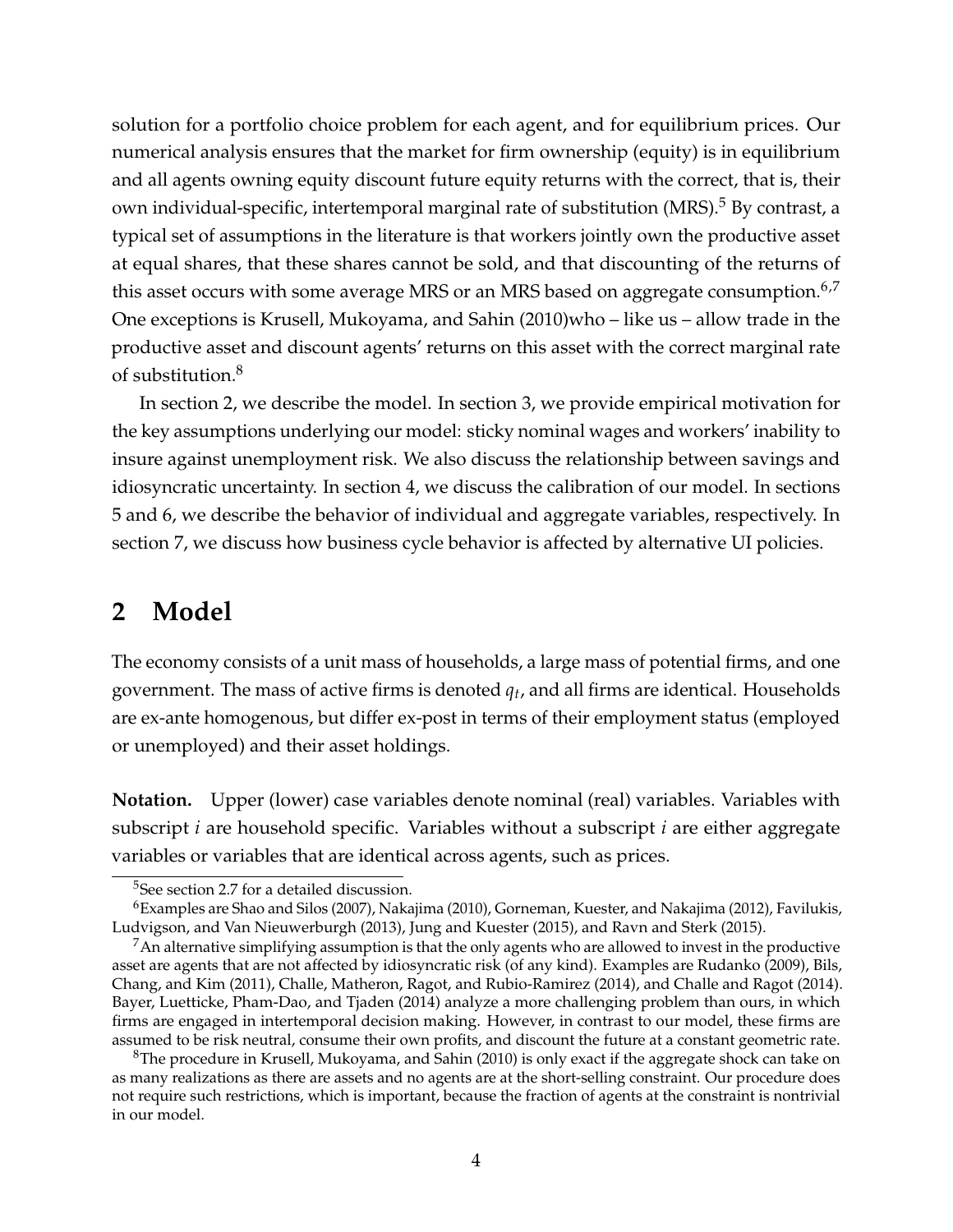solution for a portfolio choice problem for each agent, and for equilibrium prices. Our numerical analysis ensures that the market for firm ownership (equity) is in equilibrium and all agents owning equity discount future equity returns with the correct, that is, their own individual-specific, intertemporal marginal rate of substitution (MRS).[5] By contrast, a typical set of assumptions in the literature is that workers jointly own the productive asset at equal shares, that these shares cannot be sold, and that discounting of the returns of this asset occurs with some average MRS or an MRS based on aggregate consumption.[6,7] One exceptions is Krusell, Mukoyama, and Sahin (2010)who – like us – allow trade in the productive asset and discount agents' returns on this asset with the correct marginal rate of substitution.[8]

In section 2, we describe the model. In section 3, we provide empirical motivation for the key assumptions underlying our model: sticky nominal wages and workers' inability to insure against unemployment risk. We also discuss the relationship between savings and idiosyncratic uncertainty. In section 4, we discuss the calibration of our model. In sections 5 and 6, we describe the behavior of individual and aggregate variables, respectively. In section 7, we discuss how business cycle behavior is affected by alternative UI policies.

## 2 Model

The economy consists of a unit mass of households, a large mass of potential firms, and one government. The mass of active firms is denoted $q_t$, and all firms are identical. Households are ex-ante homogenous, but differ ex-post in terms of their employment status (employed or unemployed) and their asset holdings.

**Notation.** Upper (lower) case variables denote nominal (real) variables. Variables with subscript $i$ are household specific. Variables without a subscript $i$ are either aggregate variables or variables that are identical across agents, such as prices.

[5] See section 2.7 for a detailed discussion.

[6] Examples are Shao and Silos (2007), Nakajima (2010), Gorneman, Kuester, and Nakajima (2012), Favilukis, Ludvigson, and Van Nieuwerburgh (2013), Jung and Kuester (2015), and Ravn and Sterk (2015).

[7] An alternative simplifying assumption is that the only agents who are allowed to invest in the productive asset are agents that are not affected by idiosyncratic risk (of any kind). Examples are Rudanko (2009), Bils, Chang, and Kim (2011), Challe, Matheron, Ragot, and Rubio-Ramirez (2014), and Challe and Ragot (2014). Bayer, Luetticke, Pham-Dao, and Tjaden (2014) analyze a more challenging problem than ours, in which firms are engaged in intertemporal decision making. However, in contrast to our model, these firms are assumed to be risk neutral, consume their own profits, and discount the future at a constant geometric rate.

[8] The procedure in Krusell, Mukoyama, and Sahin (2010) is only exact if the aggregate shock can take on as many realizations as there are assets and no agents are at the short-selling constraint. Our procedure does not require such restrictions, which is important, because the fraction of agents at the constraint is nontrivial in our model.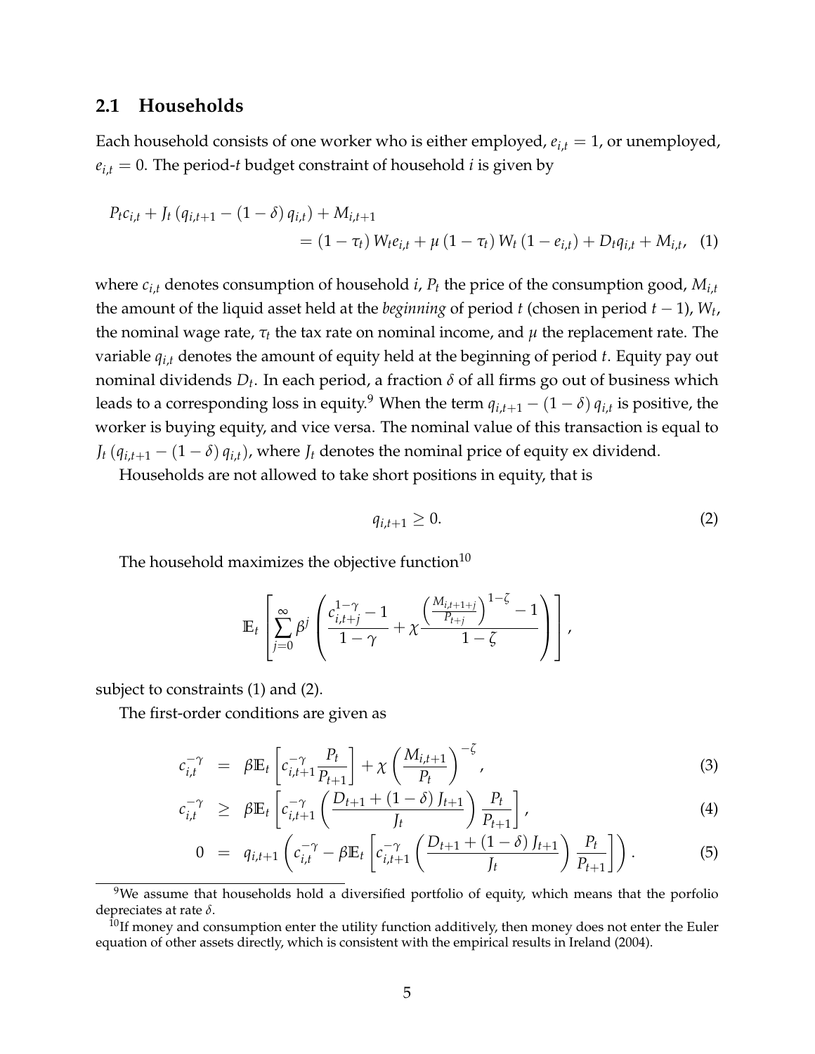### 2.1 Households

Each household consists of one worker who is either employed, $e_{i,t} = 1$, or unemployed, $e_{i,t} = 0$. The period-$t$ budget constraint of household $i$ is given by

$$
\begin{aligned}
P_t c_{i,t} + J_t \left(q_{i,t+1} - (1-\delta) q_{i,t}\right) + M_{i,t+1} \\
= (1-\tau_t) W_t e_{i,t} + \mu (1-\tau_t) W_t (1 - e_{i,t}) + D_t q_{i,t} + M_{i,t}, \quad (1)
\end{aligned}
$$

where $c_{i,t}$ denotes consumption of household $i$, $P_t$ the price of the consumption good, $M_{i,t}$ the amount of the liquid asset held at the *beginning* of period $t$ (chosen in period $t-1$), $W_t$, the nominal wage rate, $\tau_t$ the tax rate on nominal income, and $\mu$ the replacement rate. The variable $q_{i,t}$ denotes the amount of equity held at the beginning of period $t$. Equity pay out nominal dividends $D_t$. In each period, a fraction $\delta$ of all firms go out of business which leads to a corresponding loss in equity.[9] When the term $q_{i,t+1} - (1-\delta) q_{i,t}$ is positive, the worker is buying equity, and vice versa. The nominal value of this transaction is equal to $J_t \left(q_{i,t+1} - (1-\delta) q_{i,t}\right)$, where $J_t$ denotes the nominal price of equity ex dividend.

Households are not allowed to take short positions in equity, that is

$$
q_{i,t+1} \geq 0. \quad (2)
$$

The household maximizes the objective function[10]

$$
\mathbb{E}_t \left[ \sum_{j=0}^{\infty} \beta^j \left( \frac{c_{i,t+j}^{1-\gamma} - 1}{1-\gamma} + \chi \frac{\left(\frac{M_{i,t+1+j}}{P_{t+j}}\right)^{1-\zeta} - 1}{1-\zeta} \right) \right],
$$

subject to constraints (1) and (2).

The first-order conditions are given as

$$
\begin{aligned}
c_{i,t}^{-\gamma} &= \beta \mathbb{E}_t \left[ c_{i,t+1}^{-\gamma} \frac{P_t}{P_{t+1}} \right] + \chi \left( \frac{M_{i,t+1}}{P_t} \right)^{-\zeta}, \quad (3) \\
c_{i,t}^{-\gamma} &\geq \beta \mathbb{E}_t \left[ c_{i,t+1}^{-\gamma} \left( \frac{D_{t+1} + (1-\delta) J_{t+1}}{J_t} \right) \frac{P_t}{P_{t+1}} \right], \quad (4) \\
0 &= q_{i,t+1} \left( c_{i,t}^{-\gamma} - \beta \mathbb{E}_t \left[ c_{i,t+1}^{-\gamma} \left( \frac{D_{t+1} + (1-\delta) J_{t+1}}{J_t} \right) \frac{P_t}{P_{t+1}} \right] \right). \quad (5)
\end{aligned}
$$

[9] We assume that households hold a diversified portfolio of equity, which means that the porfolio depreciates at rate $\delta$.

[10] If money and consumption enter the utility function additively, then money does not enter the Euler equation of other assets directly, which is consistent with the empirical results in Ireland (2004).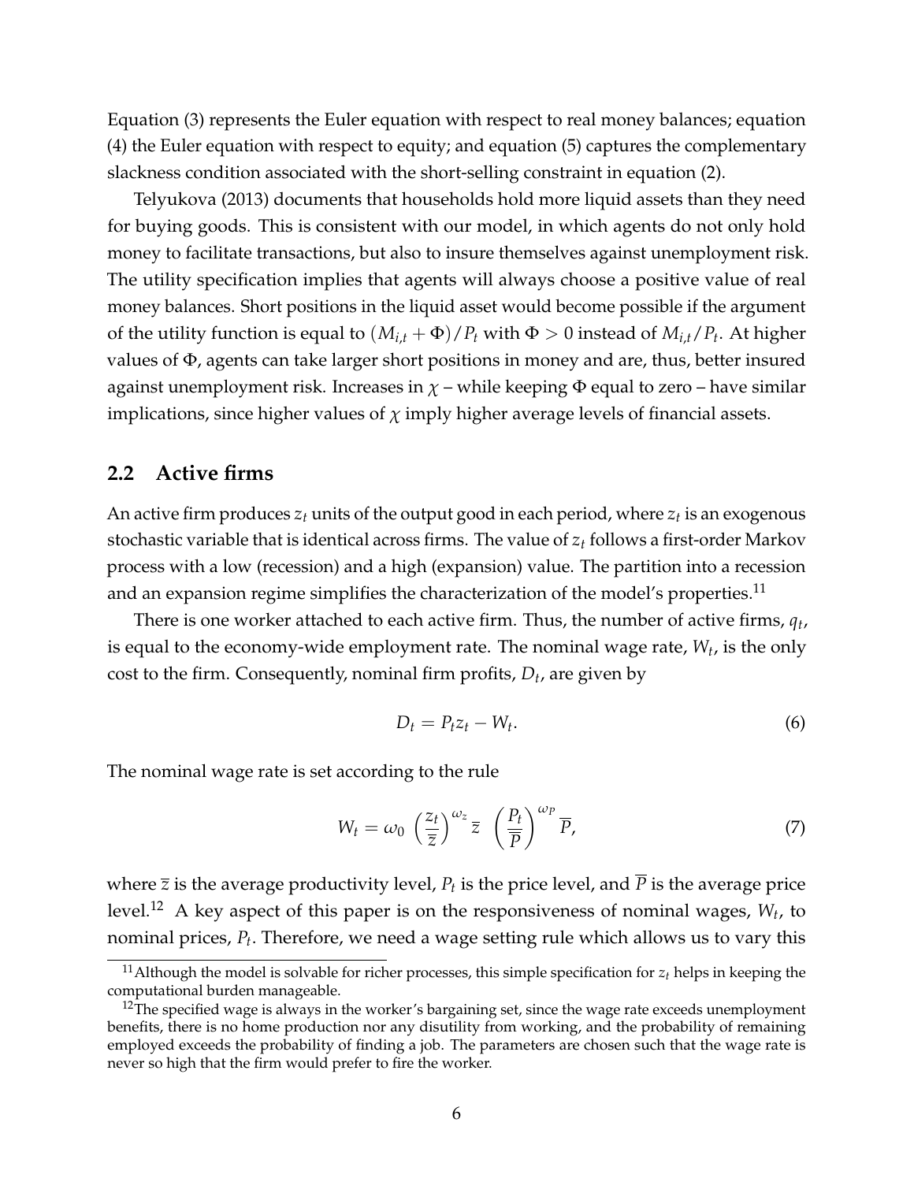Equation (3) represents the Euler equation with respect to real money balances; equation (4) the Euler equation with respect to equity; and equation (5) captures the complementary slackness condition associated with the short-selling constraint in equation (2).

Telyukova (2013) documents that households hold more liquid assets than they need for buying goods. This is consistent with our model, in which agents do not only hold money to facilitate transactions, but also to insure themselves against unemployment risk. The utility specification implies that agents will always choose a positive value of real money balances. Short positions in the liquid asset would become possible if the argument of the utility function is equal to $(M_{i,t} + \Phi)/P_t$ with $\Phi > 0$ instead of $M_{i,t}/P_t$. At higher values of $\Phi$, agents can take larger short positions in money and are, thus, better insured against unemployment risk. Increases in $\chi$ – while keeping $\Phi$ equal to zero – have similar implications, since higher values of $\chi$ imply higher average levels of financial assets.

## 2.2 Active firms

An active firm produces $z_t$ units of the output good in each period, where $z_t$ is an exogenous stochastic variable that is identical across firms. The value of $z_t$ follows a first-order Markov process with a low (recession) and a high (expansion) value. The partition into a recession and an expansion regime simplifies the characterization of the model's properties.[11]

There is one worker attached to each active firm. Thus, the number of active firms, $q_t$, is equal to the economy-wide employment rate. The nominal wage rate, $W_t$, is the only cost to the firm. Consequently, nominal firm profits, $D_t$, are given by

$$D_t = P_t z_t - W_t. \tag{6}$$

The nominal wage rate is set according to the rule

$$W_t = \omega_0 \left(\frac{z_t}{\overline{z}}\right)^{\omega_z} \overline{z} \left(\frac{P_t}{\overline{P}}\right)^{\omega_P} \overline{P}, \tag{7}$$

where $\overline{z}$ is the average productivity level, $P_t$ is the price level, and $\overline{P}$ is the average price level.[12] A key aspect of this paper is on the responsiveness of nominal wages, $W_t$, to nominal prices, $P_t$. Therefore, we need a wage setting rule which allows us to vary this

[11] Although the model is solvable for richer processes, this simple specification for $z_t$ helps in keeping the computational burden manageable.

[12] The specified wage is always in the worker's bargaining set, since the wage rate exceeds unemployment benefits, there is no home production nor any disutility from working, and the probability of remaining employed exceeds the probability of finding a job. The parameters are chosen such that the wage rate is never so high that the firm would prefer to fire the worker.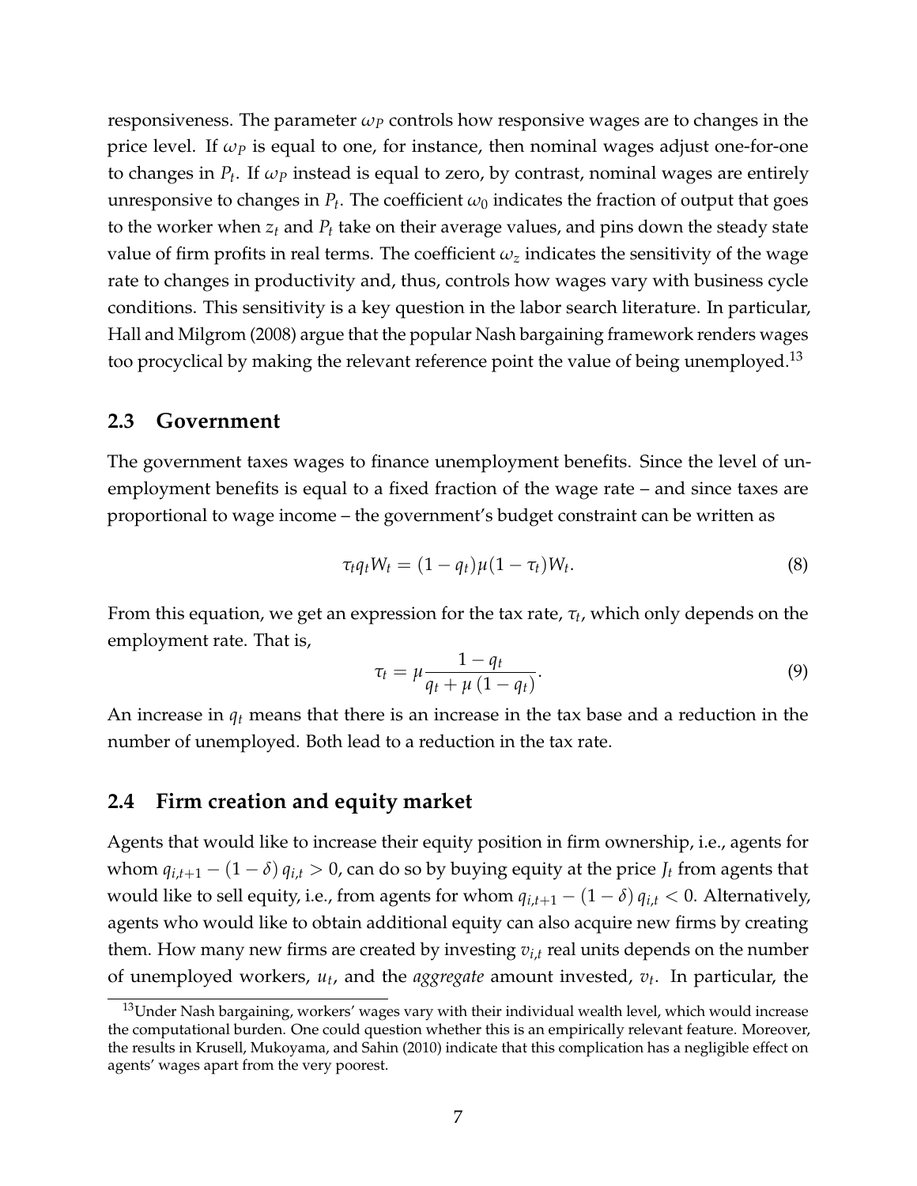responsiveness. The parameter $\omega_P$ controls how responsive wages are to changes in the price level. If $\omega_P$ is equal to one, for instance, then nominal wages adjust one-for-one to changes in $P_t$. If $\omega_P$ instead is equal to zero, by contrast, nominal wages are entirely unresponsive to changes in $P_t$. The coefficient $\omega_0$ indicates the fraction of output that goes to the worker when $z_t$ and $P_t$ take on their average values, and pins down the steady state value of firm profits in real terms. The coefficient $\omega_z$ indicates the sensitivity of the wage rate to changes in productivity and, thus, controls how wages vary with business cycle conditions. This sensitivity is a key question in the labor search literature. In particular, Hall and Milgrom (2008) argue that the popular Nash bargaining framework renders wages too procyclical by making the relevant reference point the value of being unemployed.[13]

## 2.3 Government

The government taxes wages to finance unemployment benefits. Since the level of unemployment benefits is equal to a fixed fraction of the wage rate – and since taxes are proportional to wage income – the government's budget constraint can be written as

$$\tau_t q_t W_t = (1 - q_t)\mu(1 - \tau_t)W_t. \tag{8}$$

From this equation, we get an expression for the tax rate, $\tau_t$, which only depends on the employment rate. That is,

$$\tau_t = \mu \frac{1 - q_t}{q_t + \mu (1 - q_t)}. \tag{9}$$

An increase in $q_t$ means that there is an increase in the tax base and a reduction in the number of unemployed. Both lead to a reduction in the tax rate.

## 2.4 Firm creation and equity market

Agents that would like to increase their equity position in firm ownership, i.e., agents for whom $q_{i,t+1} - (1 - \delta) q_{i,t} > 0$, can do so by buying equity at the price $J_t$ from agents that would like to sell equity, i.e., from agents for whom $q_{i,t+1} - (1 - \delta) q_{i,t} < 0$. Alternatively, agents who would like to obtain additional equity can also acquire new firms by creating them. How many new firms are created by investing $v_{i,t}$ real units depends on the number of unemployed workers, $u_t$, and the *aggregate* amount invested, $v_t$. In particular, the

[13] Under Nash bargaining, workers' wages vary with their individual wealth level, which would increase the computational burden. One could question whether this is an empirically relevant feature. Moreover, the results in Krusell, Mukoyama, and Sahin (2010) indicate that this complication has a negligible effect on agents' wages apart from the very poorest.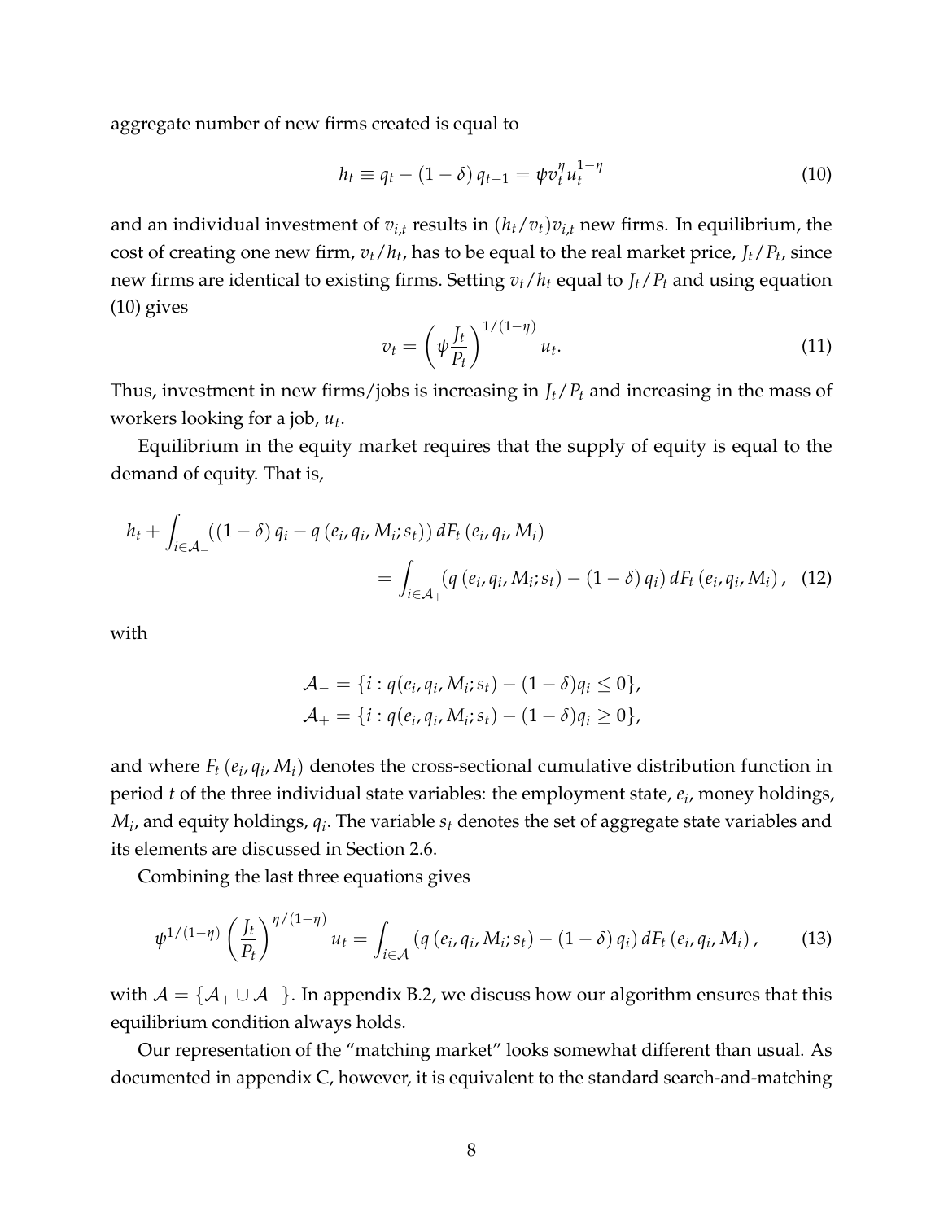aggregate number of new firms created is equal to

$$h_t \equiv q_t - (1-\delta)\, q_{t-1} = \psi v_t^{\eta} u_t^{1-\eta} \tag{10}$$

and an individual investment of $v_{i,t}$ results in $(h_t/v_t)v_{i,t}$ new firms. In equilibrium, the cost of creating one new firm, $v_t/h_t$, has to be equal to the real market price, $J_t/P_t$, since new firms are identical to existing firms. Setting $v_t/h_t$ equal to $J_t/P_t$ and using equation (10) gives

$$v_t = \left(\psi \frac{J_t}{P_t}\right)^{1/(1-\eta)} u_t. \tag{11}$$

Thus, investment in new firms/jobs is increasing in $J_t/P_t$ and increasing in the mass of workers looking for a job, $u_t$.

Equilibrium in the equity market requires that the supply of equity is equal to the demand of equity. That is,

$$h_t + \int_{i \in \mathcal{A}_-} \left((1-\delta)\, q_i - q\left(e_i, q_i, M_i; s_t\right)\right) dF_t\left(e_i, q_i, M_i\right) = \int_{i \in \mathcal{A}_+} \left(q\left(e_i, q_i, M_i; s_t\right) - (1-\delta)\, q_i\right) dF_t\left(e_i, q_i, M_i\right), \tag{12}$$

with

$$\mathcal{A}_- = \{i : q(e_i, q_i, M_i; s_t) - (1-\delta) q_i \leq 0\},$$
$$\mathcal{A}_+ = \{i : q(e_i, q_i, M_i; s_t) - (1-\delta) q_i \geq 0\},$$

and where $F_t\left(e_i, q_i, M_i\right)$ denotes the cross-sectional cumulative distribution function in period $t$ of the three individual state variables: the employment state, $e_i$, money holdings, $M_i$, and equity holdings, $q_i$. The variable $s_t$ denotes the set of aggregate state variables and its elements are discussed in Section 2.6.

Combining the last three equations gives

$$\psi^{1/(1-\eta)} \left(\frac{J_t}{P_t}\right)^{\eta/(1-\eta)} u_t = \int_{i \in \mathcal{A}} \left(q\left(e_i, q_i, M_i; s_t\right) - (1-\delta)\, q_i\right) dF_t\left(e_i, q_i, M_i\right), \tag{13}$$

with $\mathcal{A} = \{\mathcal{A}_+ \cup \mathcal{A}_-\}$. In appendix B.2, we discuss how our algorithm ensures that this equilibrium condition always holds.

Our representation of the "matching market" looks somewhat different than usual. As documented in appendix C, however, it is equivalent to the standard search-and-matching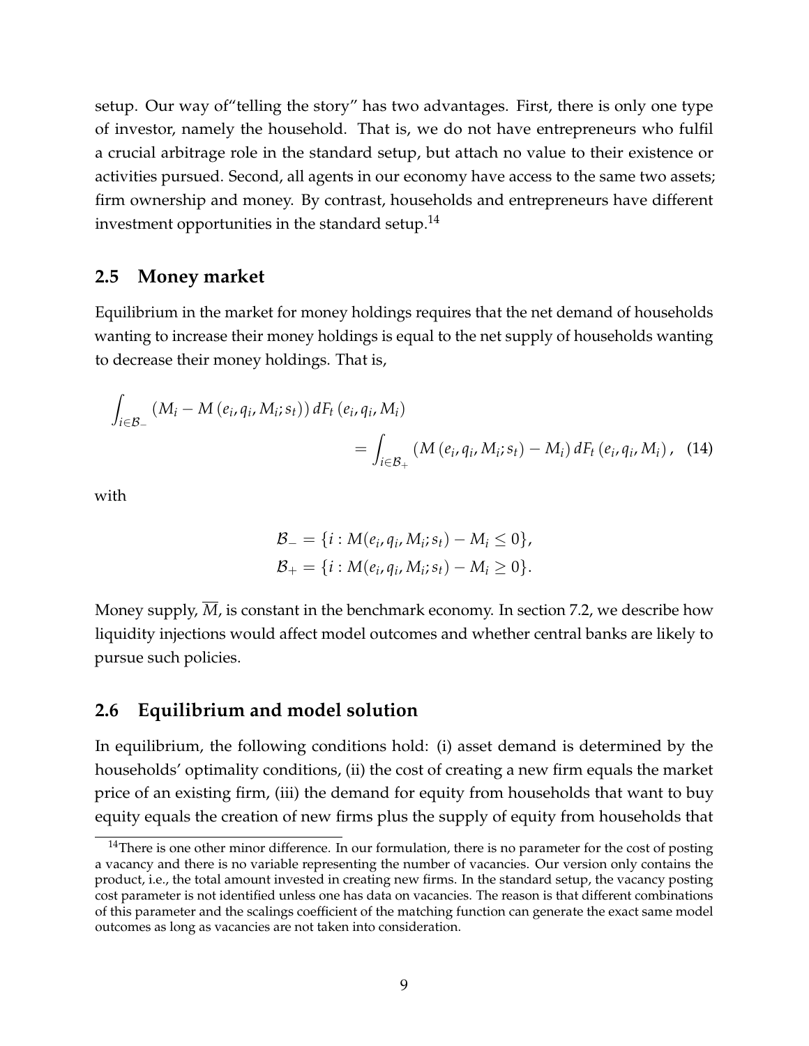setup. Our way of"telling the story" has two advantages. First, there is only one type of investor, namely the household. That is, we do not have entrepreneurs who fulfil a crucial arbitrage role in the standard setup, but attach no value to their existence or activities pursued. Second, all agents in our economy have access to the same two assets; firm ownership and money. By contrast, households and entrepreneurs have different investment opportunities in the standard setup.[14]

## 2.5 Money market

Equilibrium in the market for money holdings requires that the net demand of households wanting to increase their money holdings is equal to the net supply of households wanting to decrease their money holdings. That is,

$$\int_{i \in \mathcal{B}_-} \left(M_i - M\left(e_i, q_i, M_i; s_t\right)\right) dF_t\left(e_i, q_i, M_i\right) = \int_{i \in \mathcal{B}_+} \left(M\left(e_i, q_i, M_i; s_t\right) - M_i\right) dF_t\left(e_i, q_i, M_i\right), \quad (14)$$

with

$$\mathcal{B}_- = \{i : M(e_i, q_i, M_i; s_t) - M_i \leq 0\},$$
$$\mathcal{B}_+ = \{i : M(e_i, q_i, M_i; s_t) - M_i \geq 0\}.$$

Money supply, $\overline{M}$, is constant in the benchmark economy. In section 7.2, we describe how liquidity injections would affect model outcomes and whether central banks are likely to pursue such policies.

## 2.6 Equilibrium and model solution

In equilibrium, the following conditions hold: (i) asset demand is determined by the households' optimality conditions, (ii) the cost of creating a new firm equals the market price of an existing firm, (iii) the demand for equity from households that want to buy equity equals the creation of new firms plus the supply of equity from households that

[14] There is one other minor difference. In our formulation, there is no parameter for the cost of posting a vacancy and there is no variable representing the number of vacancies. Our version only contains the product, i.e., the total amount invested in creating new firms. In the standard setup, the vacancy posting cost parameter is not identified unless one has data on vacancies. The reason is that different combinations of this parameter and the scalings coefficient of the matching function can generate the exact same model outcomes as long as vacancies are not taken into consideration.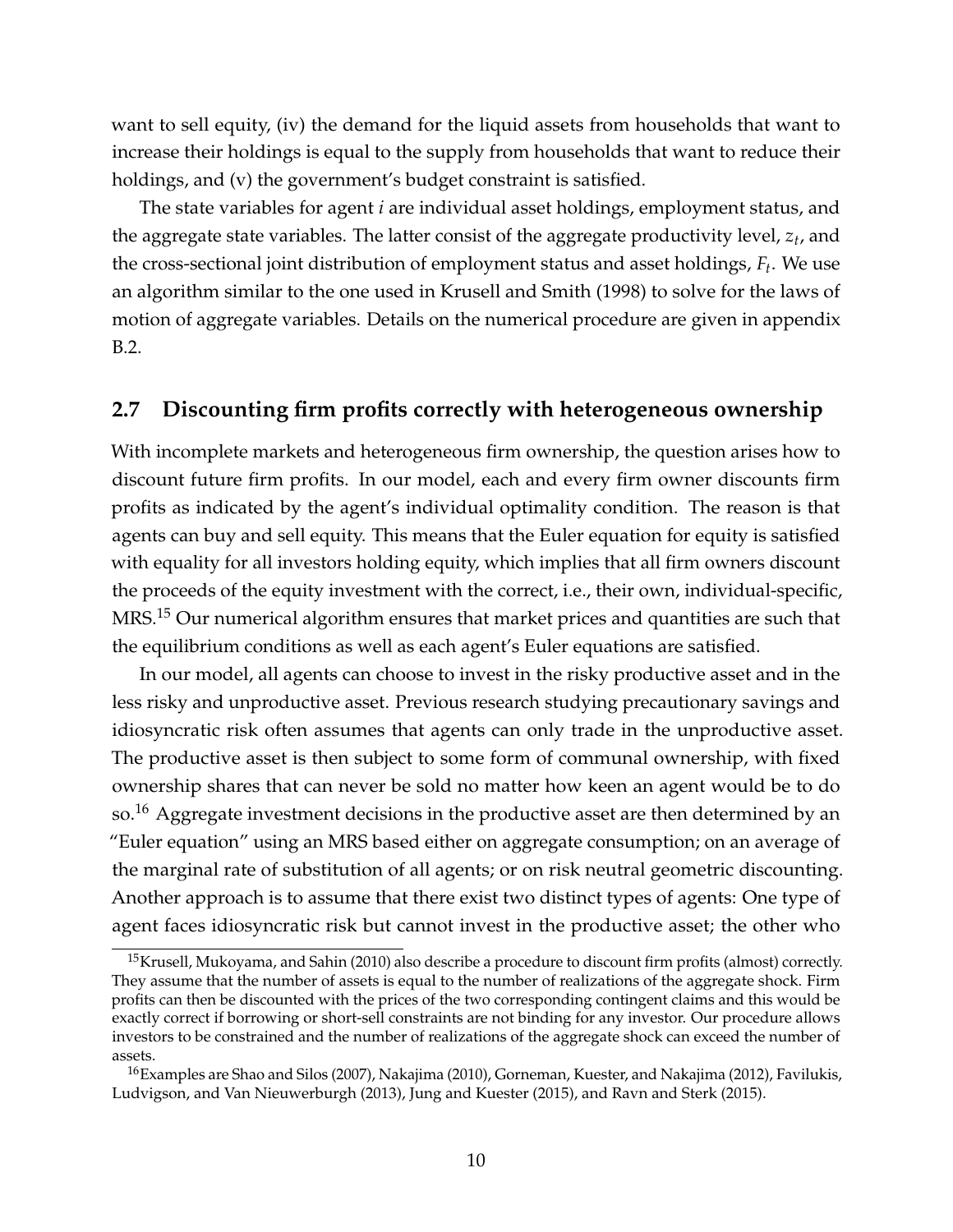want to sell equity, (iv) the demand for the liquid assets from households that want to increase their holdings is equal to the supply from households that want to reduce their holdings, and (v) the government's budget constraint is satisfied.

The state variables for agent $i$ are individual asset holdings, employment status, and the aggregate state variables. The latter consist of the aggregate productivity level, $z_t$, and the cross-sectional joint distribution of employment status and asset holdings, $F_t$. We use an algorithm similar to the one used in Krusell and Smith (1998) to solve for the laws of motion of aggregate variables. Details on the numerical procedure are given in appendix B.2.

## 2.7 Discounting firm profits correctly with heterogeneous ownership

With incomplete markets and heterogeneous firm ownership, the question arises how to discount future firm profits. In our model, each and every firm owner discounts firm profits as indicated by the agent's individual optimality condition. The reason is that agents can buy and sell equity. This means that the Euler equation for equity is satisfied with equality for all investors holding equity, which implies that all firm owners discount the proceeds of the equity investment with the correct, i.e., their own, individual-specific, MRS.[15] Our numerical algorithm ensures that market prices and quantities are such that the equilibrium conditions as well as each agent's Euler equations are satisfied.

In our model, all agents can choose to invest in the risky productive asset and in the less risky and unproductive asset. Previous research studying precautionary savings and idiosyncratic risk often assumes that agents can only trade in the unproductive asset. The productive asset is then subject to some form of communal ownership, with fixed ownership shares that can never be sold no matter how keen an agent would be to do so.[16] Aggregate investment decisions in the productive asset are then determined by an "Euler equation" using an MRS based either on aggregate consumption; on an average of the marginal rate of substitution of all agents; or on risk neutral geometric discounting. Another approach is to assume that there exist two distinct types of agents: One type of agent faces idiosyncratic risk but cannot invest in the productive asset; the other who

[15] Krusell, Mukoyama, and Sahin (2010) also describe a procedure to discount firm profits (almost) correctly. They assume that the number of assets is equal to the number of realizations of the aggregate shock. Firm profits can then be discounted with the prices of the two corresponding contingent claims and this would be exactly correct if borrowing or short-sell constraints are not binding for any investor. Our procedure allows investors to be constrained and the number of realizations of the aggregate shock can exceed the number of assets.

[16] Examples are Shao and Silos (2007), Nakajima (2010), Gorneman, Kuester, and Nakajima (2012), Favilukis, Ludvigson, and Van Nieuwerburgh (2013), Jung and Kuester (2015), and Ravn and Sterk (2015).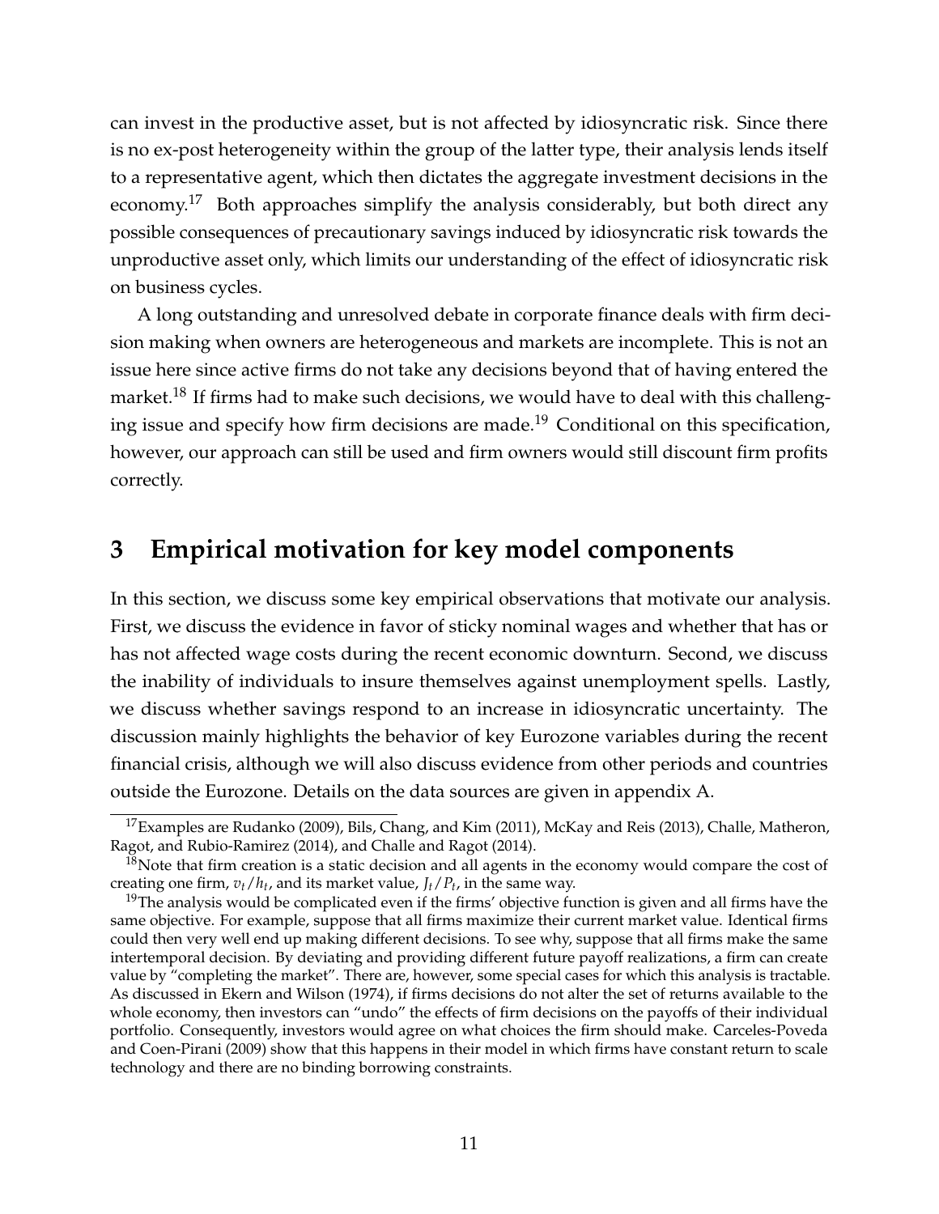can invest in the productive asset, but is not affected by idiosyncratic risk. Since there is no ex-post heterogeneity within the group of the latter type, their analysis lends itself to a representative agent, which then dictates the aggregate investment decisions in the economy.[17] Both approaches simplify the analysis considerably, but both direct any possible consequences of precautionary savings induced by idiosyncratic risk towards the unproductive asset only, which limits our understanding of the effect of idiosyncratic risk on business cycles.

A long outstanding and unresolved debate in corporate finance deals with firm decision making when owners are heterogeneous and markets are incomplete. This is not an issue here since active firms do not take any decisions beyond that of having entered the market.[18] If firms had to make such decisions, we would have to deal with this challenging issue and specify how firm decisions are made.[19] Conditional on this specification, however, our approach can still be used and firm owners would still discount firm profits correctly.

# 3 Empirical motivation for key model components

In this section, we discuss some key empirical observations that motivate our analysis. First, we discuss the evidence in favor of sticky nominal wages and whether that has or has not affected wage costs during the recent economic downturn. Second, we discuss the inability of individuals to insure themselves against unemployment spells. Lastly, we discuss whether savings respond to an increase in idiosyncratic uncertainty. The discussion mainly highlights the behavior of key Eurozone variables during the recent financial crisis, although we will also discuss evidence from other periods and countries outside the Eurozone. Details on the data sources are given in appendix A.

[17] Examples are Rudanko (2009), Bils, Chang, and Kim (2011), McKay and Reis (2013), Challe, Matheron, Ragot, and Rubio-Ramirez (2014), and Challe and Ragot (2014).

[18] Note that firm creation is a static decision and all agents in the economy would compare the cost of creating one firm, $v_t/h_t$, and its market value, $J_t/P_t$, in the same way.

[19] The analysis would be complicated even if the firms' objective function is given and all firms have the same objective. For example, suppose that all firms maximize their current market value. Identical firms could then very well end up making different decisions. To see why, suppose that all firms make the same intertemporal decision. By deviating and providing different future payoff realizations, a firm can create value by "completing the market". There are, however, some special cases for which this analysis is tractable. As discussed in Ekern and Wilson (1974), if firms decisions do not alter the set of returns available to the whole economy, then investors can "undo" the effects of firm decisions on the payoffs of their individual portfolio. Consequently, investors would agree on what choices the firm should make. Carceles-Poveda and Coen-Pirani (2009) show that this happens in their model in which firms have constant return to scale technology and there are no binding borrowing constraints.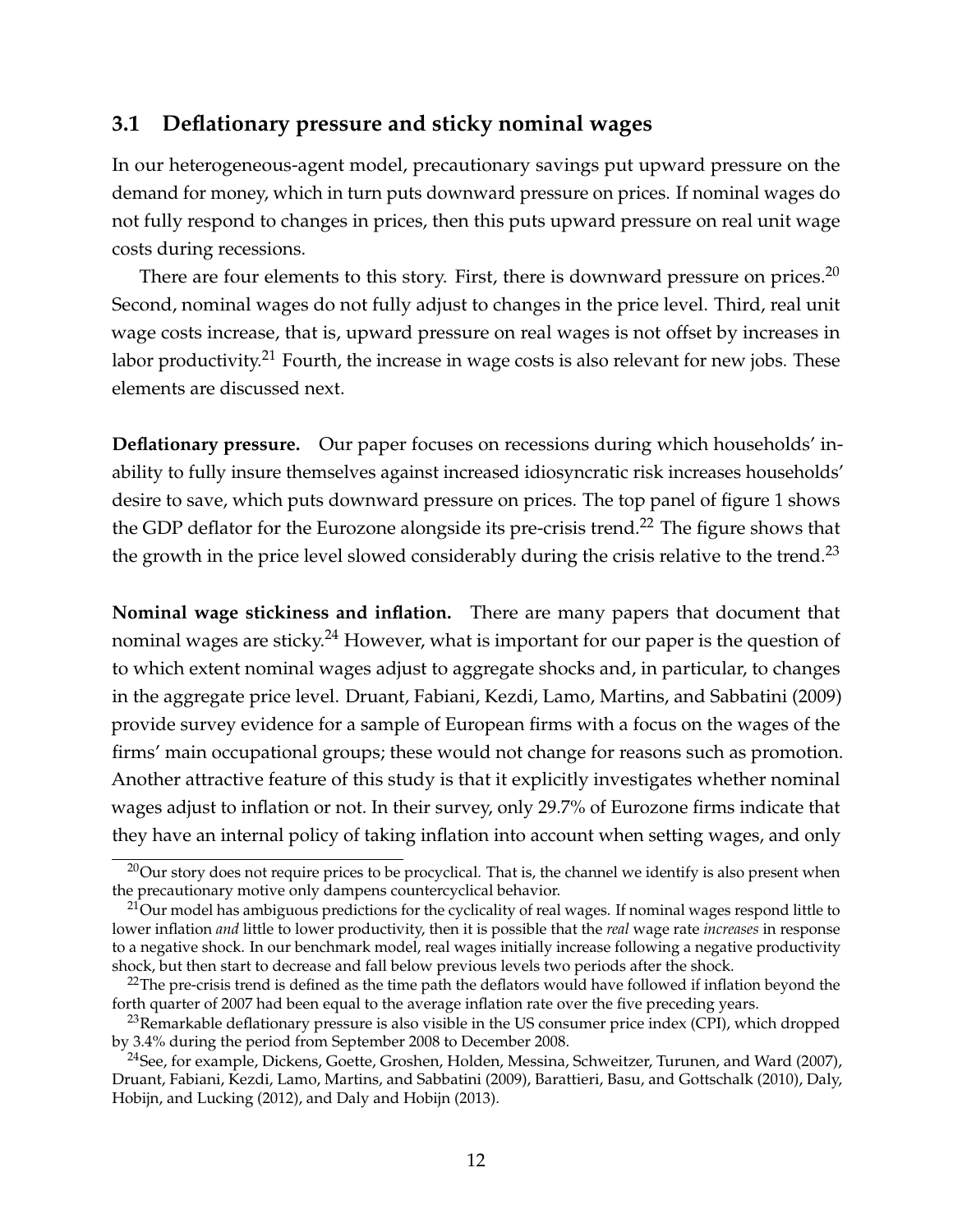### 3.1 Deflationary pressure and sticky nominal wages

In our heterogeneous-agent model, precautionary savings put upward pressure on the demand for money, which in turn puts downward pressure on prices. If nominal wages do not fully respond to changes in prices, then this puts upward pressure on real unit wage costs during recessions.

There are four elements to this story. First, there is downward pressure on prices.[20] Second, nominal wages do not fully adjust to changes in the price level. Third, real unit wage costs increase, that is, upward pressure on real wages is not offset by increases in labor productivity.[21] Fourth, the increase in wage costs is also relevant for new jobs. These elements are discussed next.

**Deflationary pressure.** Our paper focuses on recessions during which households' inability to fully insure themselves against increased idiosyncratic risk increases households' desire to save, which puts downward pressure on prices. The top panel of figure 1 shows the GDP deflator for the Eurozone alongside its pre-crisis trend.[22] The figure shows that the growth in the price level slowed considerably during the crisis relative to the trend.[23]

**Nominal wage stickiness and inflation.** There are many papers that document that nominal wages are sticky.[24] However, what is important for our paper is the question of to which extent nominal wages adjust to aggregate shocks and, in particular, to changes in the aggregate price level. Druant, Fabiani, Kezdi, Lamo, Martins, and Sabbatini (2009) provide survey evidence for a sample of European firms with a focus on the wages of the firms' main occupational groups; these would not change for reasons such as promotion. Another attractive feature of this study is that it explicitly investigates whether nominal wages adjust to inflation or not. In their survey, only 29.7% of Eurozone firms indicate that they have an internal policy of taking inflation into account when setting wages, and only

---

[20] Our story does not require prices to be procyclical. That is, the channel we identify is also present when the precautionary motive only dampens countercyclical behavior.

[21] Our model has ambiguous predictions for the cyclicality of real wages. If nominal wages respond little to lower inflation *and* little to lower productivity, then it is possible that the *real* wage rate *increases* in response to a negative shock. In our benchmark model, real wages initially increase following a negative productivity shock, but then start to decrease and fall below previous levels two periods after the shock.

[22] The pre-crisis trend is defined as the time path the deflators would have followed if inflation beyond the forth quarter of 2007 had been equal to the average inflation rate over the five preceding years.

[23] Remarkable deflationary pressure is also visible in the US consumer price index (CPI), which dropped by 3.4% during the period from September 2008 to December 2008.

[24] See, for example, Dickens, Goette, Groshen, Holden, Messina, Schweitzer, Turunen, and Ward (2007), Druant, Fabiani, Kezdi, Lamo, Martins, and Sabbatini (2009), Barattieri, Basu, and Gottschalk (2010), Daly, Hobijn, and Lucking (2012), and Daly and Hobijn (2013).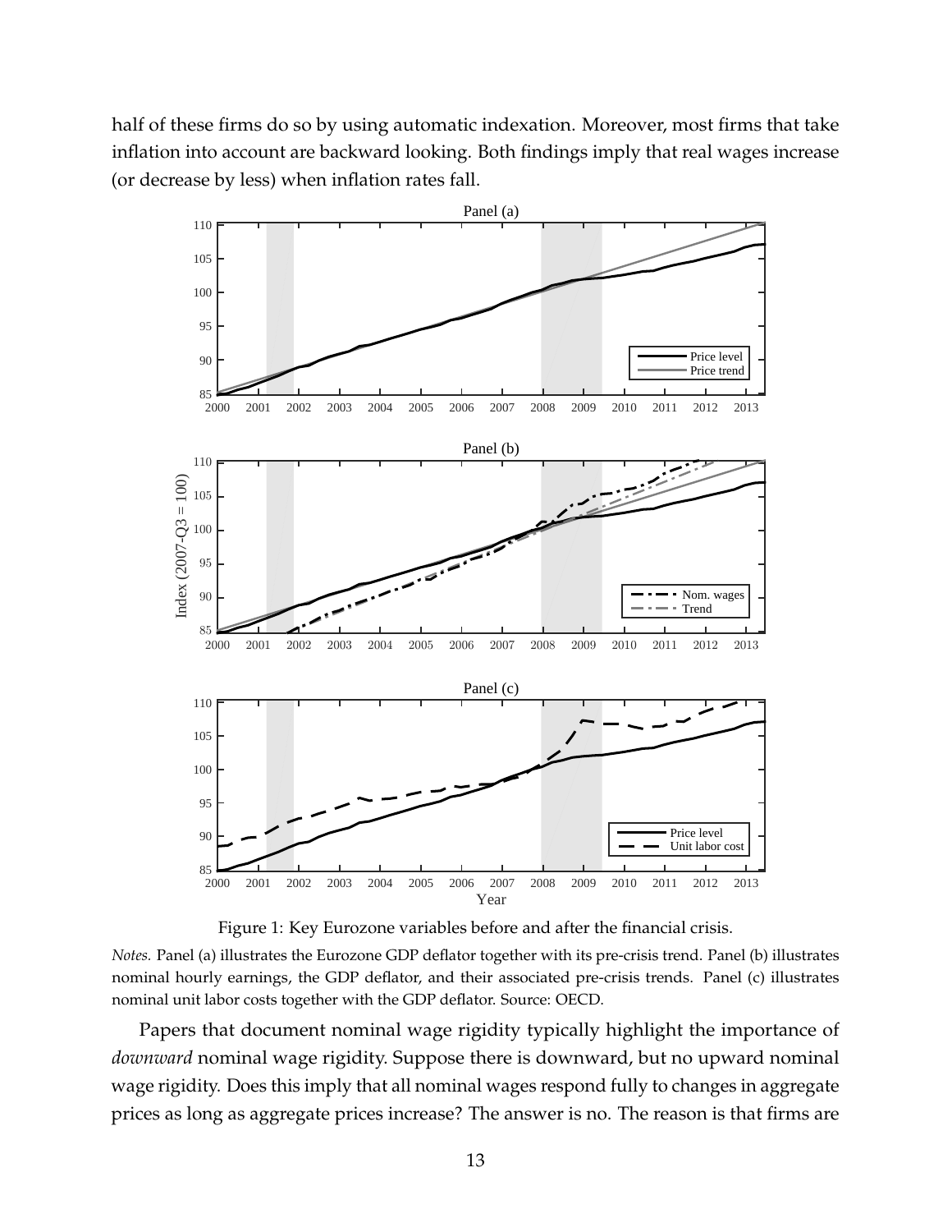half of these firms do so by using automatic indexation. Moreover, most firms that take inflation into account are backward looking. Both findings imply that real wages increase (or decrease by less) when inflation rates fall.

Figure 1: Key Eurozone variables before and after the financial crisis.

*Notes.* Panel (a) illustrates the Eurozone GDP deflator together with its pre-crisis trend. Panel (b) illustrates nominal hourly earnings, the GDP deflator, and their associated pre-crisis trends. Panel (c) illustrates nominal unit labor costs together with the GDP deflator. Source: OECD.

Papers that document nominal wage rigidity typically highlight the importance of *downward* nominal wage rigidity. Suppose there is downward, but no upward nominal wage rigidity. Does this imply that all nominal wages respond fully to changes in aggregate prices as long as aggregate prices increase? The answer is no. The reason is that firms are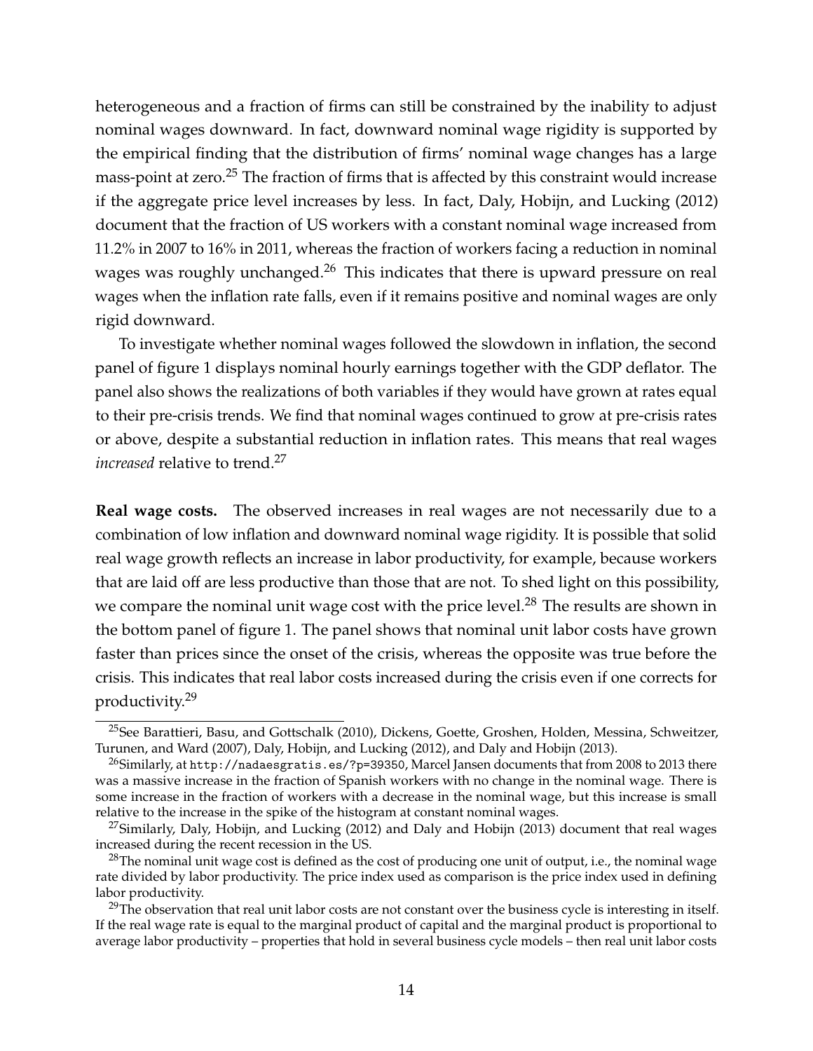heterogeneous and a fraction of firms can still be constrained by the inability to adjust nominal wages downward. In fact, downward nominal wage rigidity is supported by the empirical finding that the distribution of firms' nominal wage changes has a large mass-point at zero.[25] The fraction of firms that is affected by this constraint would increase if the aggregate price level increases by less. In fact, Daly, Hobijn, and Lucking (2012) document that the fraction of US workers with a constant nominal wage increased from 11.2% in 2007 to 16% in 2011, whereas the fraction of workers facing a reduction in nominal wages was roughly unchanged.[26] This indicates that there is upward pressure on real wages when the inflation rate falls, even if it remains positive and nominal wages are only rigid downward.

To investigate whether nominal wages followed the slowdown in inflation, the second panel of figure 1 displays nominal hourly earnings together with the GDP deflator. The panel also shows the realizations of both variables if they would have grown at rates equal to their pre-crisis trends. We find that nominal wages continued to grow at pre-crisis rates or above, despite a substantial reduction in inflation rates. This means that real wages *increased* relative to trend.[27]

**Real wage costs.** The observed increases in real wages are not necessarily due to a combination of low inflation and downward nominal wage rigidity. It is possible that solid real wage growth reflects an increase in labor productivity, for example, because workers that are laid off are less productive than those that are not. To shed light on this possibility, we compare the nominal unit wage cost with the price level.[28] The results are shown in the bottom panel of figure 1. The panel shows that nominal unit labor costs have grown faster than prices since the onset of the crisis, whereas the opposite was true before the crisis. This indicates that real labor costs increased during the crisis even if one corrects for productivity.[29]

---

[25] See Barattieri, Basu, and Gottschalk (2010), Dickens, Goette, Groshen, Holden, Messina, Schweitzer, Turunen, and Ward (2007), Daly, Hobijn, and Lucking (2012), and Daly and Hobijn (2013).

[26] Similarly, at `http://nadaesgratis.es/?p=39350`, Marcel Jansen documents that from 2008 to 2013 there was a massive increase in the fraction of Spanish workers with no change in the nominal wage. There is some increase in the fraction of workers with a decrease in the nominal wage, but this increase is small relative to the increase in the spike of the histogram at constant nominal wages.

[27] Similarly, Daly, Hobijn, and Lucking (2012) and Daly and Hobijn (2013) document that real wages increased during the recent recession in the US.

[28] The nominal unit wage cost is defined as the cost of producing one unit of output, i.e., the nominal wage rate divided by labor productivity. The price index used as comparison is the price index used in defining labor productivity.

[29] The observation that real unit labor costs are not constant over the business cycle is interesting in itself. If the real wage rate is equal to the marginal product of capital and the marginal product is proportional to average labor productivity – properties that hold in several business cycle models – then real unit labor costs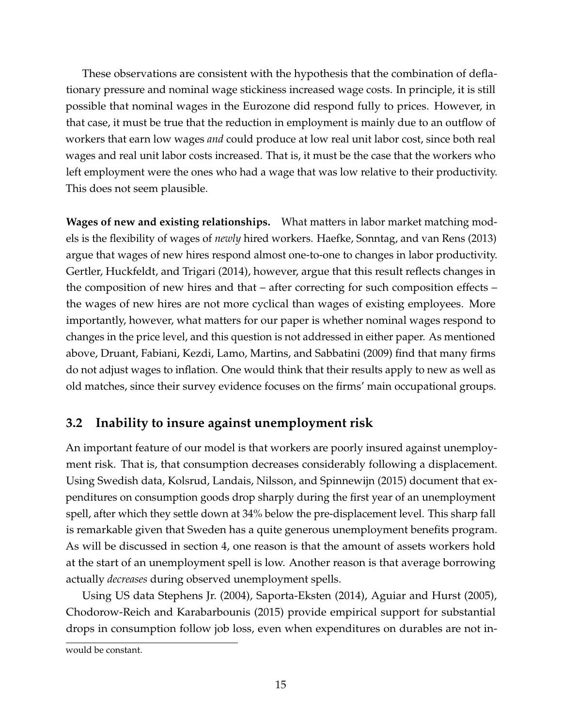These observations are consistent with the hypothesis that the combination of deflationary pressure and nominal wage stickiness increased wage costs. In principle, it is still possible that nominal wages in the Eurozone did respond fully to prices. However, in that case, it must be true that the reduction in employment is mainly due to an outflow of workers that earn low wages *and* could produce at low real unit labor cost, since both real wages and real unit labor costs increased. That is, it must be the case that the workers who left employment were the ones who had a wage that was low relative to their productivity. This does not seem plausible.

**Wages of new and existing relationships.** What matters in labor market matching models is the flexibility of wages of *newly* hired workers. Haefke, Sonntag, and van Rens (2013) argue that wages of new hires respond almost one-to-one to changes in labor productivity. Gertler, Huckfeldt, and Trigari (2014), however, argue that this result reflects changes in the composition of new hires and that – after correcting for such composition effects – the wages of new hires are not more cyclical than wages of existing employees. More importantly, however, what matters for our paper is whether nominal wages respond to changes in the price level, and this question is not addressed in either paper. As mentioned above, Druant, Fabiani, Kezdi, Lamo, Martins, and Sabbatini (2009) find that many firms do not adjust wages to inflation. One would think that their results apply to new as well as old matches, since their survey evidence focuses on the firms' main occupational groups.

## 3.2 Inability to insure against unemployment risk

An important feature of our model is that workers are poorly insured against unemployment risk. That is, that consumption decreases considerably following a displacement. Using Swedish data, Kolsrud, Landais, Nilsson, and Spinnewijn (2015) document that expenditures on consumption goods drop sharply during the first year of an unemployment spell, after which they settle down at 34% below the pre-displacement level. This sharp fall is remarkable given that Sweden has a quite generous unemployment benefits program. As will be discussed in section 4, one reason is that the amount of assets workers hold at the start of an unemployment spell is low. Another reason is that average borrowing actually *decreases* during observed unemployment spells.

Using US data Stephens Jr. (2004), Saporta-Eksten (2014), Aguiar and Hurst (2005), Chodorow-Reich and Karabarbounis (2015) provide empirical support for substantial drops in consumption follow job loss, even when expenditures on durables are not in-

would be constant.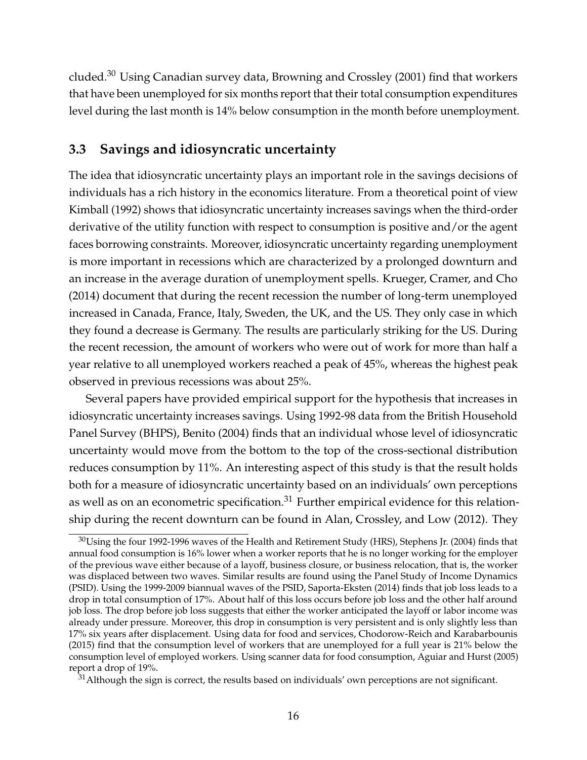cluded.[30] Using Canadian survey data, Browning and Crossley (2001) find that workers that have been unemployed for six months report that their total consumption expenditures level during the last month is 14% below consumption in the month before unemployment.

### 3.3 Savings and idiosyncratic uncertainty

The idea that idiosyncratic uncertainty plays an important role in the savings decisions of individuals has a rich history in the economics literature. From a theoretical point of view Kimball (1992) shows that idiosyncratic uncertainty increases savings when the third-order derivative of the utility function with respect to consumption is positive and/or the agent faces borrowing constraints. Moreover, idiosyncratic uncertainty regarding unemployment is more important in recessions which are characterized by a prolonged downturn and an increase in the average duration of unemployment spells. Krueger, Cramer, and Cho (2014) document that during the recent recession the number of long-term unemployed increased in Canada, France, Italy, Sweden, the UK, and the US. They only case in which they found a decrease is Germany. The results are particularly striking for the US. During the recent recession, the amount of workers who were out of work for more than half a year relative to all unemployed workers reached a peak of 45%, whereas the highest peak observed in previous recessions was about 25%.

Several papers have provided empirical support for the hypothesis that increases in idiosyncratic uncertainty increases savings. Using 1992-98 data from the British Household Panel Survey (BHPS), Benito (2004) finds that an individual whose level of idiosyncratic uncertainty would move from the bottom to the top of the cross-sectional distribution reduces consumption by 11%. An interesting aspect of this study is that the result holds both for a measure of idiosyncratic uncertainty based on an individuals' own perceptions as well as on an econometric specification.[31] Further empirical evidence for this relationship during the recent downturn can be found in Alan, Crossley, and Low (2012). They

[30] Using the four 1992-1996 waves of the Health and Retirement Study (HRS), Stephens Jr. (2004) finds that annual food consumption is 16% lower when a worker reports that he is no longer working for the employer of the previous wave either because of a layoff, business closure, or business relocation, that is, the worker was displaced between two waves. Similar results are found using the Panel Study of Income Dynamics (PSID). Using the 1999-2009 biannual waves of the PSID, Saporta-Eksten (2014) finds that job loss leads to a drop in total consumption of 17%. About half of this loss occurs before job loss and the other half around job loss. The drop before job loss suggests that either the worker anticipated the layoff or labor income was already under pressure. Moreover, this drop in consumption is very persistent and is only slightly less than 17% six years after displacement. Using data for food and services, Chodorow-Reich and Karabarbounis (2015) find that the consumption level of workers that are unemployed for a full year is 21% below the consumption level of employed workers. Using scanner data for food consumption, Aguiar and Hurst (2005) report a drop of 19%.

[31] Although the sign is correct, the results based on individuals' own perceptions are not significant.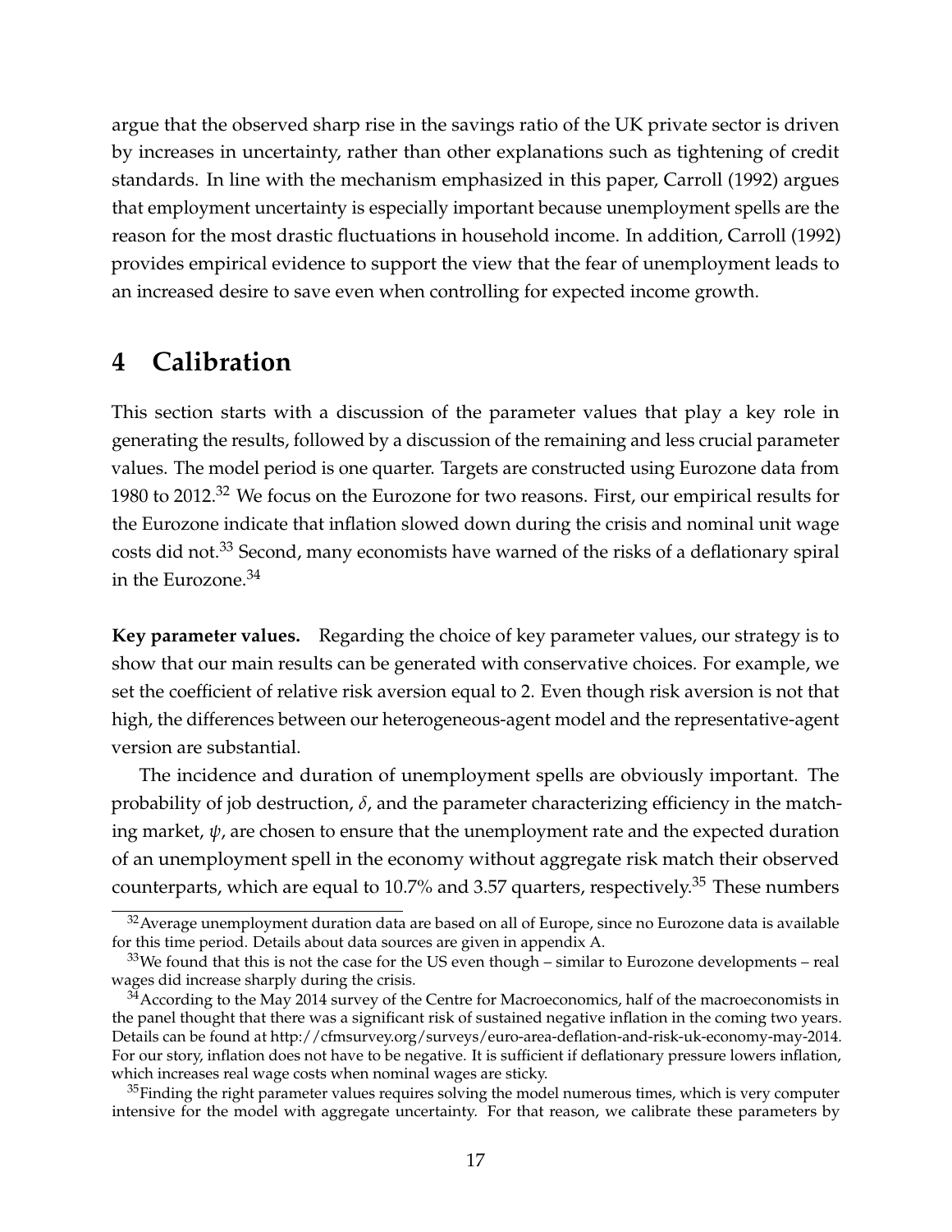argue that the observed sharp rise in the savings ratio of the UK private sector is driven by increases in uncertainty, rather than other explanations such as tightening of credit standards. In line with the mechanism emphasized in this paper, Carroll (1992) argues that employment uncertainty is especially important because unemployment spells are the reason for the most drastic fluctuations in household income. In addition, Carroll (1992) provides empirical evidence to support the view that the fear of unemployment leads to an increased desire to save even when controlling for expected income growth.

# 4 Calibration

This section starts with a discussion of the parameter values that play a key role in generating the results, followed by a discussion of the remaining and less crucial parameter values. The model period is one quarter. Targets are constructed using Eurozone data from 1980 to 2012.[32] We focus on the Eurozone for two reasons. First, our empirical results for the Eurozone indicate that inflation slowed down during the crisis and nominal unit wage costs did not.[33] Second, many economists have warned of the risks of a deflationary spiral in the Eurozone.[34]

**Key parameter values.** Regarding the choice of key parameter values, our strategy is to show that our main results can be generated with conservative choices. For example, we set the coefficient of relative risk aversion equal to 2. Even though risk aversion is not that high, the differences between our heterogeneous-agent model and the representative-agent version are substantial.

The incidence and duration of unemployment spells are obviously important. The probability of job destruction, $\delta$, and the parameter characterizing efficiency in the matching market, $\psi$, are chosen to ensure that the unemployment rate and the expected duration of an unemployment spell in the economy without aggregate risk match their observed counterparts, which are equal to 10.7% and 3.57 quarters, respectively.[35] These numbers

[32] Average unemployment duration data are based on all of Europe, since no Eurozone data is available for this time period. Details about data sources are given in appendix A.

[33] We found that this is not the case for the US even though – similar to Eurozone developments – real wages did increase sharply during the crisis.

[34] According to the May 2014 survey of the Centre for Macroeconomics, half of the macroeconomists in the panel thought that there was a significant risk of sustained negative inflation in the coming two years. Details can be found at http://cfmsurvey.org/surveys/euro-area-deflation-and-risk-uk-economy-may-2014. For our story, inflation does not have to be negative. It is sufficient if deflationary pressure lowers inflation, which increases real wage costs when nominal wages are sticky.

[35] Finding the right parameter values requires solving the model numerous times, which is very computer intensive for the model with aggregate uncertainty. For that reason, we calibrate these parameters by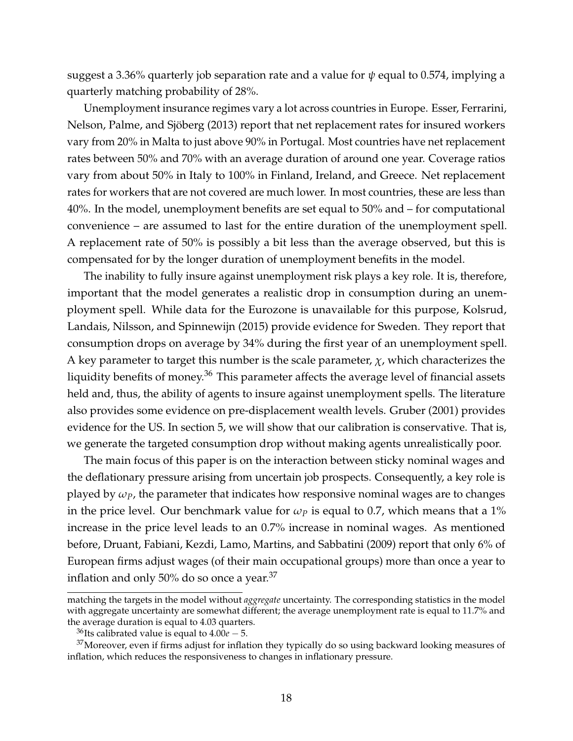suggest a 3.36% quarterly job separation rate and a value for $\psi$ equal to 0.574, implying a quarterly matching probability of 28%.

Unemployment insurance regimes vary a lot across countries in Europe. Esser, Ferrarini, Nelson, Palme, and Sjöberg (2013) report that net replacement rates for insured workers vary from 20% in Malta to just above 90% in Portugal. Most countries have net replacement rates between 50% and 70% with an average duration of around one year. Coverage ratios vary from about 50% in Italy to 100% in Finland, Ireland, and Greece. Net replacement rates for workers that are not covered are much lower. In most countries, these are less than 40%. In the model, unemployment benefits are set equal to 50% and – for computational convenience – are assumed to last for the entire duration of the unemployment spell. A replacement rate of 50% is possibly a bit less than the average observed, but this is compensated for by the longer duration of unemployment benefits in the model.

The inability to fully insure against unemployment risk plays a key role. It is, therefore, important that the model generates a realistic drop in consumption during an unemployment spell. While data for the Eurozone is unavailable for this purpose, Kolsrud, Landais, Nilsson, and Spinnewijn (2015) provide evidence for Sweden. They report that consumption drops on average by 34% during the first year of an unemployment spell. A key parameter to target this number is the scale parameter, $\chi$, which characterizes the liquidity benefits of money.[36] This parameter affects the average level of financial assets held and, thus, the ability of agents to insure against unemployment spells. The literature also provides some evidence on pre-displacement wealth levels. Gruber (2001) provides evidence for the US. In section 5, we will show that our calibration is conservative. That is, we generate the targeted consumption drop without making agents unrealistically poor.

The main focus of this paper is on the interaction between sticky nominal wages and the deflationary pressure arising from uncertain job prospects. Consequently, a key role is played by $\omega_P$, the parameter that indicates how responsive nominal wages are to changes in the price level. Our benchmark value for $\omega_P$ is equal to 0.7, which means that a 1% increase in the price level leads to an 0.7% increase in nominal wages. As mentioned before, Druant, Fabiani, Kezdi, Lamo, Martins, and Sabbatini (2009) report that only 6% of European firms adjust wages (of their main occupational groups) more than once a year to inflation and only 50% do so once a year.[37]

matching the targets in the model without *aggregate* uncertainty. The corresponding statistics in the model with aggregate uncertainty are somewhat different; the average unemployment rate is equal to 11.7% and the average duration is equal to 4.03 quarters.

[36] Its calibrated value is equal to $4.00e-5$.

[37] Moreover, even if firms adjust for inflation they typically do so using backward looking measures of inflation, which reduces the responsiveness to changes in inflationary pressure.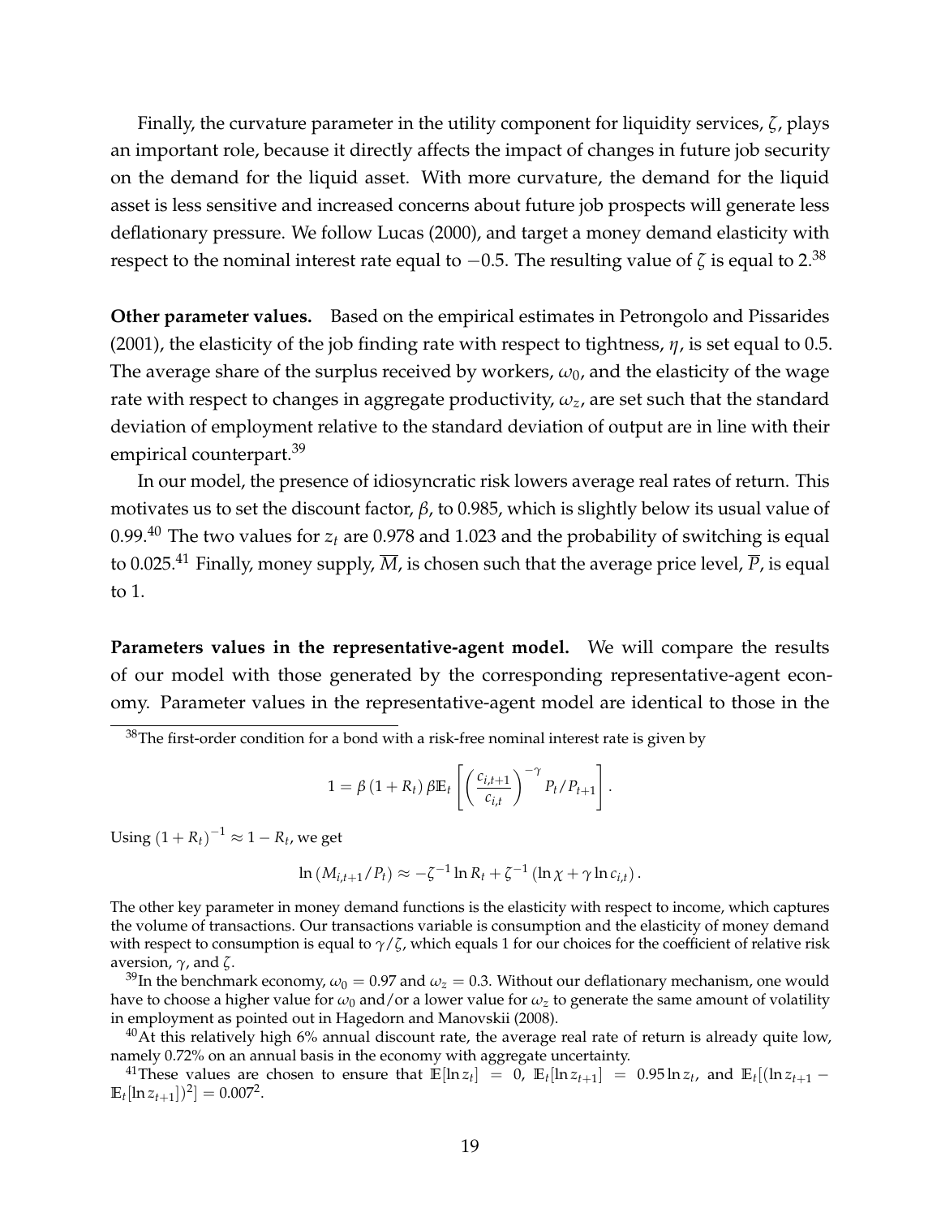Finally, the curvature parameter in the utility component for liquidity services, $\zeta$, plays an important role, because it directly affects the impact of changes in future job security on the demand for the liquid asset. With more curvature, the demand for the liquid asset is less sensitive and increased concerns about future job prospects will generate less deflationary pressure. We follow Lucas (2000), and target a money demand elasticity with respect to the nominal interest rate equal to $-0.5$. The resulting value of $\zeta$ is equal to 2.[38]

**Other parameter values.** Based on the empirical estimates in Petrongolo and Pissarides (2001), the elasticity of the job finding rate with respect to tightness, $\eta$, is set equal to 0.5. The average share of the surplus received by workers, $\omega_0$, and the elasticity of the wage rate with respect to changes in aggregate productivity, $\omega_z$, are set such that the standard deviation of employment relative to the standard deviation of output are in line with their empirical counterpart.[39]

In our model, the presence of idiosyncratic risk lowers average real rates of return. This motivates us to set the discount factor, $\beta$, to 0.985, which is slightly below its usual value of 0.99.[40] The two values for $z_t$ are 0.978 and 1.023 and the probability of switching is equal to 0.025.[41] Finally, money supply, $\overline{M}$, is chosen such that the average price level, $\overline{P}$, is equal to 1.

**Parameters values in the representative-agent model.** We will compare the results of our model with those generated by the corresponding representative-agent economy. Parameter values in the representative-agent model are identical to those in the

---

[38] The first-order condition for a bond with a risk-free nominal interest rate is given by

$$1 = \beta\left(1+R_t\right)\beta\mathbb{E}_t\left[\left(\frac{c_{i,t+1}}{c_{i,t}}\right)^{-\gamma} P_t/P_{t+1}\right].$$

Using $\left(1+R_t\right)^{-1} \approx 1 - R_t$, we get

$$\ln\left(M_{i,t+1}/P_t\right) \approx -\zeta^{-1}\ln R_t + \zeta^{-1}\left(\ln\chi + \gamma\ln c_{i,t}\right).$$

The other key parameter in money demand functions is the elasticity with respect to income, which captures the volume of transactions. Our transactions variable is consumption and the elasticity of money demand with respect to consumption is equal to $\gamma/\zeta$, which equals 1 for our choices for the coefficient of relative risk aversion, $\gamma$, and $\zeta$.

[39] In the benchmark economy, $\omega_0 = 0.97$ and $\omega_z = 0.3$. Without our deflationary mechanism, one would have to choose a higher value for $\omega_0$ and/or a lower value for $\omega_z$ to generate the same amount of volatility in employment as pointed out in Hagedorn and Manovskii (2008).

[40] At this relatively high 6% annual discount rate, the average real rate of return is already quite low, namely 0.72% on an annual basis in the economy with aggregate uncertainty.

[41] These values are chosen to ensure that $\mathbb{E}[\ln z_t] = 0$, $\mathbb{E}_t[\ln z_{t+1}] = 0.95\ln z_t$, and $\mathbb{E}_t[(\ln z_{t+1} - \mathbb{E}_t[\ln z_{t+1}])^2] = 0.007^2$.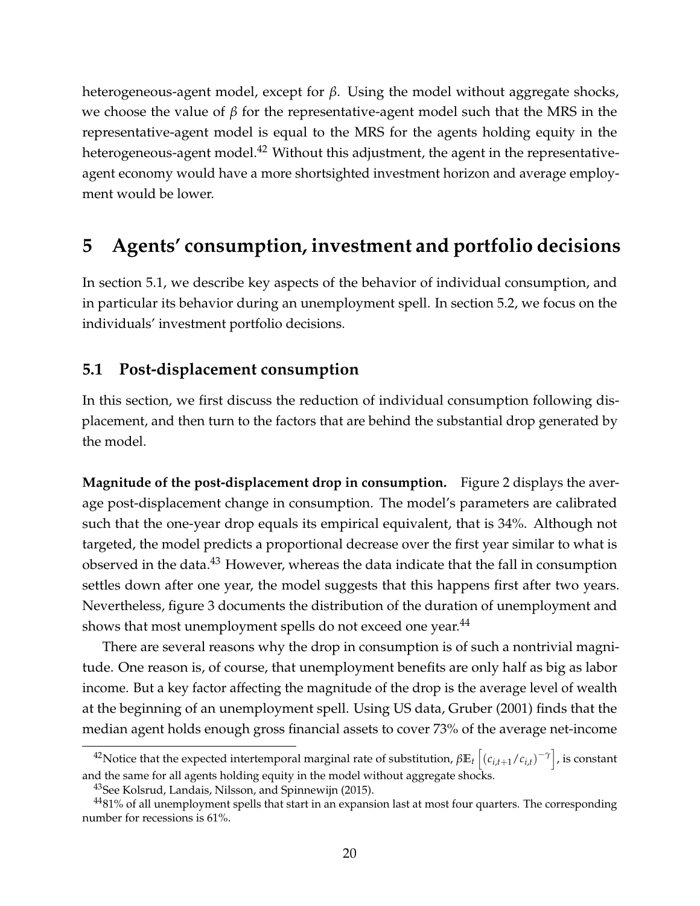heterogeneous-agent model, except for $\beta$. Using the model without aggregate shocks, we choose the value of $\beta$ for the representative-agent model such that the MRS in the representative-agent model is equal to the MRS for the agents holding equity in the heterogeneous-agent model.[42] Without this adjustment, the agent in the representative-agent economy would have a more shortsighted investment horizon and average employment would be lower.

# 5 Agents' consumption, investment and portfolio decisions

In section 5.1, we describe key aspects of the behavior of individual consumption, and in particular its behavior during an unemployment spell. In section 5.2, we focus on the individuals' investment portfolio decisions.

## 5.1 Post-displacement consumption

In this section, we first discuss the reduction of individual consumption following displacement, and then turn to the factors that are behind the substantial drop generated by the model.

**Magnitude of the post-displacement drop in consumption.** Figure 2 displays the average post-displacement change in consumption. The model's parameters are calibrated such that the one-year drop equals its empirical equivalent, that is 34%. Although not targeted, the model predicts a proportional decrease over the first year similar to what is observed in the data.[43] However, whereas the data indicate that the fall in consumption settles down after one year, the model suggests that this happens first after two years. Nevertheless, figure 3 documents the distribution of the duration of unemployment and shows that most unemployment spells do not exceed one year.[44]

There are several reasons why the drop in consumption is of such a nontrivial magnitude. One reason is, of course, that unemployment benefits are only half as big as labor income. But a key factor affecting the magnitude of the drop is the average level of wealth at the beginning of an unemployment spell. Using US data, Gruber (2001) finds that the median agent holds enough gross financial assets to cover 73% of the average net-income

[42] Notice that the expected intertemporal marginal rate of substitution, $\beta \mathbb{E}_t \left[ (c_{i,t+1}/c_{i,t})^{-\gamma} \right]$, is constant and the same for all agents holding equity in the model without aggregate shocks.

[43] See Kolsrud, Landais, Nilsson, and Spinnewijn (2015).

[44] 81% of all unemployment spells that start in an expansion last at most four quarters. The corresponding number for recessions is 61%.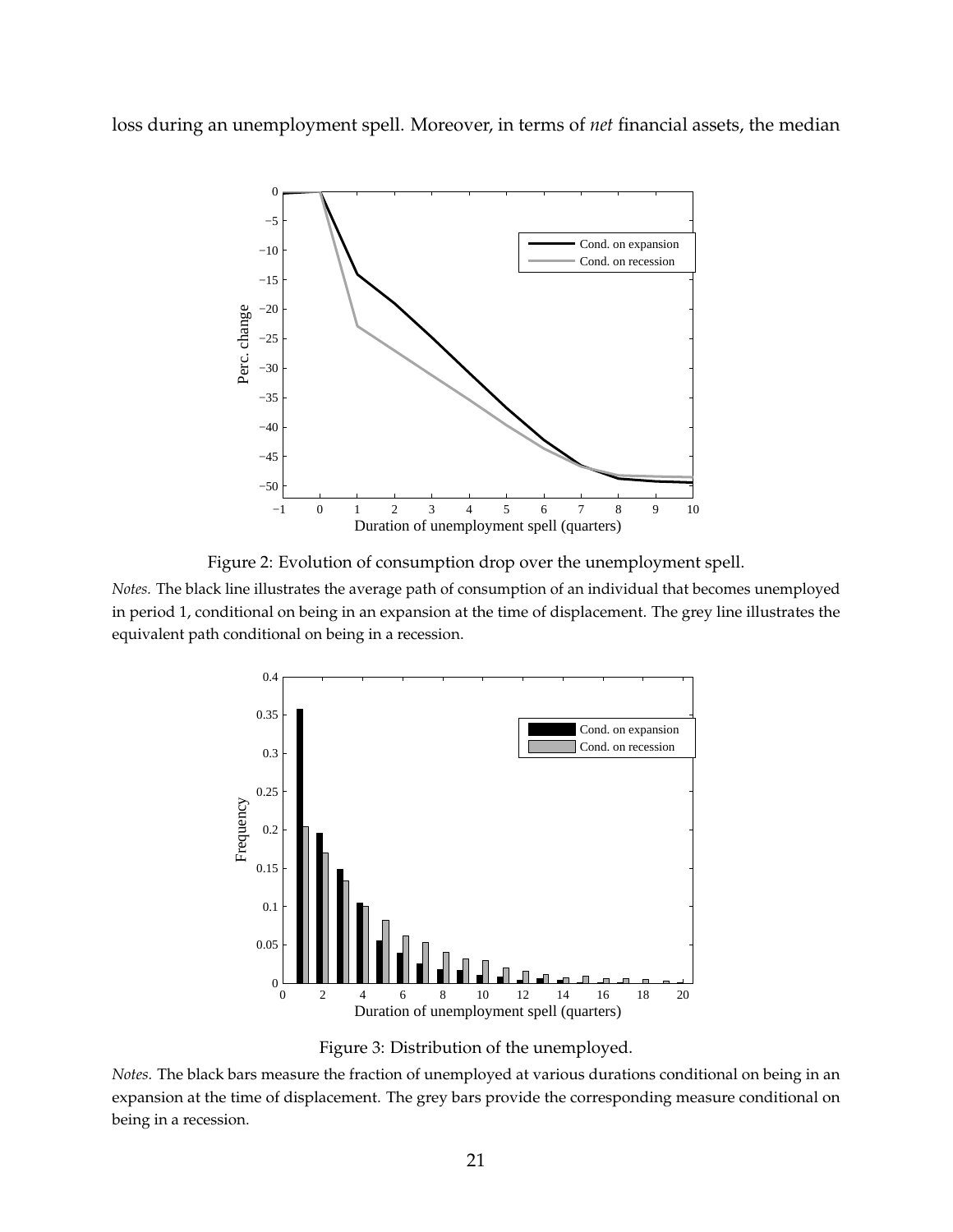loss during an unemployment spell. Moreover, in terms of *net* financial assets, the median

Figure 2: Evolution of consumption drop over the unemployment spell.

*Notes.* The black line illustrates the average path of consumption of an individual that becomes unemployed in period 1, conditional on being in an expansion at the time of displacement. The grey line illustrates the equivalent path conditional on being in a recession.

Figure 3: Distribution of the unemployed.

*Notes.* The black bars measure the fraction of unemployed at various durations conditional on being in an expansion at the time of displacement. The grey bars provide the corresponding measure conditional on being in a recession.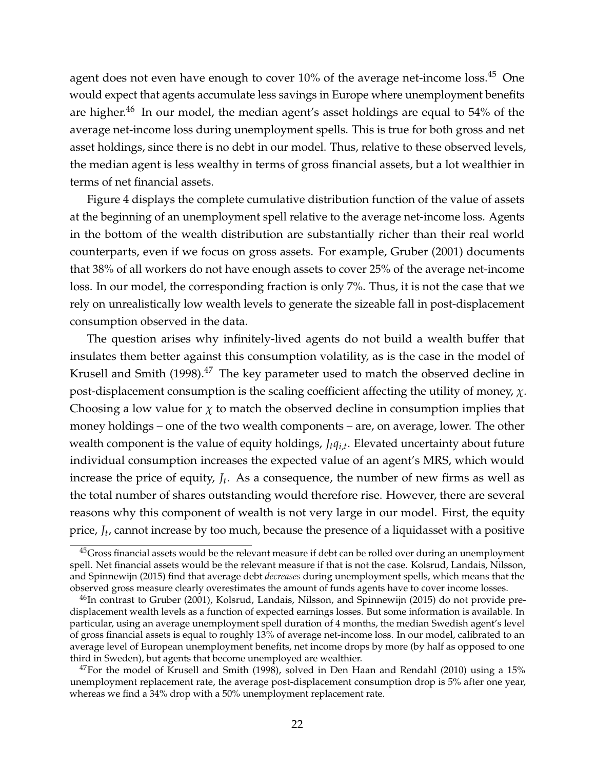agent does not even have enough to cover 10% of the average net-income loss.[45] One would expect that agents accumulate less savings in Europe where unemployment benefits are higher.[46] In our model, the median agent's asset holdings are equal to 54% of the average net-income loss during unemployment spells. This is true for both gross and net asset holdings, since there is no debt in our model. Thus, relative to these observed levels, the median agent is less wealthy in terms of gross financial assets, but a lot wealthier in terms of net financial assets.

Figure 4 displays the complete cumulative distribution function of the value of assets at the beginning of an unemployment spell relative to the average net-income loss. Agents in the bottom of the wealth distribution are substantially richer than their real world counterparts, even if we focus on gross assets. For example, Gruber (2001) documents that 38% of all workers do not have enough assets to cover 25% of the average net-income loss. In our model, the corresponding fraction is only 7%. Thus, it is not the case that we rely on unrealistically low wealth levels to generate the sizeable fall in post-displacement consumption observed in the data.

The question arises why infinitely-lived agents do not build a wealth buffer that insulates them better against this consumption volatility, as is the case in the model of Krusell and Smith (1998).[47] The key parameter used to match the observed decline in post-displacement consumption is the scaling coefficient affecting the utility of money, $\chi$. Choosing a low value for $\chi$ to match the observed decline in consumption implies that money holdings – one of the two wealth components – are, on average, lower. The other wealth component is the value of equity holdings, $J_t q_{i,t}$. Elevated uncertainty about future individual consumption increases the expected value of an agent's MRS, which would increase the price of equity, $J_t$. As a consequence, the number of new firms as well as the total number of shares outstanding would therefore rise. However, there are several reasons why this component of wealth is not very large in our model. First, the equity price, $J_t$, cannot increase by too much, because the presence of a liquidasset with a positive

[45] Gross financial assets would be the relevant measure if debt can be rolled over during an unemployment spell. Net financial assets would be the relevant measure if that is not the case. Kolsrud, Landais, Nilsson, and Spinnewijn (2015) find that average debt *decreases* during unemployment spells, which means that the observed gross measure clearly overestimates the amount of funds agents have to cover income losses.

[46] In contrast to Gruber (2001), Kolsrud, Landais, Nilsson, and Spinnewijn (2015) do not provide pre-displacement wealth levels as a function of expected earnings losses. But some information is available. In particular, using an average unemployment spell duration of 4 months, the median Swedish agent's level of gross financial assets is equal to roughly 13% of average net-income loss. In our model, calibrated to an average level of European unemployment benefits, net income drops by more (by half as opposed to one third in Sweden), but agents that become unemployed are wealthier.

[47] For the model of Krusell and Smith (1998), solved in Den Haan and Rendahl (2010) using a 15% unemployment replacement rate, the average post-displacement consumption drop is 5% after one year, whereas we find a 34% drop with a 50% unemployment replacement rate.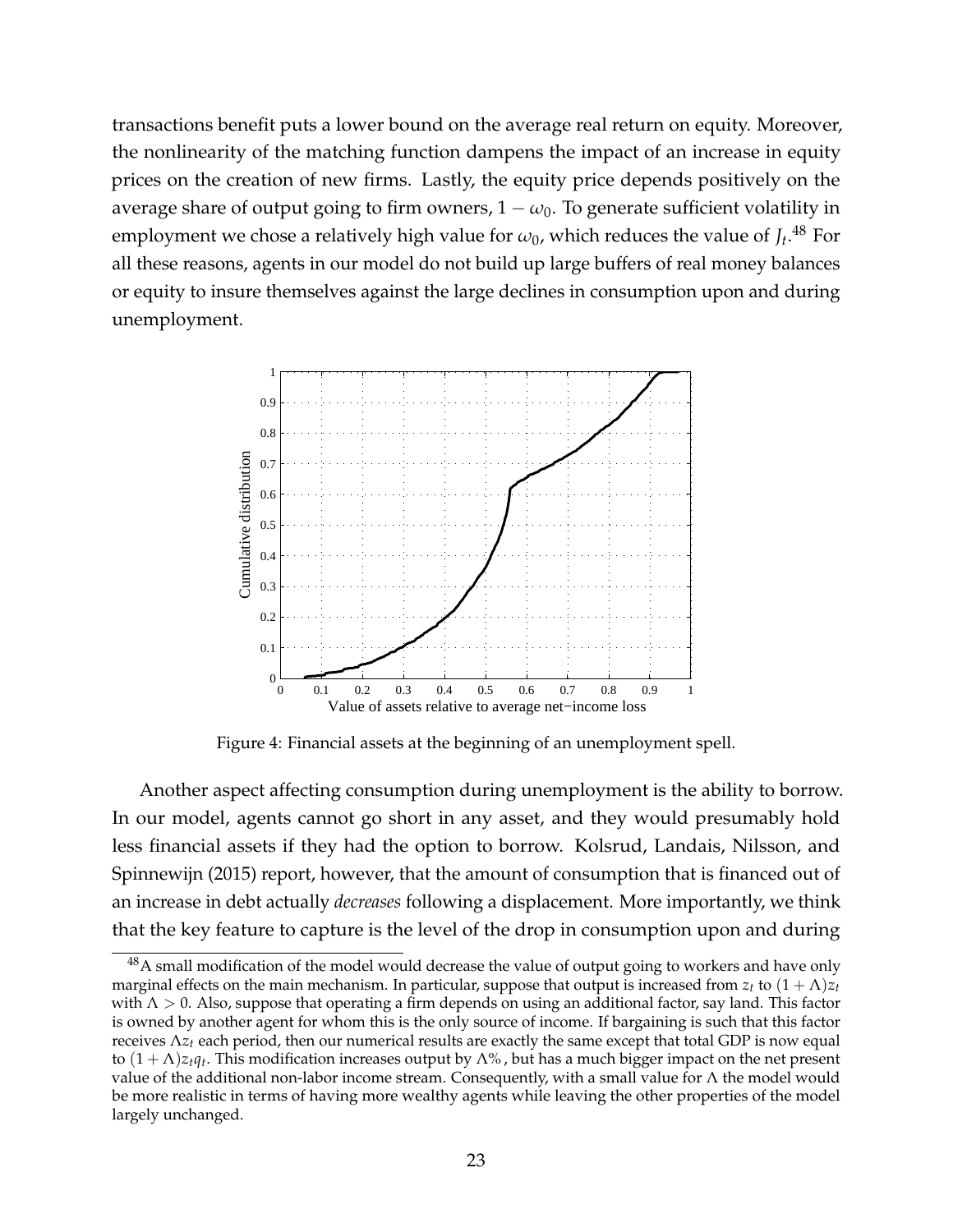transactions benefit puts a lower bound on the average real return on equity. Moreover, the nonlinearity of the matching function dampens the impact of an increase in equity prices on the creation of new firms. Lastly, the equity price depends positively on the average share of output going to firm owners, $1 - \omega_0$. To generate sufficient volatility in employment we chose a relatively high value for $\omega_0$, which reduces the value of $J_t$.[48] For all these reasons, agents in our model do not build up large buffers of real money balances or equity to insure themselves against the large declines in consumption upon and during unemployment.

Figure 4: Financial assets at the beginning of an unemployment spell.

Another aspect affecting consumption during unemployment is the ability to borrow. In our model, agents cannot go short in any asset, and they would presumably hold less financial assets if they had the option to borrow. Kolsrud, Landais, Nilsson, and Spinnewijn (2015) report, however, that the amount of consumption that is financed out of an increase in debt actually *decreases* following a displacement. More importantly, we think that the key feature to capture is the level of the drop in consumption upon and during

[48] A small modification of the model would decrease the value of output going to workers and have only marginal effects on the main mechanism. In particular, suppose that output is increased from $z_t$ to $(1 + \Lambda)z_t$ with $\Lambda > 0$. Also, suppose that operating a firm depends on using an additional factor, say land. This factor is owned by another agent for whom this is the only source of income. If bargaining is such that this factor receives $\Lambda z_t$ each period, then our numerical results are exactly the same except that total GDP is now equal to $(1 + \Lambda)z_t q_t$. This modification increases output by $\Lambda\%$, but has a much bigger impact on the net present value of the additional non-labor income stream. Consequently, with a small value for $\Lambda$ the model would be more realistic in terms of having more wealthy agents while leaving the other properties of the model largely unchanged.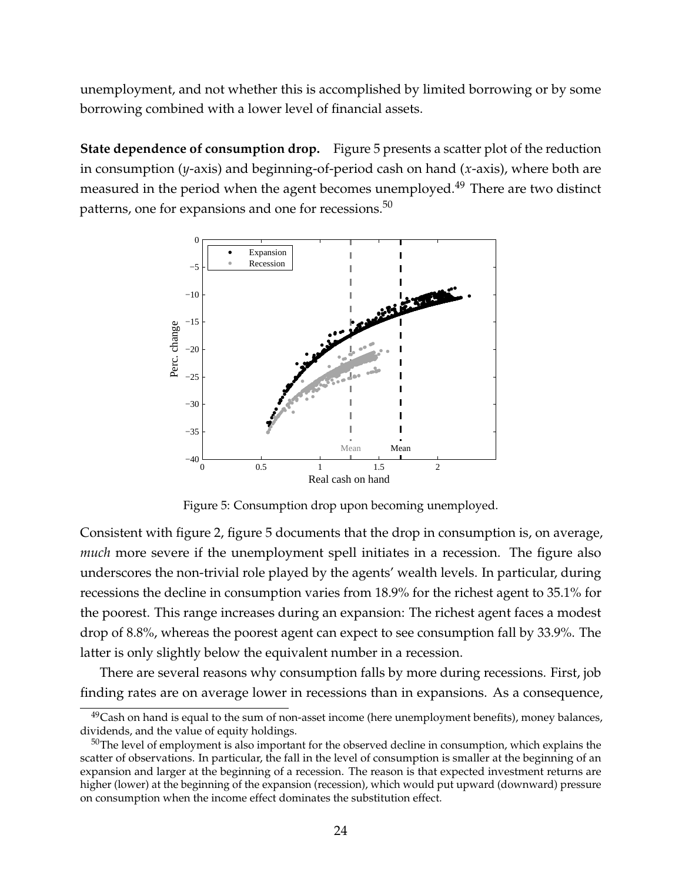unemployment, and not whether this is accomplished by limited borrowing or by some borrowing combined with a lower level of financial assets.

**State dependence of consumption drop.** Figure 5 presents a scatter plot of the reduction in consumption ($y$-axis) and beginning-of-period cash on hand ($x$-axis), where both are measured in the period when the agent becomes unemployed.[49] There are two distinct patterns, one for expansions and one for recessions.[50]

Figure 5: Consumption drop upon becoming unemployed.

Consistent with figure 2, figure 5 documents that the drop in consumption is, on average, *much* more severe if the unemployment spell initiates in a recession. The figure also underscores the non-trivial role played by the agents' wealth levels. In particular, during recessions the decline in consumption varies from 18.9% for the richest agent to 35.1% for the poorest. This range increases during an expansion: The richest agent faces a modest drop of 8.8%, whereas the poorest agent can expect to see consumption fall by 33.9%. The latter is only slightly below the equivalent number in a recession.

There are several reasons why consumption falls by more during recessions. First, job finding rates are on average lower in recessions than in expansions. As a consequence,

[49] Cash on hand is equal to the sum of non-asset income (here unemployment benefits), money balances, dividends, and the value of equity holdings.

[50] The level of employment is also important for the observed decline in consumption, which explains the scatter of observations. In particular, the fall in the level of consumption is smaller at the beginning of an expansion and larger at the beginning of a recession. The reason is that expected investment returns are higher (lower) at the beginning of the expansion (recession), which would put upward (downward) pressure on consumption when the income effect dominates the substitution effect.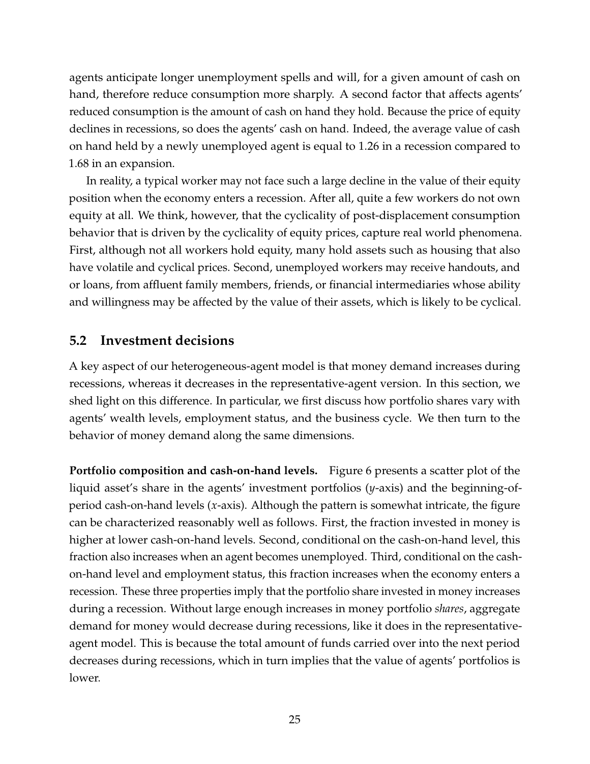agents anticipate longer unemployment spells and will, for a given amount of cash on hand, therefore reduce consumption more sharply. A second factor that affects agents' reduced consumption is the amount of cash on hand they hold. Because the price of equity declines in recessions, so does the agents' cash on hand. Indeed, the average value of cash on hand held by a newly unemployed agent is equal to 1.26 in a recession compared to 1.68 in an expansion.

In reality, a typical worker may not face such a large decline in the value of their equity position when the economy enters a recession. After all, quite a few workers do not own equity at all. We think, however, that the cyclicality of post-displacement consumption behavior that is driven by the cyclicality of equity prices, capture real world phenomena. First, although not all workers hold equity, many hold assets such as housing that also have volatile and cyclical prices. Second, unemployed workers may receive handouts, and or loans, from affluent family members, friends, or financial intermediaries whose ability and willingness may be affected by the value of their assets, which is likely to be cyclical.

## 5.2 Investment decisions

A key aspect of our heterogeneous-agent model is that money demand increases during recessions, whereas it decreases in the representative-agent version. In this section, we shed light on this difference. In particular, we first discuss how portfolio shares vary with agents' wealth levels, employment status, and the business cycle. We then turn to the behavior of money demand along the same dimensions.

**Portfolio composition and cash-on-hand levels.** Figure 6 presents a scatter plot of the liquid asset's share in the agents' investment portfolios ($y$-axis) and the beginning-of-period cash-on-hand levels ($x$-axis). Although the pattern is somewhat intricate, the figure can be characterized reasonably well as follows. First, the fraction invested in money is higher at lower cash-on-hand levels. Second, conditional on the cash-on-hand level, this fraction also increases when an agent becomes unemployed. Third, conditional on the cash-on-hand level and employment status, this fraction increases when the economy enters a recession. These three properties imply that the portfolio share invested in money increases during a recession. Without large enough increases in money portfolio *shares*, aggregate demand for money would decrease during recessions, like it does in the representative-agent model. This is because the total amount of funds carried over into the next period decreases during recessions, which in turn implies that the value of agents' portfolios is lower.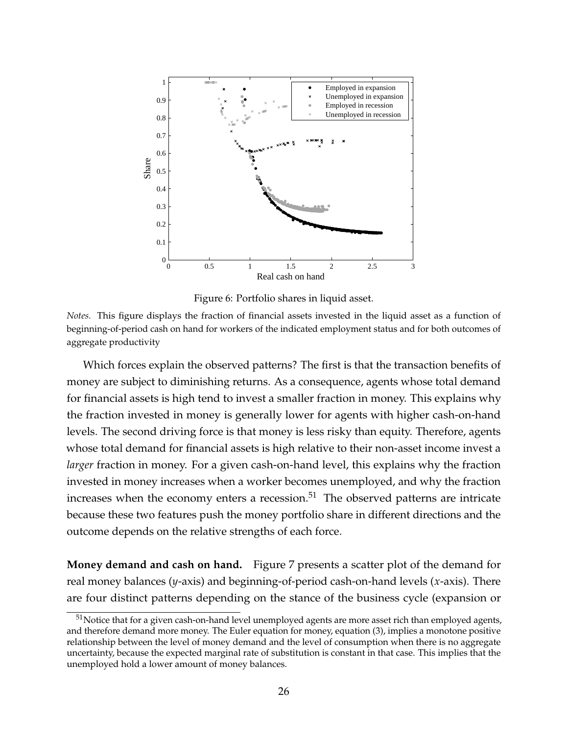Figure 6: Portfolio shares in liquid asset.

*Notes.* This figure displays the fraction of financial assets invested in the liquid asset as a function of beginning-of-period cash on hand for workers of the indicated employment status and for both outcomes of aggregate productivity

Which forces explain the observed patterns? The first is that the transaction benefits of money are subject to diminishing returns. As a consequence, agents whose total demand for financial assets is high tend to invest a smaller fraction in money. This explains why the fraction invested in money is generally lower for agents with higher cash-on-hand levels. The second driving force is that money is less risky than equity. Therefore, agents whose total demand for financial assets is high relative to their non-asset income invest a *larger* fraction in money. For a given cash-on-hand level, this explains why the fraction invested in money increases when a worker becomes unemployed, and why the fraction increases when the economy enters a recession.[51] The observed patterns are intricate because these two features push the money portfolio share in different directions and the outcome depends on the relative strengths of each force.

**Money demand and cash on hand.** Figure 7 presents a scatter plot of the demand for real money balances ($y$-axis) and beginning-of-period cash-on-hand levels ($x$-axis). There are four distinct patterns depending on the stance of the business cycle (expansion or

[51] Notice that for a given cash-on-hand level unemployed agents are more asset rich than employed agents, and therefore demand more money. The Euler equation for money, equation (3), implies a monotone positive relationship between the level of money demand and the level of consumption when there is no aggregate uncertainty, because the expected marginal rate of substitution is constant in that case. This implies that the unemployed hold a lower amount of money balances.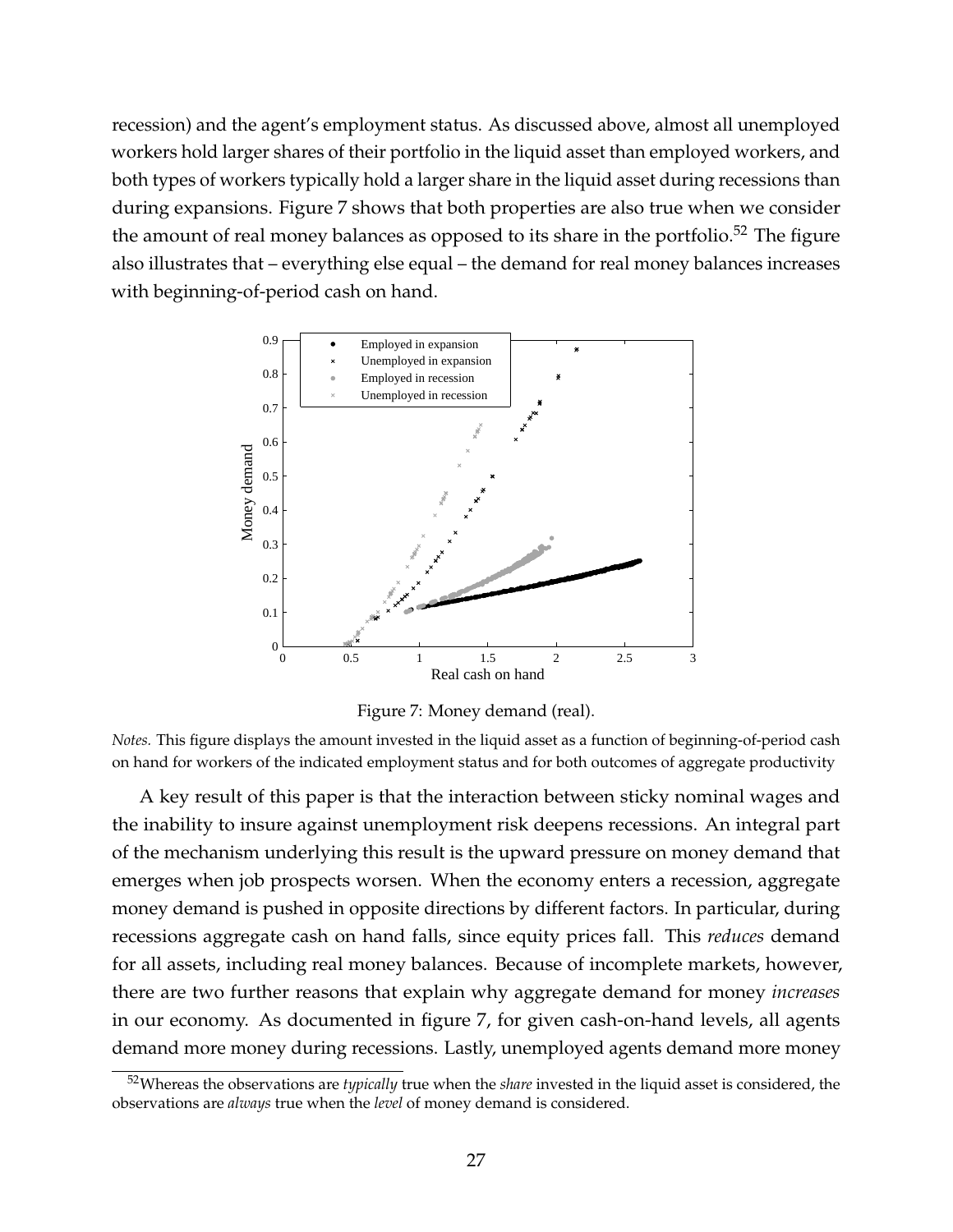recession) and the agent's employment status. As discussed above, almost all unemployed workers hold larger shares of their portfolio in the liquid asset than employed workers, and both types of workers typically hold a larger share in the liquid asset during recessions than during expansions. Figure 7 shows that both properties are also true when we consider the amount of real money balances as opposed to its share in the portfolio.[52] The figure also illustrates that – everything else equal – the demand for real money balances increases with beginning-of-period cash on hand.

Figure 7: Money demand (real).

*Notes.* This figure displays the amount invested in the liquid asset as a function of beginning-of-period cash on hand for workers of the indicated employment status and for both outcomes of aggregate productivity

A key result of this paper is that the interaction between sticky nominal wages and the inability to insure against unemployment risk deepens recessions. An integral part of the mechanism underlying this result is the upward pressure on money demand that emerges when job prospects worsen. When the economy enters a recession, aggregate money demand is pushed in opposite directions by different factors. In particular, during recessions aggregate cash on hand falls, since equity prices fall. This *reduces* demand for all assets, including real money balances. Because of incomplete markets, however, there are two further reasons that explain why aggregate demand for money *increases* in our economy. As documented in figure 7, for given cash-on-hand levels, all agents demand more money during recessions. Lastly, unemployed agents demand more money

[52] Whereas the observations are *typically* true when the *share* invested in the liquid asset is considered, the observations are *always* true when the *level* of money demand is considered.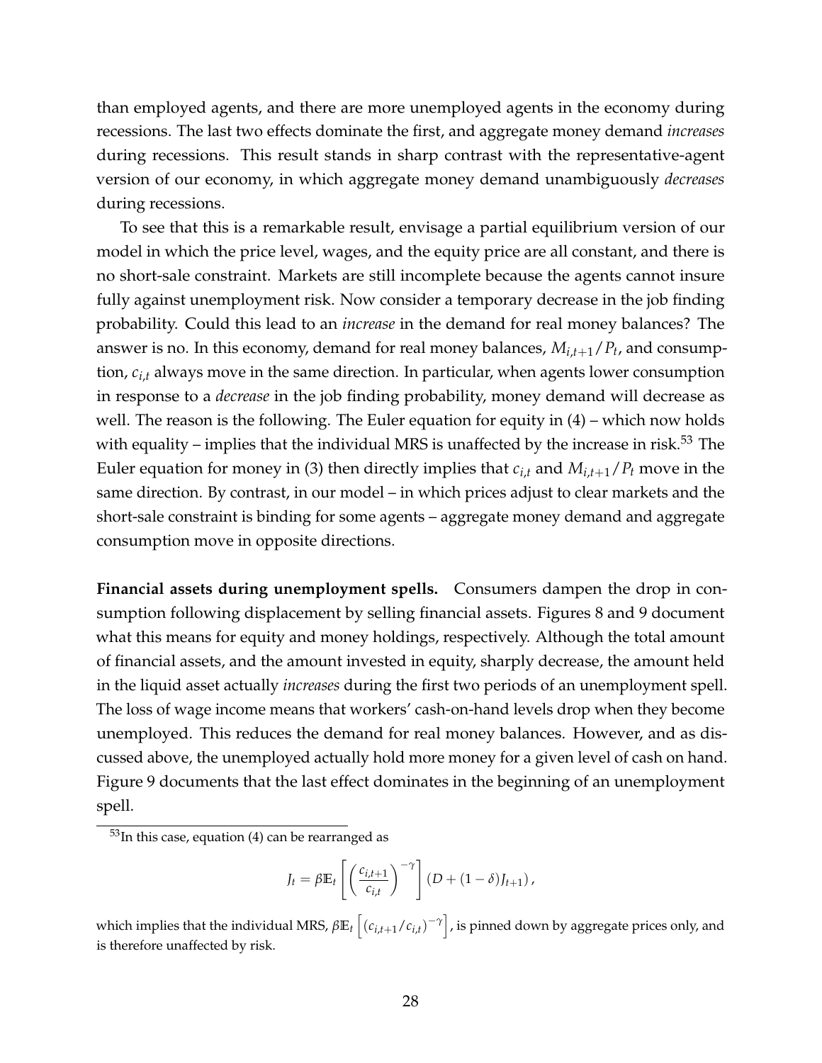than employed agents, and there are more unemployed agents in the economy during recessions. The last two effects dominate the first, and aggregate money demand *increases* during recessions. This result stands in sharp contrast with the representative-agent version of our economy, in which aggregate money demand unambiguously *decreases* during recessions.

To see that this is a remarkable result, envisage a partial equilibrium version of our model in which the price level, wages, and the equity price are all constant, and there is no short-sale constraint. Markets are still incomplete because the agents cannot insure fully against unemployment risk. Now consider a temporary decrease in the job finding probability. Could this lead to an *increase* in the demand for real money balances? The answer is no. In this economy, demand for real money balances, $M_{i,t+1}/P_t$, and consumption, $c_{i,t}$ always move in the same direction. In particular, when agents lower consumption in response to a *decrease* in the job finding probability, money demand will decrease as well. The reason is the following. The Euler equation for equity in (4) – which now holds with equality – implies that the individual MRS is unaffected by the increase in risk.[53] The Euler equation for money in (3) then directly implies that $c_{i,t}$ and $M_{i,t+1}/P_t$ move in the same direction. By contrast, in our model – in which prices adjust to clear markets and the short-sale constraint is binding for some agents – aggregate money demand and aggregate consumption move in opposite directions.

**Financial assets during unemployment spells.** Consumers dampen the drop in consumption following displacement by selling financial assets. Figures 8 and 9 document what this means for equity and money holdings, respectively. Although the total amount of financial assets, and the amount invested in equity, sharply decrease, the amount held in the liquid asset actually *increases* during the first two periods of an unemployment spell. The loss of wage income means that workers' cash-on-hand levels drop when they become unemployed. This reduces the demand for real money balances. However, and as discussed above, the unemployed actually hold more money for a given level of cash on hand. Figure 9 documents that the last effect dominates in the beginning of an unemployment spell.

[53] In this case, equation (4) can be rearranged as

$$J_t = \beta \mathbb{E}_t \left[ \left( \frac{c_{i,t+1}}{c_{i,t}} \right)^{-\gamma} \right] (D + (1 - \delta) J_{t+1}),$$

which implies that the individual MRS, $\beta \mathbb{E}_t \left[ (c_{i,t+1}/c_{i,t})^{-\gamma} \right]$, is pinned down by aggregate prices only, and is therefore unaffected by risk.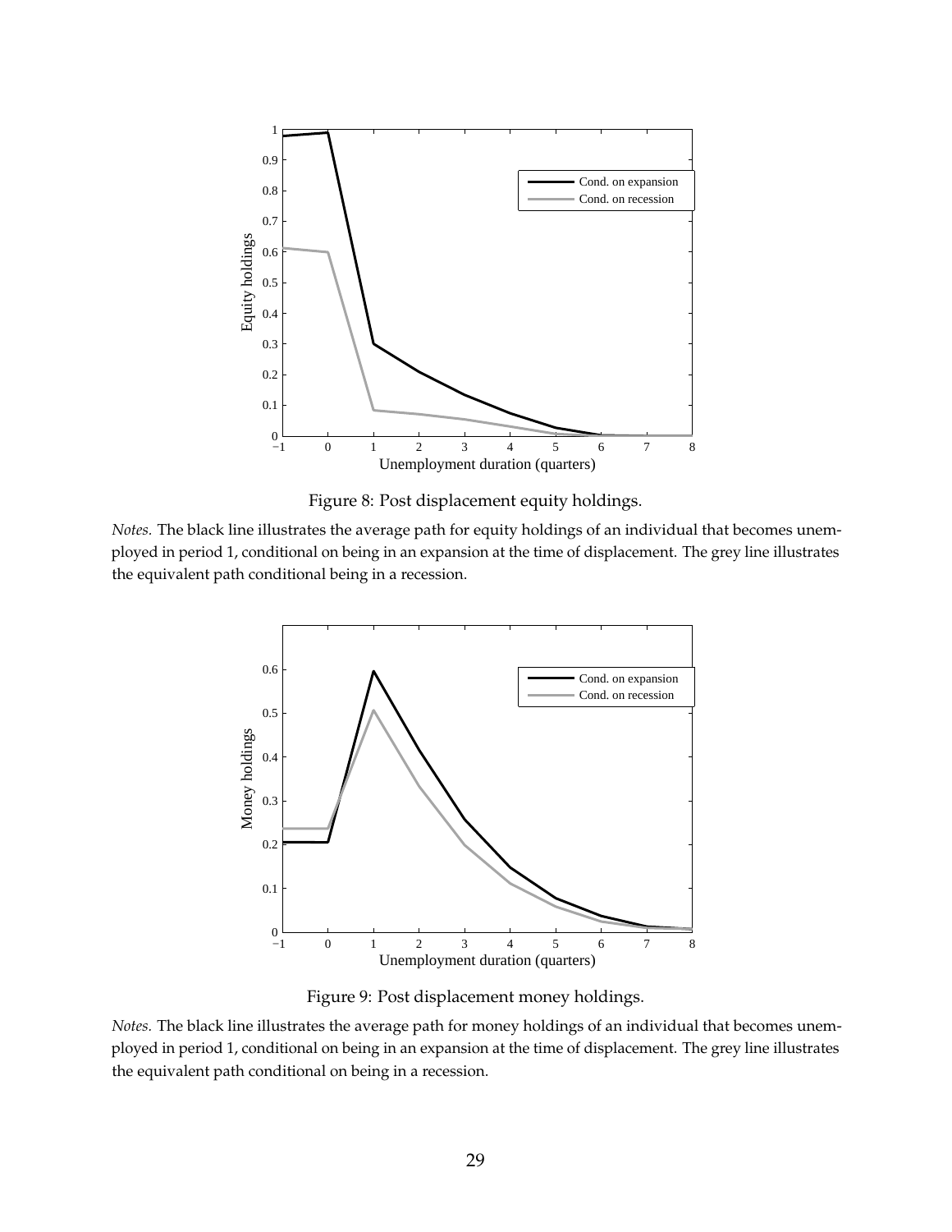Figure 8: Post displacement equity holdings.

*Notes.* The black line illustrates the average path for equity holdings of an individual that becomes unemployed in period 1, conditional on being in an expansion at the time of displacement. The grey line illustrates the equivalent path conditional being in a recession.

Figure 9: Post displacement money holdings.

*Notes.* The black line illustrates the average path for money holdings of an individual that becomes unemployed in period 1, conditional on being in an expansion at the time of displacement. The grey line illustrates the equivalent path conditional being in a recession.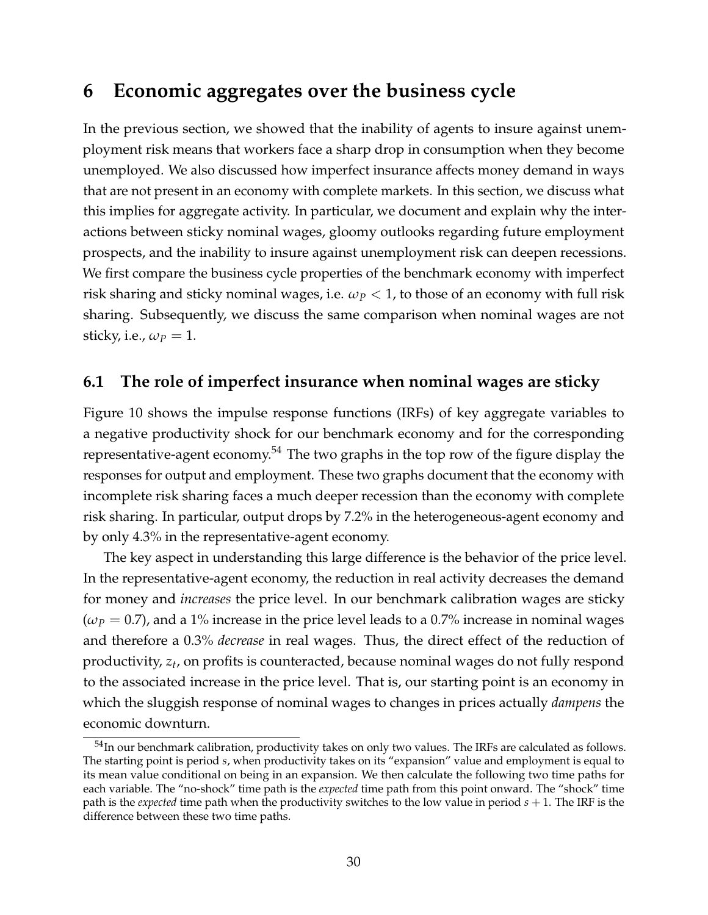# 6 Economic aggregates over the business cycle

In the previous section, we showed that the inability of agents to insure against unemployment risk means that workers face a sharp drop in consumption when they become unemployed. We also discussed how imperfect insurance affects money demand in ways that are not present in an economy with complete markets. In this section, we discuss what this implies for aggregate activity. In particular, we document and explain why the interactions between sticky nominal wages, gloomy outlooks regarding future employment prospects, and the inability to insure against unemployment risk can deepen recessions. We first compare the business cycle properties of the benchmark economy with imperfect risk sharing and sticky nominal wages, i.e. $\omega_P < 1$, to those of an economy with full risk sharing. Subsequently, we discuss the same comparison when nominal wages are not sticky, i.e., $\omega_P = 1$.

## 6.1 The role of imperfect insurance when nominal wages are sticky

Figure 10 shows the impulse response functions (IRFs) of key aggregate variables to a negative productivity shock for our benchmark economy and for the corresponding representative-agent economy.[54] The two graphs in the top row of the figure display the responses for output and employment. These two graphs document that the economy with incomplete risk sharing faces a much deeper recession than the economy with complete risk sharing. In particular, output drops by 7.2% in the heterogeneous-agent economy and by only 4.3% in the representative-agent economy.

The key aspect in understanding this large difference is the behavior of the price level. In the representative-agent economy, the reduction in real activity decreases the demand for money and *increases* the price level. In our benchmark calibration wages are sticky ($\omega_P = 0.7$), and a 1% increase in the price level leads to a 0.7% increase in nominal wages and therefore a 0.3% *decrease* in real wages. Thus, the direct effect of the reduction of productivity, $z_t$, on profits is counteracted, because nominal wages do not fully respond to the associated increase in the price level. That is, our starting point is an economy in which the sluggish response of nominal wages to changes in prices actually *dampens* the economic downturn.

[54] In our benchmark calibration, productivity takes on only two values. The IRFs are calculated as follows. The starting point is period $s$, when productivity takes on its "expansion" value and employment is equal to its mean value conditional on being in an expansion. We then calculate the following two time paths for each variable. The "no-shock" time path is the *expected* time path from this point onward. The "shock" time path is the *expected* time path when the productivity switches to the low value in period $s + 1$. The IRF is the difference between these two time paths.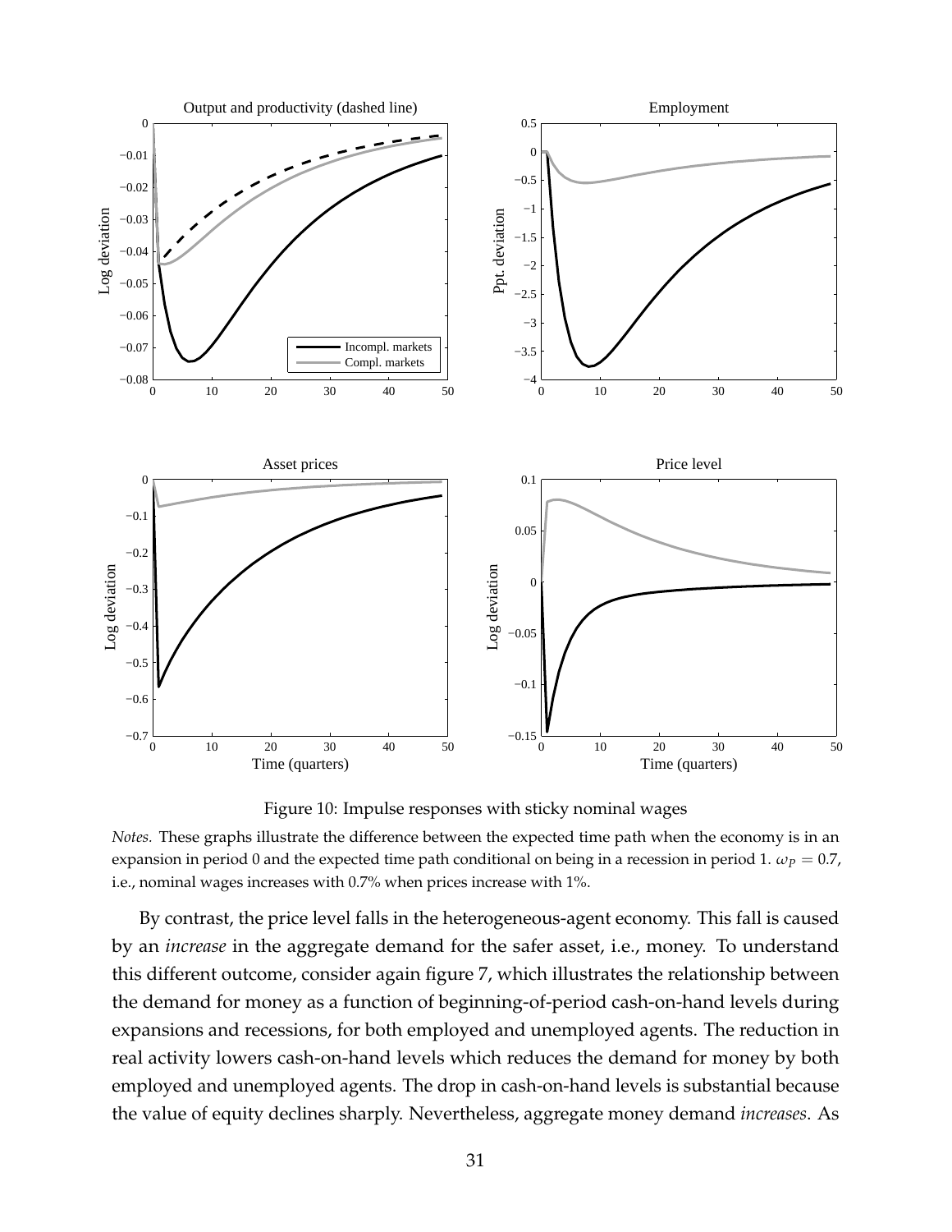Figure 10: Impulse responses with sticky nominal wages

*Notes.* These graphs illustrate the difference between the expected time path when the economy is in an expansion in period 0 and the expected time path conditional on being in a recession in period 1. $\omega_P = 0.7$, i.e., nominal wages increases with 0.7% when prices increase with 1%.

By contrast, the price level falls in the heterogeneous-agent economy. This fall is caused by an *increase* in the aggregate demand for the safer asset, i.e., money. To understand this different outcome, consider again figure 7, which illustrates the relationship between the demand for money as a function of beginning-of-period cash-on-hand levels during expansions and recessions, for both employed and unemployed agents. The reduction in real activity lowers cash-on-hand levels which reduces the demand for money by both employed and unemployed agents. The drop in cash-on-hand levels is substantial because the value of equity declines sharply. Nevertheless, aggregate money demand *increases*. As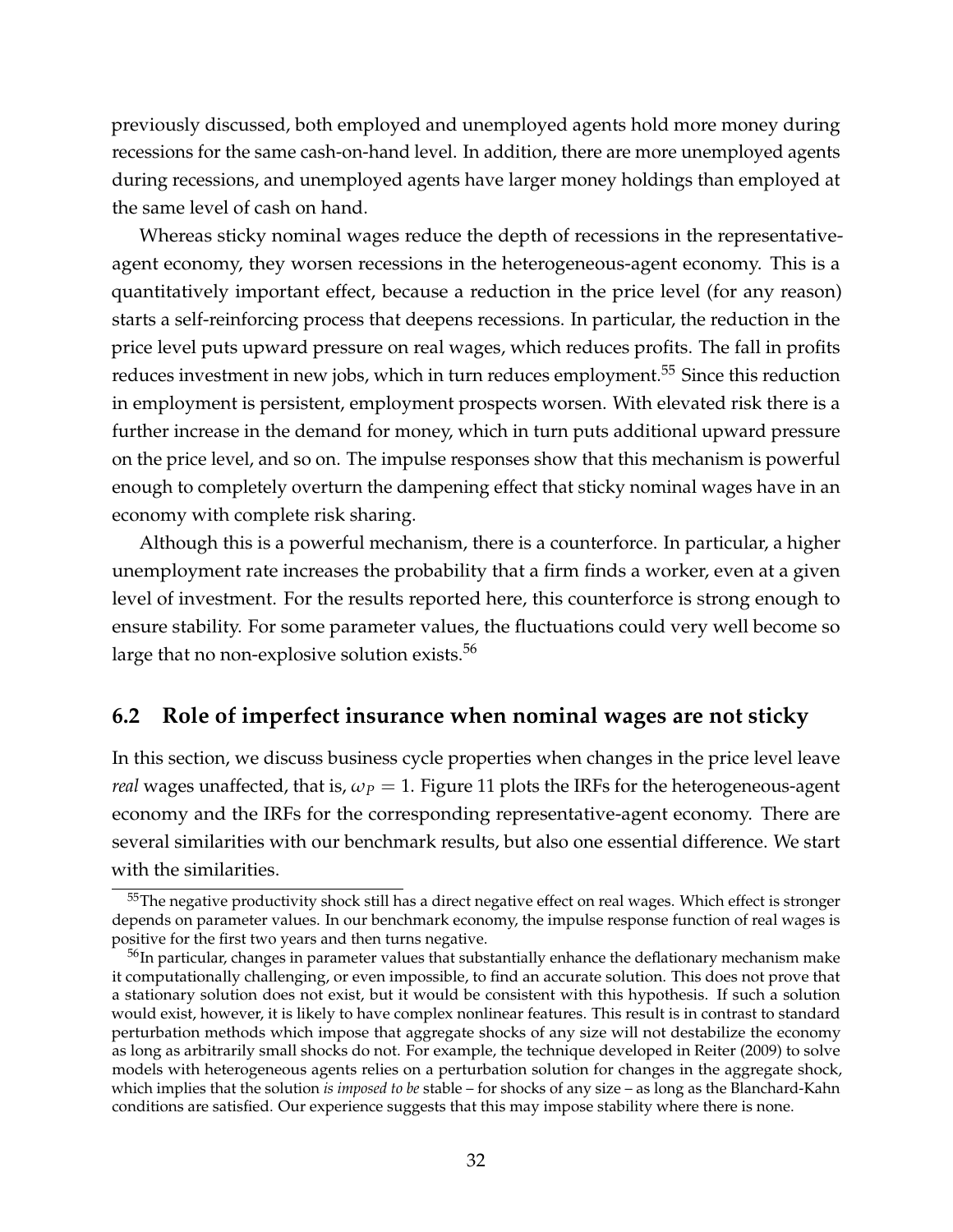previously discussed, both employed and unemployed agents hold more money during recessions for the same cash-on-hand level. In addition, there are more unemployed agents during recessions, and unemployed agents have larger money holdings than employed at the same level of cash on hand.

Whereas sticky nominal wages reduce the depth of recessions in the representative-agent economy, they worsen recessions in the heterogeneous-agent economy. This is a quantitatively important effect, because a reduction in the price level (for any reason) starts a self-reinforcing process that deepens recessions. In particular, the reduction in the price level puts upward pressure on real wages, which reduces profits. The fall in profits reduces investment in new jobs, which in turn reduces employment.[55] Since this reduction in employment is persistent, employment prospects worsen. With elevated risk there is a further increase in the demand for money, which in turn puts additional upward pressure on the price level, and so on. The impulse responses show that this mechanism is powerful enough to completely overturn the dampening effect that sticky nominal wages have in an economy with complete risk sharing.

Although this is a powerful mechanism, there is a counterforce. In particular, a higher unemployment rate increases the probability that a firm finds a worker, even at a given level of investment. For the results reported here, this counterforce is strong enough to ensure stability. For some parameter values, the fluctuations could very well become so large that no non-explosive solution exists.[56]

## 6.2 Role of imperfect insurance when nominal wages are not sticky

In this section, we discuss business cycle properties when changes in the price level leave *real* wages unaffected, that is, $\omega_P = 1$. Figure 11 plots the IRFs for the heterogeneous-agent economy and the IRFs for the corresponding representative-agent economy. There are several similarities with our benchmark results, but also one essential difference. We start with the similarities.

[55] The negative productivity shock still has a direct negative effect on real wages. Which effect is stronger depends on parameter values. In our benchmark economy, the impulse response function of real wages is positive for the first two years and then turns negative.

[56] In particular, changes in parameter values that substantially enhance the deflationary mechanism make it computationally challenging, or even impossible, to find an accurate solution. This does not prove that a stationary solution does not exist, but it would be consistent with this hypothesis. If such a solution would exist, however, it is likely to have complex nonlinear features. This result is in contrast to standard perturbation methods which impose that aggregate shocks of any size will not destabilize the economy as long as arbitrarily small shocks do not. For example, the technique developed in Reiter (2009) to solve models with heterogeneous agents relies on a perturbation solution for changes in the aggregate shock, which implies that the solution *is imposed to be* stable – for shocks of any size – as long as the Blanchard-Kahn conditions are satisfied. Our experience suggests that this may impose stability where there is none.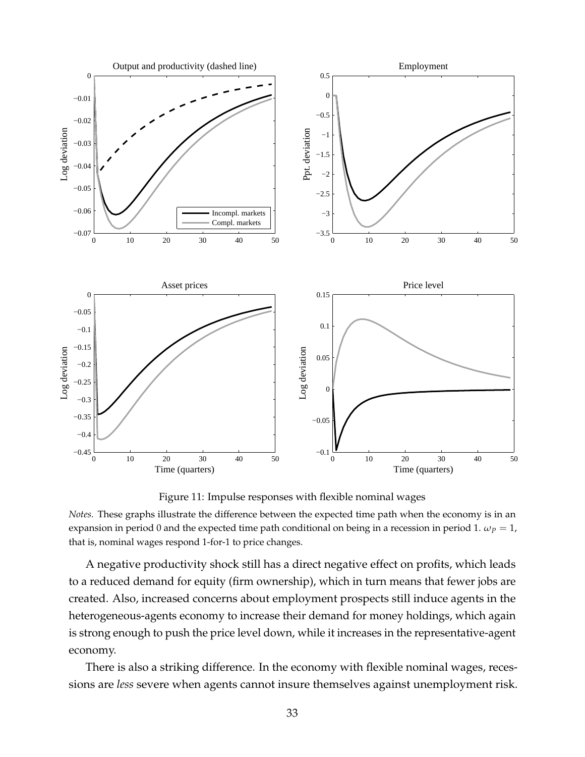Figure 11: Impulse responses with flexible nominal wages

*Notes.* These graphs illustrate the difference between the expected time path when the economy is in an expansion in period 0 and the expected time path conditional on being in a recession in period 1. $\omega_P = 1$, that is, nominal wages respond 1-for-1 to price changes.

A negative productivity shock still has a direct negative effect on profits, which leads to a reduced demand for equity (firm ownership), which in turn means that fewer jobs are created. Also, increased concerns about employment prospects still induce agents in the heterogeneous-agents economy to increase their demand for money holdings, which again is strong enough to push the price level down, while it increases in the representative-agent economy.

There is also a striking difference. In the economy with flexible nominal wages, recessions are *less* severe when agents cannot insure themselves against unemployment risk.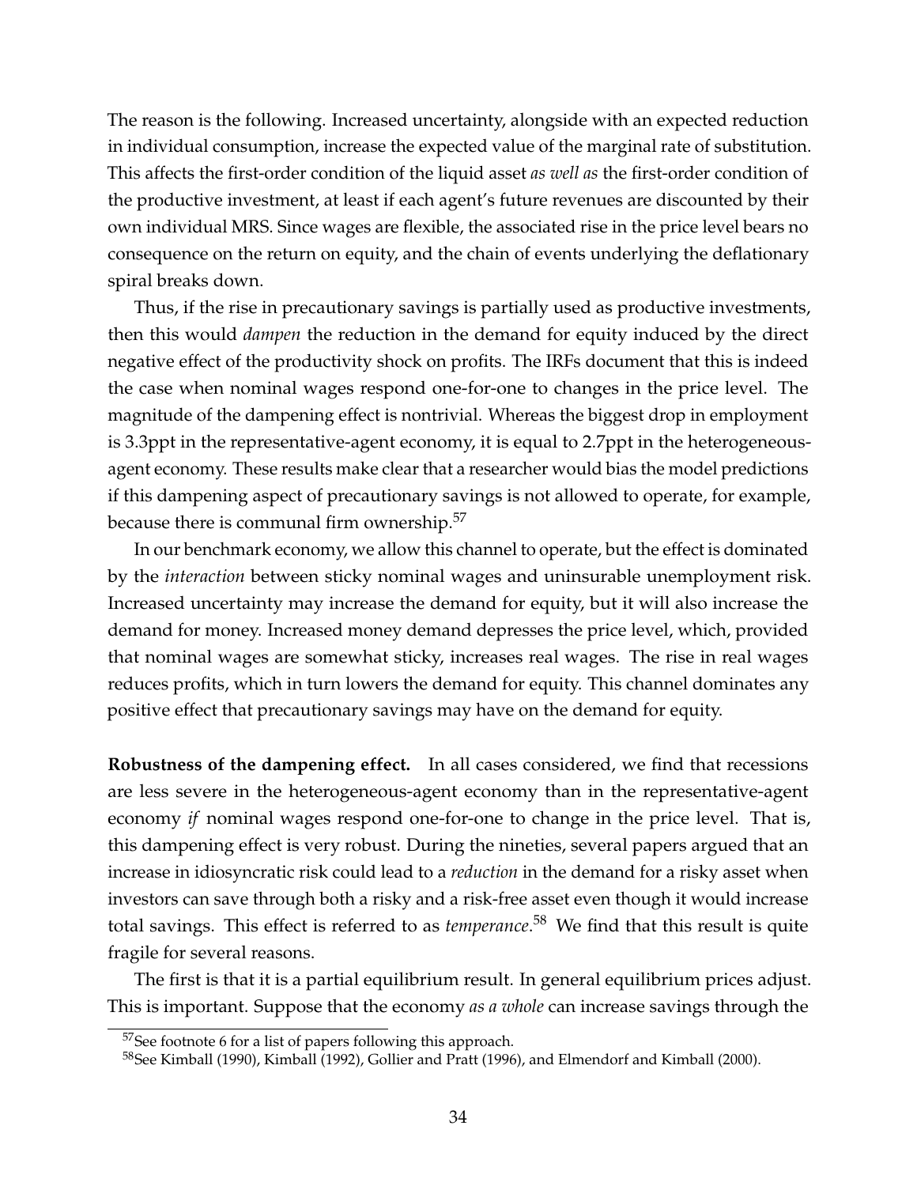The reason is the following. Increased uncertainty, alongside with an expected reduction in individual consumption, increase the expected value of the marginal rate of substitution. This affects the first-order condition of the liquid asset *as well as* the first-order condition of the productive investment, at least if each agent's future revenues are discounted by their own individual MRS. Since wages are flexible, the associated rise in the price level bears no consequence on the return on equity, and the chain of events underlying the deflationary spiral breaks down.

Thus, if the rise in precautionary savings is partially used as productive investments, then this would *dampen* the reduction in the demand for equity induced by the direct negative effect of the productivity shock on profits. The IRFs document that this is indeed the case when nominal wages respond one-for-one to changes in the price level. The magnitude of the dampening effect is nontrivial. Whereas the biggest drop in employment is 3.3ppt in the representative-agent economy, it is equal to 2.7ppt in the heterogeneous-agent economy. These results make clear that a researcher would bias the model predictions if this dampening aspect of precautionary savings is not allowed to operate, for example, because there is communal firm ownership.[57]

In our benchmark economy, we allow this channel to operate, but the effect is dominated by the *interaction* between sticky nominal wages and uninsurable unemployment risk. Increased uncertainty may increase the demand for equity, but it will also increase the demand for money. Increased money demand depresses the price level, which, provided that nominal wages are somewhat sticky, increases real wages. The rise in real wages reduces profits, which in turn lowers the demand for equity. This channel dominates any positive effect that precautionary savings may have on the demand for equity.

**Robustness of the dampening effect.** In all cases considered, we find that recessions are less severe in the heterogeneous-agent economy than in the representative-agent economy *if* nominal wages respond one-for-one to change in the price level. That is, this dampening effect is very robust. During the nineties, several papers argued that an increase in idiosyncratic risk could lead to a *reduction* in the demand for a risky asset when investors can save through both a risky and a risk-free asset even though it would increase total savings. This effect is referred to as *temperance*.[58] We find that this result is quite fragile for several reasons.

The first is that it is a partial equilibrium result. In general equilibrium prices adjust. This is important. Suppose that the economy *as a whole* can increase savings through the

[57] See footnote 6 for a list of papers following this approach.

[58] See Kimball (1990), Kimball (1992), Gollier and Pratt (1996), and Elmendorf and Kimball (2000).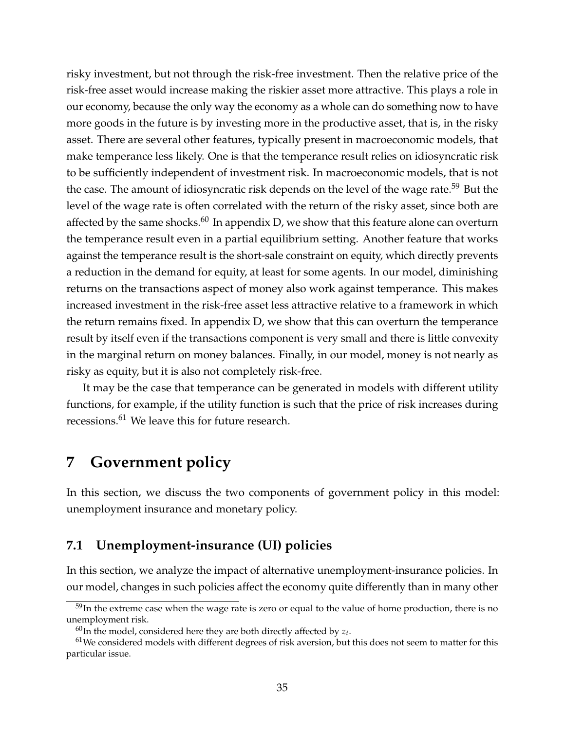risky investment, but not through the risk-free investment. Then the relative price of the risk-free asset would increase making the riskier asset more attractive. This plays a role in our economy, because the only way the economy as a whole can do something now to have more goods in the future is by investing more in the productive asset, that is, in the risky asset. There are several other features, typically present in macroeconomic models, that make temperance less likely. One is that the temperance result relies on idiosyncratic risk to be sufficiently independent of investment risk. In macroeconomic models, that is not the case. The amount of idiosyncratic risk depends on the level of the wage rate.[59] But the level of the wage rate is often correlated with the return of the risky asset, since both are affected by the same shocks.[60] In appendix D, we show that this feature alone can overturn the temperance result even in a partial equilibrium setting. Another feature that works against the temperance result is the short-sale constraint on equity, which directly prevents a reduction in the demand for equity, at least for some agents. In our model, diminishing returns on the transactions aspect of money also work against temperance. This makes increased investment in the risk-free asset less attractive relative to a framework in which the return remains fixed. In appendix D, we show that this can overturn the temperance result by itself even if the transactions component is very small and there is little convexity in the marginal return on money balances. Finally, in our model, money is not nearly as risky as equity, but it is also not completely risk-free.

It may be the case that temperance can be generated in models with different utility functions, for example, if the utility function is such that the price of risk increases during recessions.[61] We leave this for future research.

# 7 Government policy

In this section, we discuss the two components of government policy in this model: unemployment insurance and monetary policy.

## 7.1 Unemployment-insurance (UI) policies

In this section, we analyze the impact of alternative unemployment-insurance policies. In our model, changes in such policies affect the economy quite differently than in many other

[59] In the extreme case when the wage rate is zero or equal to the value of home production, there is no unemployment risk.

[60] In the model, considered here they are both directly affected by $z_t$.

[61] We considered models with different degrees of risk aversion, but this does not seem to matter for this particular issue.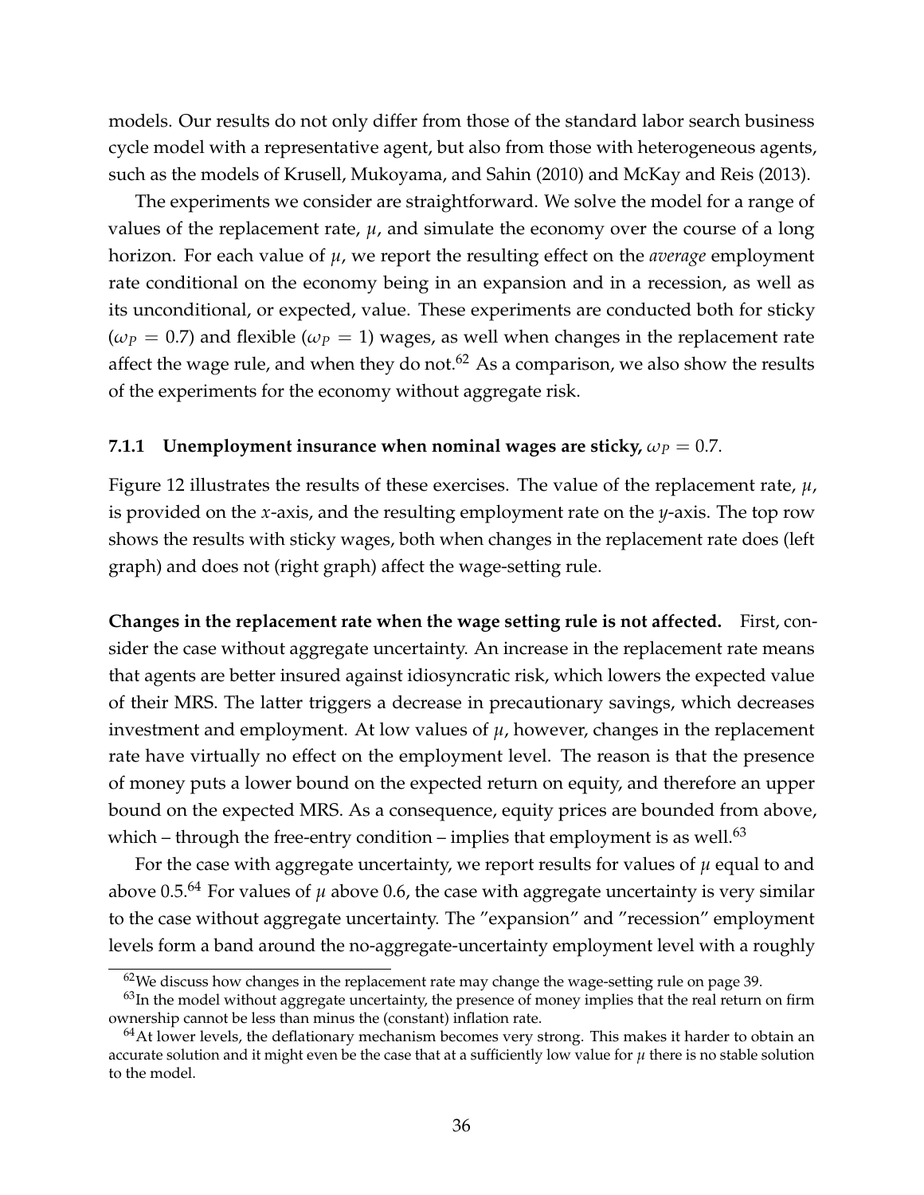models. Our results do not only differ from those of the standard labor search business cycle model with a representative agent, but also from those with heterogeneous agents, such as the models of Krusell, Mukoyama, and Sahin (2010) and McKay and Reis (2013).

The experiments we consider are straightforward. We solve the model for a range of values of the replacement rate, $\mu$, and simulate the economy over the course of a long horizon. For each value of $\mu$, we report the resulting effect on the *average* employment rate conditional on the economy being in an expansion and in a recession, as well as its unconditional, or expected, value. These experiments are conducted both for sticky ($\omega_P = 0.7$) and flexible ($\omega_P = 1$) wages, as well when changes in the replacement rate affect the wage rule, and when they do not.[62] As a comparison, we also show the results of the experiments for the economy without aggregate risk.

### 7.1.1 Unemployment insurance when nominal wages are sticky, $\omega_P = 0.7$.

Figure 12 illustrates the results of these exercises. The value of the replacement rate, $\mu$, is provided on the $x$-axis, and the resulting employment rate on the $y$-axis. The top row shows the results with sticky wages, both when changes in the replacement rate does (left graph) and does not (right graph) affect the wage-setting rule.

**Changes in the replacement rate when the wage setting rule is not affected.** First, consider the case without aggregate uncertainty. An increase in the replacement rate means that agents are better insured against idiosyncratic risk, which lowers the expected value of their MRS. The latter triggers a decrease in precautionary savings, which decreases investment and employment. At low values of $\mu$, however, changes in the replacement rate have virtually no effect on the employment level. The reason is that the presence of money puts a lower bound on the expected return on equity, and therefore an upper bound on the expected MRS. As a consequence, equity prices are bounded from above, which – through the free-entry condition – implies that employment is as well.[63]

For the case with aggregate uncertainty, we report results for values of $\mu$ equal to and above 0.5.[64] For values of $\mu$ above 0.6, the case with aggregate uncertainty is very similar to the case without aggregate uncertainty. The "expansion" and "recession" employment levels form a band around the no-aggregate-uncertainty employment level with a roughly

---

[62] We discuss how changes in the replacement rate may change the wage-setting rule on page 39.

[63] In the model without aggregate uncertainty, the presence of money implies that the real return on firm ownership cannot be less than minus the (constant) inflation rate.

[64] At lower levels, the deflationary mechanism becomes very strong. This makes it harder to obtain an accurate solution and it might even be the case that at a sufficiently low value for $\mu$ there is no stable solution to the model.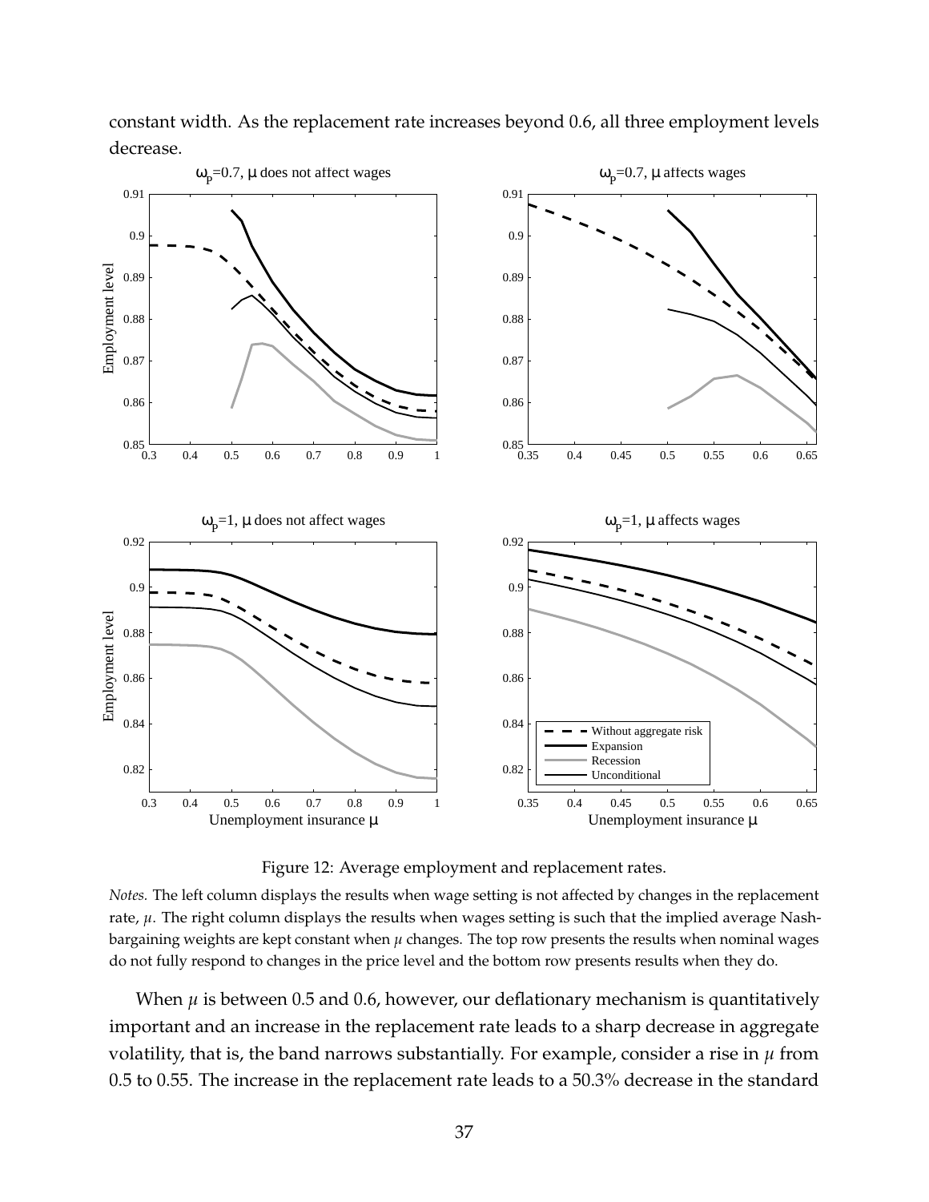constant width. As the replacement rate increases beyond 0.6, all three employment levels decrease.

Figure 12: Average employment and replacement rates.

*Notes.* The left column displays the results when wage setting is not affected by changes in the replacement rate, $\mu$. The right column displays the results when wages setting is such that the implied average Nash-bargaining weights are kept constant when $\mu$ changes. The top row presents the results when nominal wages do not fully respond to changes in the price level and the bottom row presents results when they do.

When $\mu$ is between 0.5 and 0.6, however, our deflationary mechanism is quantitatively important and an increase in the replacement rate leads to a sharp decrease in aggregate volatility, that is, the band narrows substantially. For example, consider a rise in $\mu$ from 0.5 to 0.55. The increase in the replacement rate leads to a 50.3% decrease in the standard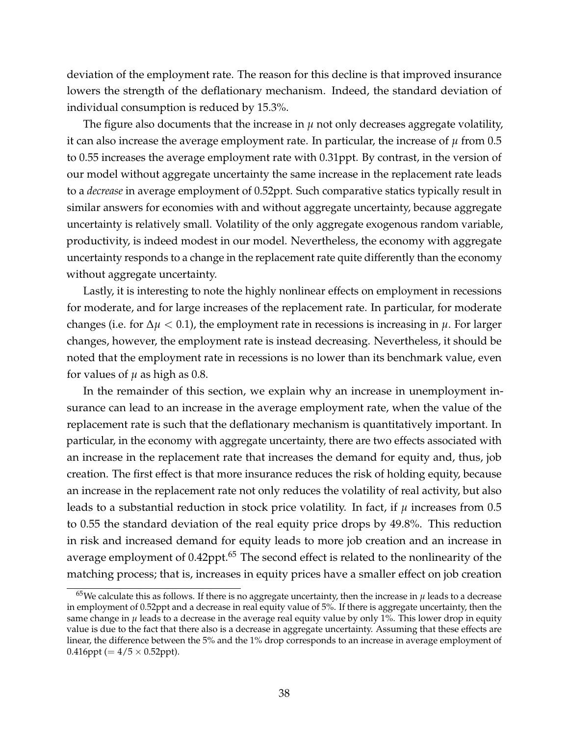deviation of the employment rate. The reason for this decline is that improved insurance lowers the strength of the deflationary mechanism. Indeed, the standard deviation of individual consumption is reduced by 15.3%.

The figure also documents that the increase in $\mu$ not only decreases aggregate volatility, it can also increase the average employment rate. In particular, the increase of $\mu$ from 0.5 to 0.55 increases the average employment rate with 0.31ppt. By contrast, in the version of our model without aggregate uncertainty the same increase in the replacement rate leads to a *decrease* in average employment of 0.52ppt. Such comparative statics typically result in similar answers for economies with and without aggregate uncertainty, because aggregate uncertainty is relatively small. Volatility of the only aggregate exogenous random variable, productivity, is indeed modest in our model. Nevertheless, the economy with aggregate uncertainty responds to a change in the replacement rate quite differently than the economy without aggregate uncertainty.

Lastly, it is interesting to note the highly nonlinear effects on employment in recessions for moderate, and for large increases of the replacement rate. In particular, for moderate changes (i.e. for $\Delta\mu < 0.1$), the employment rate in recessions is increasing in $\mu$. For larger changes, however, the employment rate is instead decreasing. Nevertheless, it should be noted that the employment rate in recessions is no lower than its benchmark value, even for values of $\mu$ as high as 0.8.

In the remainder of this section, we explain why an increase in unemployment insurance can lead to an increase in the average employment rate, when the value of the replacement rate is such that the deflationary mechanism is quantitatively important. In particular, in the economy with aggregate uncertainty, there are two effects associated with an increase in the replacement rate that increases the demand for equity and, thus, job creation. The first effect is that more insurance reduces the risk of holding equity, because an increase in the replacement rate not only reduces the volatility of real activity, but also leads to a substantial reduction in stock price volatility. In fact, if $\mu$ increases from 0.5 to 0.55 the standard deviation of the real equity price drops by 49.8%. This reduction in risk and increased demand for equity leads to more job creation and an increase in average employment of 0.42ppt.[65] The second effect is related to the nonlinearity of the matching process; that is, increases in equity prices have a smaller effect on job creation

[65] We calculate this as follows. If there is no aggregate uncertainty, then the increase in $\mu$ leads to a decrease in employment of 0.52ppt and a decrease in real equity value of 5%. If there is aggregate uncertainty, then the same change in $\mu$ leads to a decrease in the average real equity value by only 1%. This lower drop in equity value is due to the fact that there also is a decrease in aggregate uncertainty. Assuming that these effects are linear, the difference between the 5% and the 1% drop corresponds to an increase in average employment of 0.416ppt ($= 4/5 \times 0.52$ppt).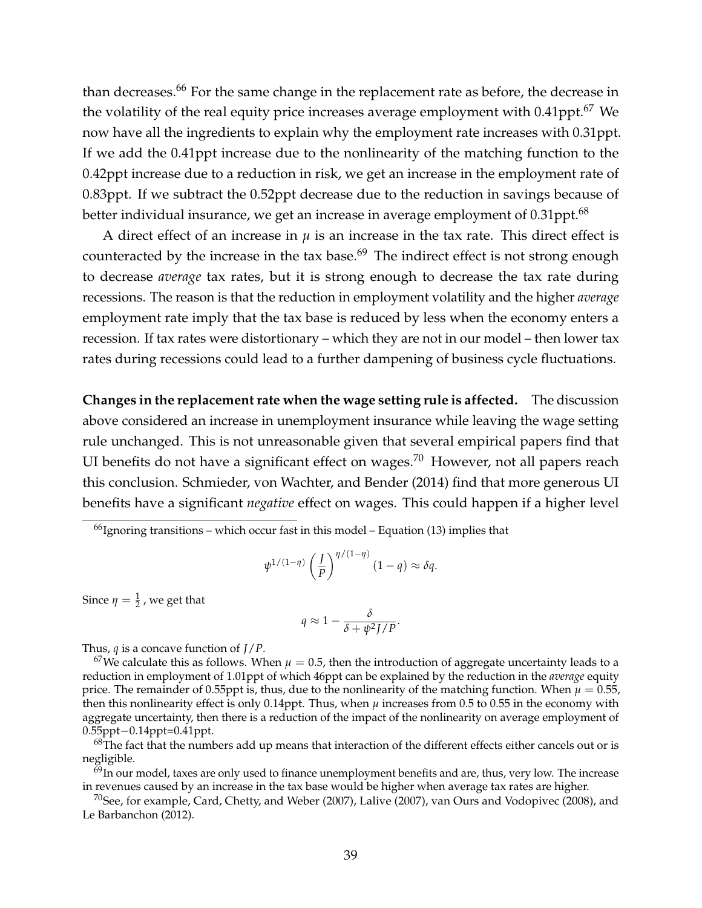than decreases.[66] For the same change in the replacement rate as before, the decrease in the volatility of the real equity price increases average employment with 0.41ppt.[67] We now have all the ingredients to explain why the employment rate increases with 0.31ppt. If we add the 0.41ppt increase due to the nonlinearity of the matching function to the 0.42ppt increase due to a reduction in risk, we get an increase in the employment rate of 0.83ppt. If we subtract the 0.52ppt decrease due to the reduction in savings because of better individual insurance, we get an increase in average employment of 0.31ppt.[68]

A direct effect of an increase in $\mu$ is an increase in the tax rate. This direct effect is counteracted by the increase in the tax base.[69] The indirect effect is not strong enough to decrease *average* tax rates, but it is strong enough to decrease the tax rate during recessions. The reason is that the reduction in employment volatility and the higher *average* employment rate imply that the tax base is reduced by less when the economy enters a recession. If tax rates were distortionary – which they are not in our model – then lower tax rates during recessions could lead to a further dampening of business cycle fluctuations.

**Changes in the replacement rate when the wage setting rule is affected.** The discussion above considered an increase in unemployment insurance while leaving the wage setting rule unchanged. This is not unreasonable given that several empirical papers find that UI benefits do not have a significant effect on wages.[70] However, not all papers reach this conclusion. Schmieder, von Wachter, and Bender (2014) find that more generous UI benefits have a significant *negative* effect on wages. This could happen if a higher level

---

[66] Ignoring transitions – which occur fast in this model – Equation (13) implies that

$$\psi^{1/(1-\eta)} \left(\frac{J}{P}\right)^{\eta/(1-\eta)} (1-q) \approx \delta q.$$

Since $\eta = \frac{1}{2}$, we get that

$$q \approx 1 - \frac{\delta}{\delta + \psi^2 J/P}.$$

Thus, $q$ is a concave function of $J/P$.

[67] We calculate this as follows. When $\mu = 0.5$, then the introduction of aggregate uncertainty leads to a reduction in employment of 1.01ppt of which 46ppt can be explained by the reduction in the *average* equity price. The remainder of 0.55ppt is, thus, due to the nonlinearity of the matching function. When $\mu = 0.55$, then this nonlinearity effect is only 0.14ppt. Thus, when $\mu$ increases from 0.5 to 0.55 in the economy with aggregate uncertainty, then there is a reduction of the impact of the nonlinearity on average employment of 0.55ppt−0.14ppt=0.41ppt.

[68] The fact that the numbers add up means that interaction of the different effects either cancels out or is negligible.

[69] In our model, taxes are only used to finance unemployment benefits and are, thus, very low. The increase in revenues caused by an increase in the tax base would be higher when average tax rates are higher.

[70] See, for example, Card, Chetty, and Weber (2007), Lalive (2007), van Ours and Vodopivec (2008), and Le Barbanchon (2012).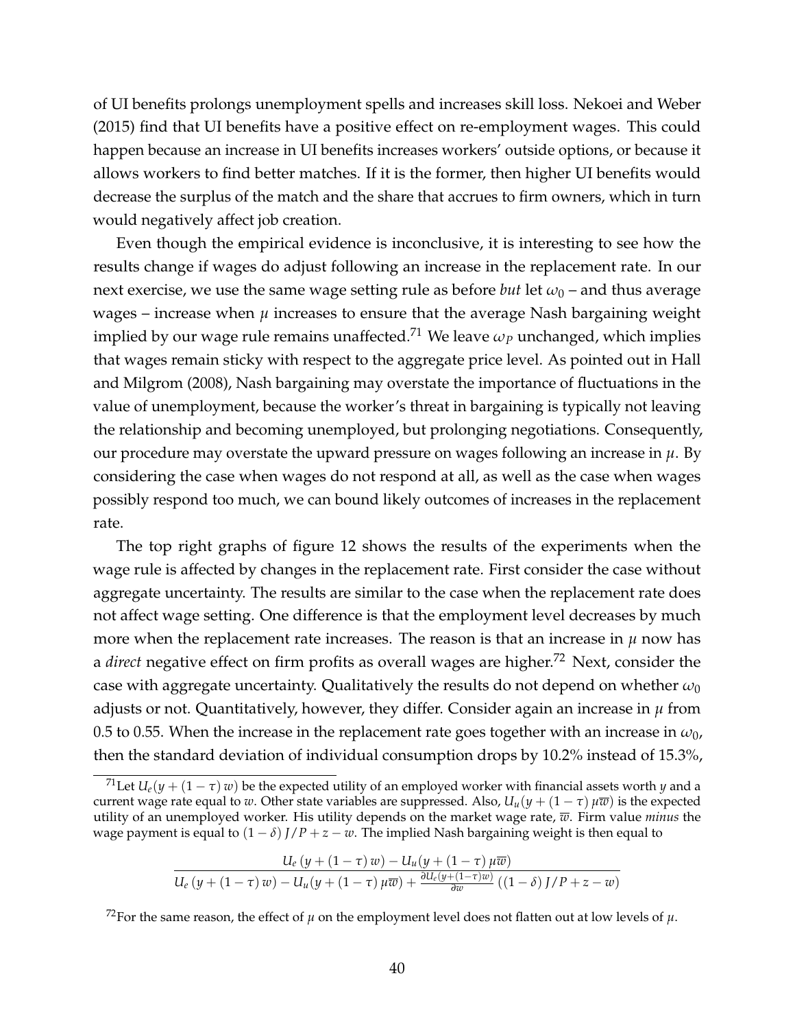of UI benefits prolongs unemployment spells and increases skill loss. Nekoei and Weber (2015) find that UI benefits have a positive effect on re-employment wages. This could happen because an increase in UI benefits increases workers' outside options, or because it allows workers to find better matches. If it is the former, then higher UI benefits would decrease the surplus of the match and the share that accrues to firm owners, which in turn would negatively affect job creation.

Even though the empirical evidence is inconclusive, it is interesting to see how the results change if wages do adjust following an increase in the replacement rate. In our next exercise, we use the same wage setting rule as before *but* let $\omega_0$ – and thus average wages – increase when $\mu$ increases to ensure that the average Nash bargaining weight implied by our wage rule remains unaffected.[71] We leave $\omega_P$ unchanged, which implies that wages remain sticky with respect to the aggregate price level. As pointed out in Hall and Milgrom (2008), Nash bargaining may overstate the importance of fluctuations in the value of unemployment, because the worker's threat in bargaining is typically not leaving the relationship and becoming unemployed, but prolonging negotiations. Consequently, our procedure may overstate the upward pressure on wages following an increase in $\mu$. By considering the case when wages do not respond at all, as well as the case when wages possibly respond too much, we can bound likely outcomes of increases in the replacement rate.

The top right graphs of figure 12 shows the results of the experiments when the wage rule is affected by changes in the replacement rate. First consider the case without aggregate uncertainty. The results are similar to the case when the replacement rate does not affect wage setting. One difference is that the employment level decreases by much more when the replacement rate increases. The reason is that an increase in $\mu$ now has a *direct* negative effect on firm profits as overall wages are higher.[72] Next, consider the case with aggregate uncertainty. Qualitatively the results do not depend on whether $\omega_0$ adjusts or not. Quantitatively, however, they differ. Consider again an increase in $\mu$ from 0.5 to 0.55. When the increase in the replacement rate goes together with an increase in $\omega_0$, then the standard deviation of individual consumption drops by 10.2% instead of 15.3%,

---

[71] Let $U_e(y + (1-\tau)\,w)$ be the expected utility of an employed worker with financial assets worth $y$ and a current wage rate equal to $w$. Other state variables are suppressed. Also, $U_u(y + (1-\tau)\,\mu\overline{w})$ is the expected utility of an unemployed worker. His utility depends on the market wage rate, $\overline{w}$. Firm value *minus* the wage payment is equal to $(1-\delta)\,J/P + z - w$. The implied Nash bargaining weight is then equal to

$$\frac{U_e\left(y + (1-\tau)\,w\right) - U_u(y + (1-\tau)\,\mu\overline{w})}{U_e\left(y + (1-\tau)\,w\right) - U_u(y + (1-\tau)\,\mu\overline{w}) + \frac{\partial U_e(y+(1-\tau)w)}{\partial w}\left((1-\delta)\,J/P + z - w\right)}$$

[72] For the same reason, the effect of $\mu$ on the employment level does not flatten out at low levels of $\mu$.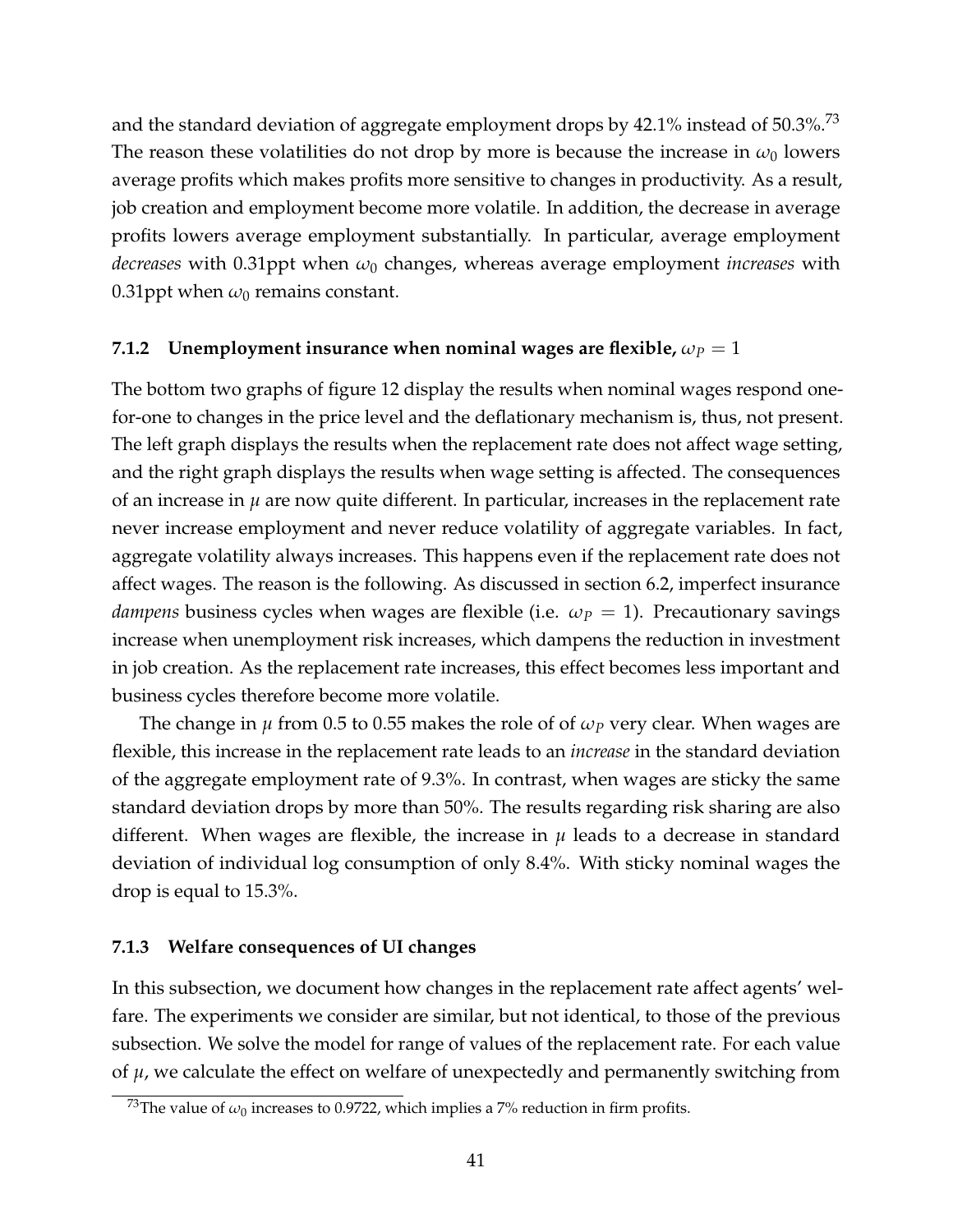and the standard deviation of aggregate employment drops by 42.1% instead of 50.3%.[73] The reason these volatilities do not drop by more is because the increase in $\omega_0$ lowers average profits which makes profits more sensitive to changes in productivity. As a result, job creation and employment become more volatile. In addition, the decrease in average profits lowers average employment substantially. In particular, average employment *decreases* with 0.31ppt when $\omega_0$ changes, whereas average employment *increases* with 0.31ppt when $\omega_0$ remains constant.

### 7.1.2 Unemployment insurance when nominal wages are flexible, $\omega_P = 1$

The bottom two graphs of figure 12 display the results when nominal wages respond one-for-one to changes in the price level and the deflationary mechanism is, thus, not present. The left graph displays the results when the replacement rate does not affect wage setting, and the right graph displays the results when wage setting is affected. The consequences of an increase in $\mu$ are now quite different. In particular, increases in the replacement rate never increase employment and never reduce volatility of aggregate variables. In fact, aggregate volatility always increases. This happens even if the replacement rate does not affect wages. The reason is the following. As discussed in section 6.2, imperfect insurance *dampens* business cycles when wages are flexible (i.e. $\omega_P = 1$). Precautionary savings increase when unemployment risk increases, which dampens the reduction in investment in job creation. As the replacement rate increases, this effect becomes less important and business cycles therefore become more volatile.

The change in $\mu$ from 0.5 to 0.55 makes the role of of $\omega_P$ very clear. When wages are flexible, this increase in the replacement rate leads to an *increase* in the standard deviation of the aggregate employment rate of 9.3%. In contrast, when wages are sticky the same standard deviation drops by more than 50%. The results regarding risk sharing are also different. When wages are flexible, the increase in $\mu$ leads to a decrease in standard deviation of individual log consumption of only 8.4%. With sticky nominal wages the drop is equal to 15.3%.

### 7.1.3 Welfare consequences of UI changes

In this subsection, we document how changes in the replacement rate affect agents' welfare. The experiments we consider are similar, but not identical, to those of the previous subsection. We solve the model for range of values of the replacement rate. For each value of $\mu$, we calculate the effect on welfare of unexpectedly and permanently switching from

[73] The value of $\omega_0$ increases to 0.9722, which implies a 7% reduction in firm profits.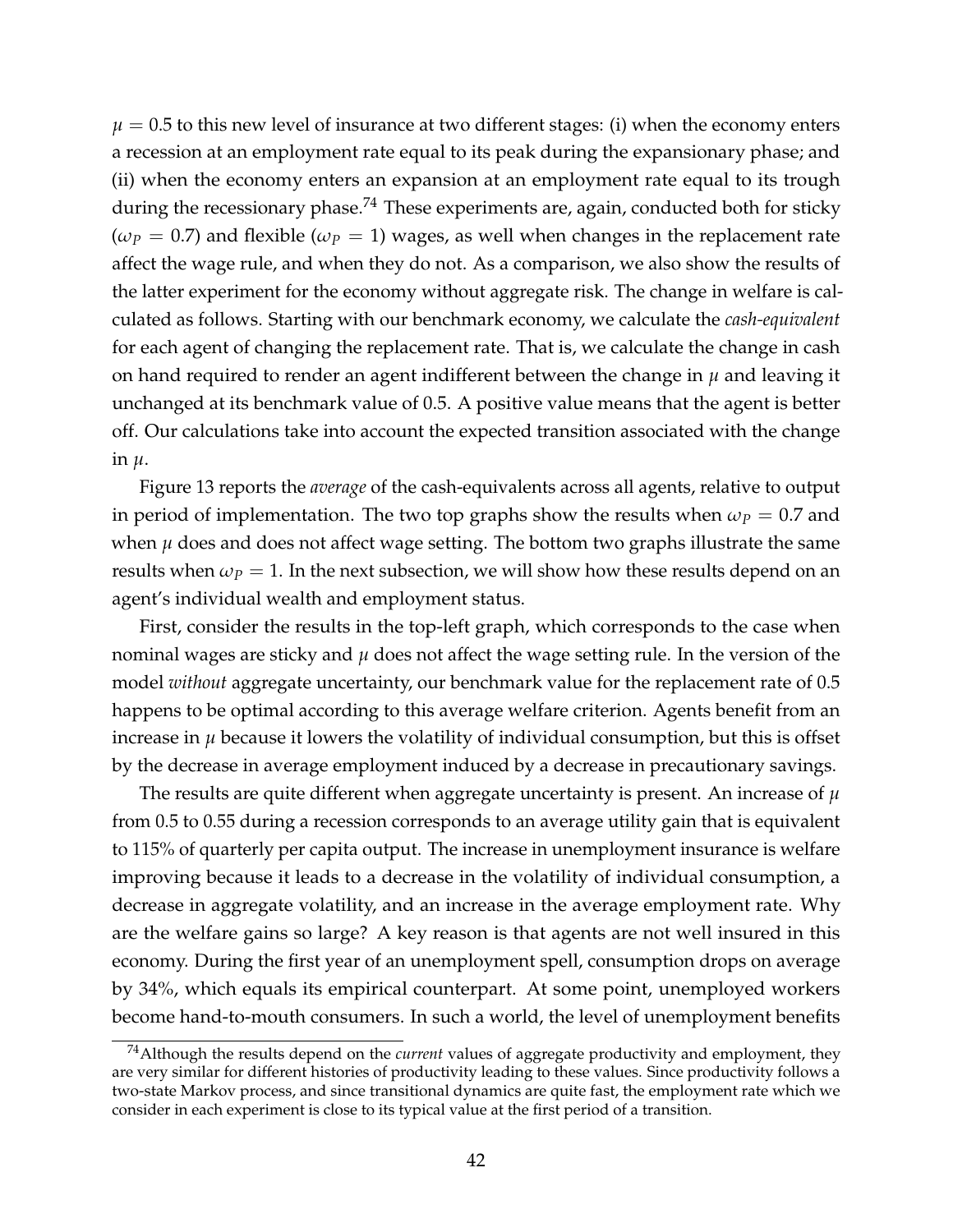$\mu = 0.5$ to this new level of insurance at two different stages: (i) when the economy enters a recession at an employment rate equal to its peak during the expansionary phase; and (ii) when the economy enters an expansion at an employment rate equal to its trough during the recessionary phase.[74] These experiments are, again, conducted both for sticky ($\omega_P = 0.7$) and flexible ($\omega_P = 1$) wages, as well when changes in the replacement rate affect the wage rule, and when they do not. As a comparison, we also show the results of the latter experiment for the economy without aggregate risk. The change in welfare is calculated as follows. Starting with our benchmark economy, we calculate the *cash-equivalent* for each agent of changing the replacement rate. That is, we calculate the change in cash on hand required to render an agent indifferent between the change in $\mu$ and leaving it unchanged at its benchmark value of 0.5. A positive value means that the agent is better off. Our calculations take into account the expected transition associated with the change in $\mu$.

Figure 13 reports the *average* of the cash-equivalents across all agents, relative to output in period of implementation. The two top graphs show the results when $\omega_P = 0.7$ and when $\mu$ does and does not affect wage setting. The bottom two graphs illustrate the same results when $\omega_P = 1$. In the next subsection, we will show how these results depend on an agent's individual wealth and employment status.

First, consider the results in the top-left graph, which corresponds to the case when nominal wages are sticky and $\mu$ does not affect the wage setting rule. In the version of the model *without* aggregate uncertainty, our benchmark value for the replacement rate of 0.5 happens to be optimal according to this average welfare criterion. Agents benefit from an increase in $\mu$ because it lowers the volatility of individual consumption, but this is offset by the decrease in average employment induced by a decrease in precautionary savings.

The results are quite different when aggregate uncertainty is present. An increase of $\mu$ from 0.5 to 0.55 during a recession corresponds to an average utility gain that is equivalent to 115% of quarterly per capita output. The increase in unemployment insurance is welfare improving because it leads to a decrease in the volatility of individual consumption, a decrease in aggregate volatility, and an increase in the average employment rate. Why are the welfare gains so large? A key reason is that agents are not well insured in this economy. During the first year of an unemployment spell, consumption drops on average by 34%, which equals its empirical counterpart. At some point, unemployed workers become hand-to-mouth consumers. In such a world, the level of unemployment benefits

[74] Although the results depend on the *current* values of aggregate productivity and employment, they are very similar for different histories of productivity leading to these values. Since productivity follows a two-state Markov process, and since transitional dynamics are quite fast, the employment rate which we consider in each experiment is close to its typical value at the first period of a transition.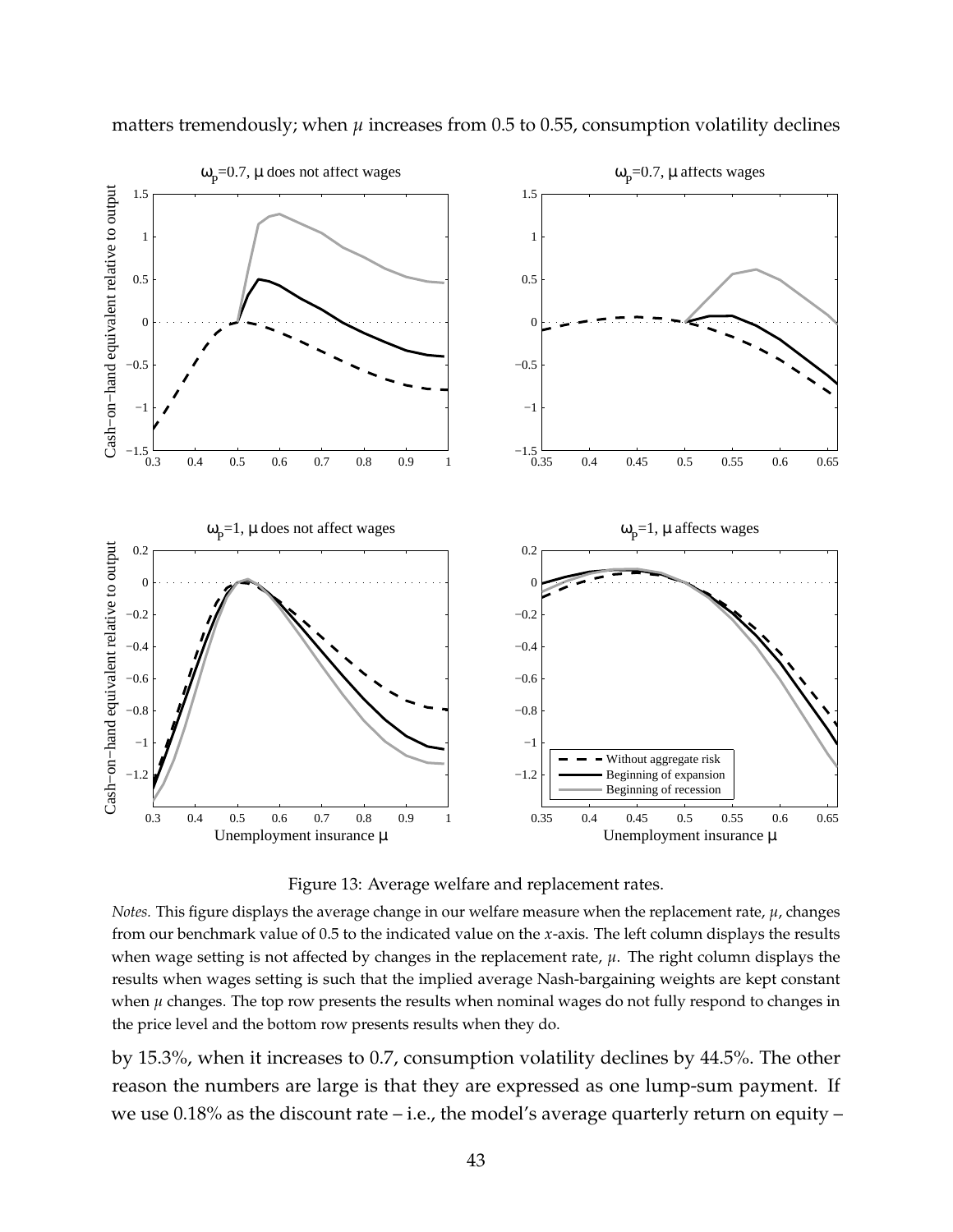matters tremendously; when $\mu$ increases from 0.5 to 0.55, consumption volatility declines

Figure 13: Average welfare and replacement rates.

*Notes.* This figure displays the average change in our welfare measure when the replacement rate, $\mu$, changes from our benchmark value of 0.5 to the indicated value on the $x$-axis. The left column displays the results when wage setting is not affected by changes in the replacement rate, $\mu$. The right column displays the results when wages setting is such that the implied average Nash-bargaining weights are kept constant when $\mu$ changes. The top row presents the results when nominal wages do not fully respond to changes in the price level and the bottom row presents results when they do.

by 15.3%, when it increases to 0.7, consumption volatility declines by 44.5%. The other reason the numbers are large is that they are expressed as one lump-sum payment. If we use 0.18% as the discount rate – i.e., the model's average quarterly return on equity –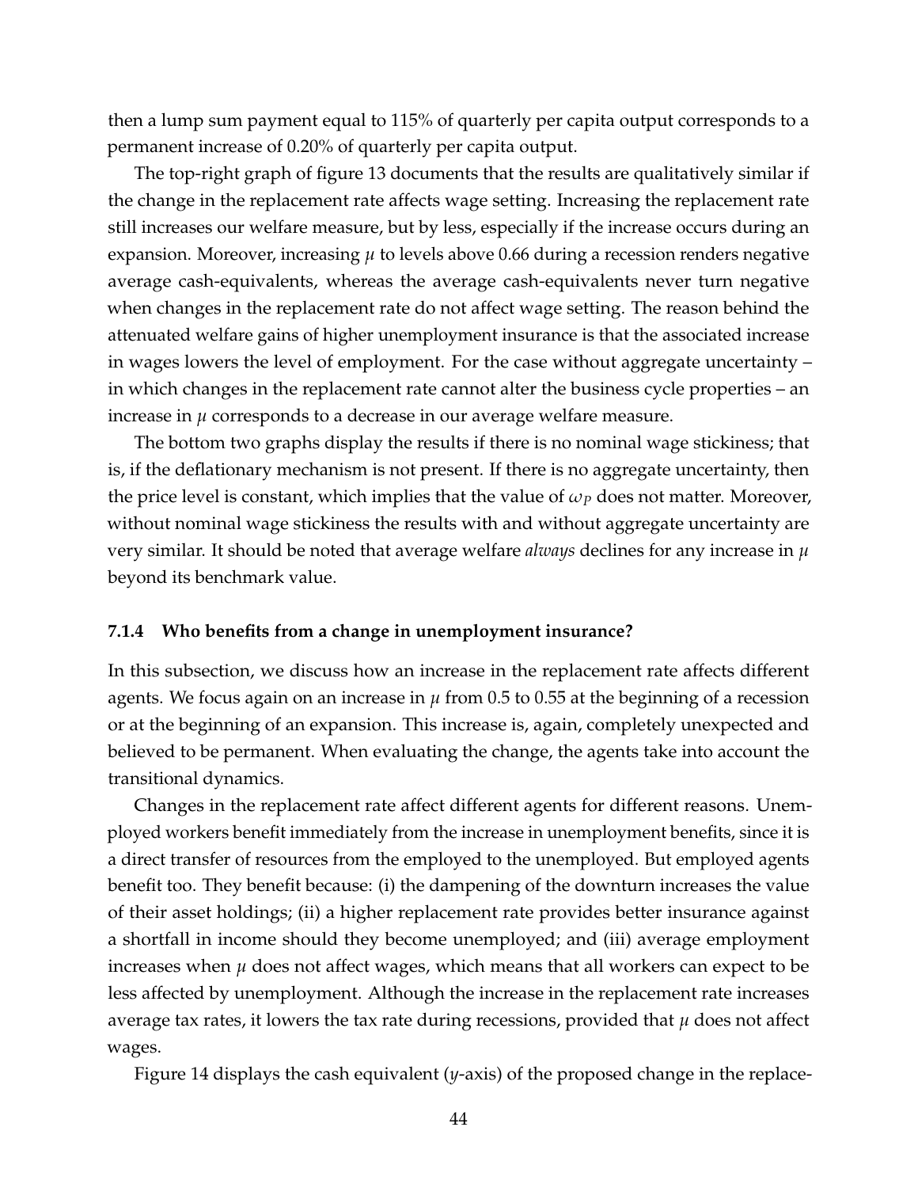then a lump sum payment equal to 115% of quarterly per capita output corresponds to a permanent increase of 0.20% of quarterly per capita output.

The top-right graph of figure 13 documents that the results are qualitatively similar if the change in the replacement rate affects wage setting. Increasing the replacement rate still increases our welfare measure, but by less, especially if the increase occurs during an expansion. Moreover, increasing $\mu$ to levels above 0.66 during a recession renders negative average cash-equivalents, whereas the average cash-equivalents never turn negative when changes in the replacement rate do not affect wage setting. The reason behind the attenuated welfare gains of higher unemployment insurance is that the associated increase in wages lowers the level of employment. For the case without aggregate uncertainty – in which changes in the replacement rate cannot alter the business cycle properties – an increase in $\mu$ corresponds to a decrease in our average welfare measure.

The bottom two graphs display the results if there is no nominal wage stickiness; that is, if the deflationary mechanism is not present. If there is no aggregate uncertainty, then the price level is constant, which implies that the value of $\omega_P$ does not matter. Moreover, without nominal wage stickiness the results with and without aggregate uncertainty are very similar. It should be noted that average welfare *always* declines for any increase in $\mu$ beyond its benchmark value.

#### 7.1.4 Who benefits from a change in unemployment insurance?

In this subsection, we discuss how an increase in the replacement rate affects different agents. We focus again on an increase in $\mu$ from 0.5 to 0.55 at the beginning of a recession or at the beginning of an expansion. This increase is, again, completely unexpected and believed to be permanent. When evaluating the change, the agents take into account the transitional dynamics.

Changes in the replacement rate affect different agents for different reasons. Unemployed workers benefit immediately from the increase in unemployment benefits, since it is a direct transfer of resources from the employed to the unemployed. But employed agents benefit too. They benefit because: (i) the dampening of the downturn increases the value of their asset holdings; (ii) a higher replacement rate provides better insurance against a shortfall in income should they become unemployed; and (iii) average employment increases when $\mu$ does not affect wages, which means that all workers can expect to be less affected by unemployment. Although the increase in the replacement rate increases average tax rates, it lowers the tax rate during recessions, provided that $\mu$ does not affect wages.

Figure 14 displays the cash equivalent ($y$-axis) of the proposed change in the replace-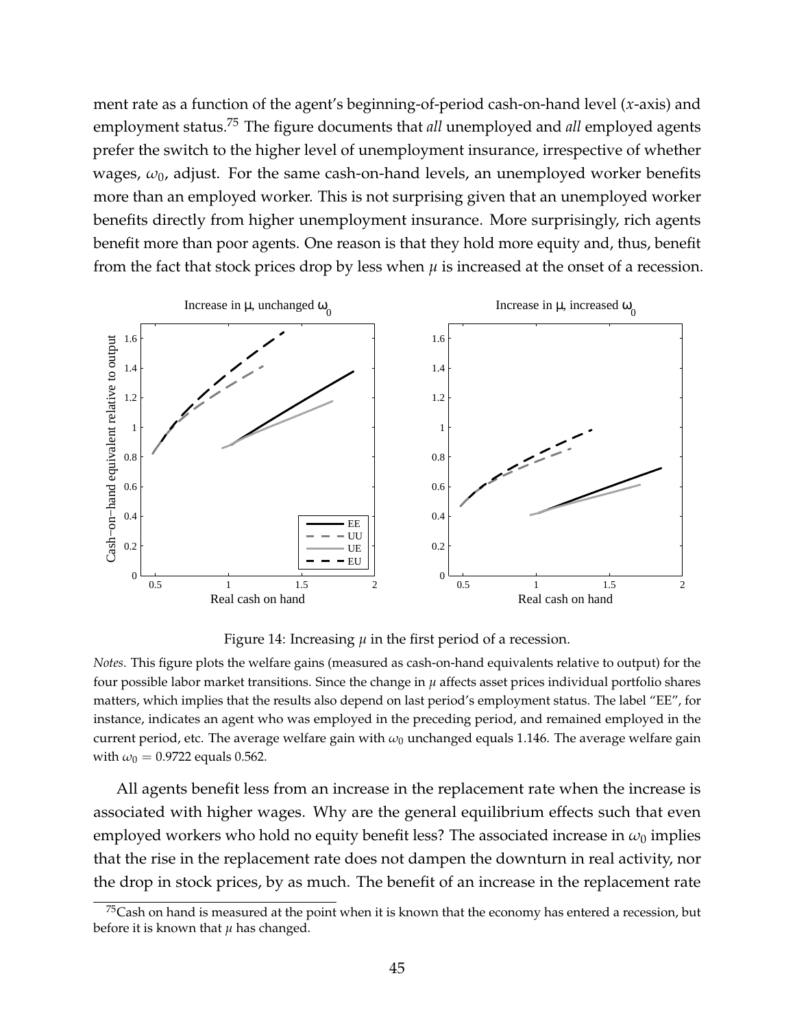ment rate as a function of the agent's beginning-of-period cash-on-hand level ($x$-axis) and employment status.[75] The figure documents that *all* unemployed and *all* employed agents prefer the switch to the higher level of unemployment insurance, irrespective of whether wages, $\omega_0$, adjust. For the same cash-on-hand levels, an unemployed worker benefits more than an employed worker. This is not surprising given that an unemployed worker benefits directly from higher unemployment insurance. More surprisingly, rich agents benefit more than poor agents. One reason is that they hold more equity and, thus, benefit from the fact that stock prices drop by less when $\mu$ is increased at the onset of a recession.

Figure 14: Increasing $\mu$ in the first period of a recession.

*Notes.* This figure plots the welfare gains (measured as cash-on-hand equivalents relative to output) for the four possible labor market transitions. Since the change in $\mu$ affects asset prices individual portfolio shares matters, which implies that the results also depend on last period's employment status. The label "EE", for instance, indicates an agent who was employed in the preceding period, and remained employed in the current period, etc. The average welfare gain with $\omega_0$ unchanged equals 1.146. The average welfare gain with $\omega_0 = 0.9722$ equals 0.562.

All agents benefit less from an increase in the replacement rate when the increase is associated with higher wages. Why are the general equilibrium effects such that even employed workers who hold no equity benefit less? The associated increase in $\omega_0$ implies that the rise in the replacement rate does not dampen the downturn in real activity, nor the drop in stock prices, by as much. The benefit of an increase in the replacement rate

[75] Cash on hand is measured at the point when it is known that the economy has entered a recession, but before it is known that $\mu$ has changed.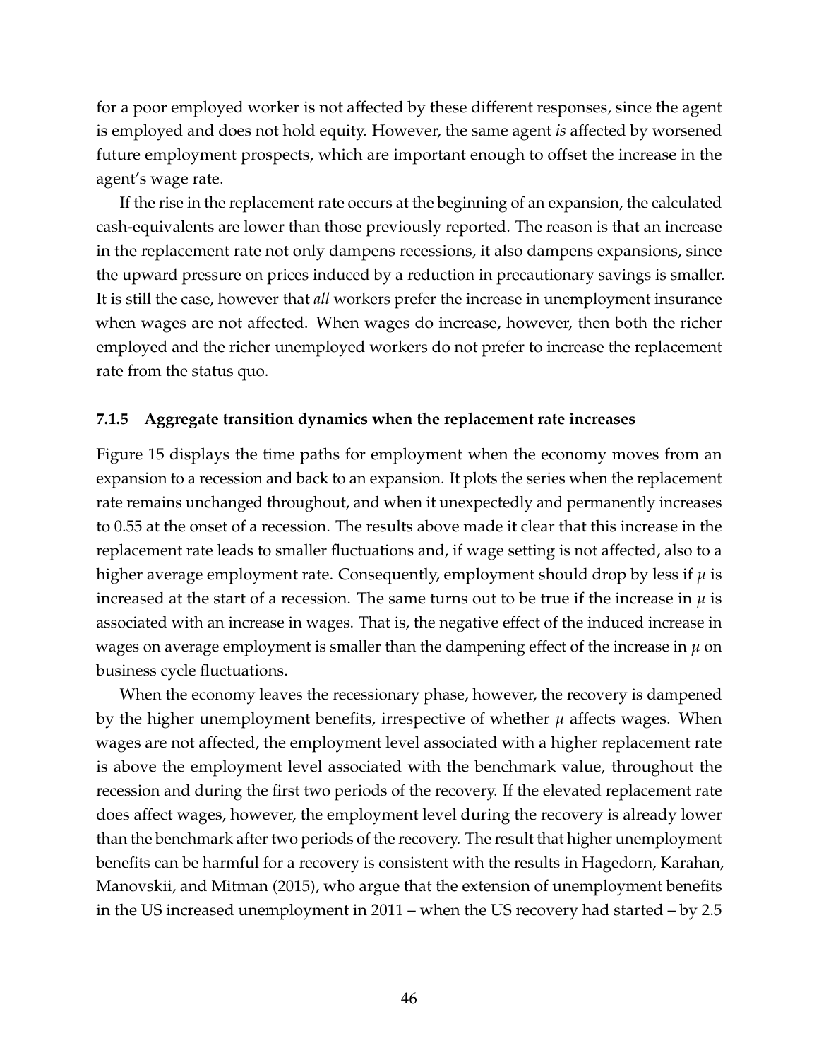for a poor employed worker is not affected by these different responses, since the agent is employed and does not hold equity. However, the same agent *is* affected by worsened future employment prospects, which are important enough to offset the increase in the agent's wage rate.

If the rise in the replacement rate occurs at the beginning of an expansion, the calculated cash-equivalents are lower than those previously reported. The reason is that an increase in the replacement rate not only dampens recessions, it also dampens expansions, since the upward pressure on prices induced by a reduction in precautionary savings is smaller. It is still the case, however that *all* workers prefer the increase in unemployment insurance when wages are not affected. When wages do increase, however, then both the richer employed and the richer unemployed workers do not prefer to increase the replacement rate from the status quo.

### 7.1.5 Aggregate transition dynamics when the replacement rate increases

Figure 15 displays the time paths for employment when the economy moves from an expansion to a recession and back to an expansion. It plots the series when the replacement rate remains unchanged throughout, and when it unexpectedly and permanently increases to 0.55 at the onset of a recession. The results above made it clear that this increase in the replacement rate leads to smaller fluctuations and, if wage setting is not affected, also to a higher average employment rate. Consequently, employment should drop by less if $\mu$ is increased at the start of a recession. The same turns out to be true if the increase in $\mu$ is associated with an increase in wages. That is, the negative effect of the induced increase in wages on average employment is smaller than the dampening effect of the increase in $\mu$ on business cycle fluctuations.

When the economy leaves the recessionary phase, however, the recovery is dampened by the higher unemployment benefits, irrespective of whether $\mu$ affects wages. When wages are not affected, the employment level associated with a higher replacement rate is above the employment level associated with the benchmark value, throughout the recession and during the first two periods of the recovery. If the elevated replacement rate does affect wages, however, the employment level during the recovery is already lower than the benchmark after two periods of the recovery. The result that higher unemployment benefits can be harmful for a recovery is consistent with the results in Hagedorn, Karahan, Manovskii, and Mitman (2015), who argue that the extension of unemployment benefits in the US increased unemployment in 2011 – when the US recovery had started – by 2.5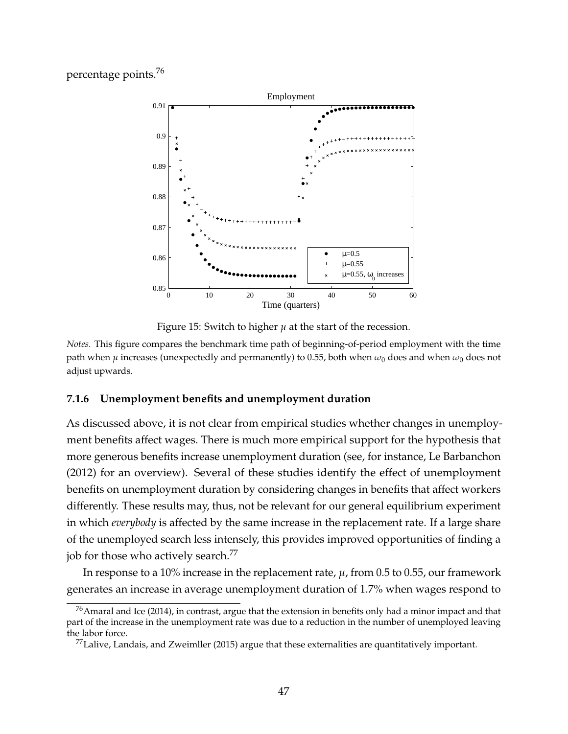percentage points.[76]

Figure 15: Switch to higher $\mu$ at the start of the recession.

*Notes.* This figure compares the benchmark time path of beginning-of-period employment with the time path when $\mu$ increases (unexpectedly and permanently) to 0.55, both when $\omega_0$ does and when $\omega_0$ does not adjust upwards.

### 7.1.6 Unemployment benefits and unemployment duration

As discussed above, it is not clear from empirical studies whether changes in unemployment benefits affect wages. There is much more empirical support for the hypothesis that more generous benefits increase unemployment duration (see, for instance, Le Barbanchon (2012) for an overview). Several of these studies identify the effect of unemployment benefits on unemployment duration by considering changes in benefits that affect workers differently. These results may, thus, not be relevant for our general equilibrium experiment in which *everybody* is affected by the same increase in the replacement rate. If a large share of the unemployed search less intensely, this provides improved opportunities of finding a job for those who actively search.[77]

In response to a 10% increase in the replacement rate, $\mu$, from 0.5 to 0.55, our framework generates an increase in average unemployment duration of 1.7% when wages respond to

[76] Amaral and Ice (2014), in contrast, argue that the extension in benefits only had a minor impact and that part of the increase in the unemployment rate was due to a reduction in the number of unemployed leaving the labor force.

[77] Lalive, Landais, and Zweimller (2015) argue that these externalities are quantitatively important.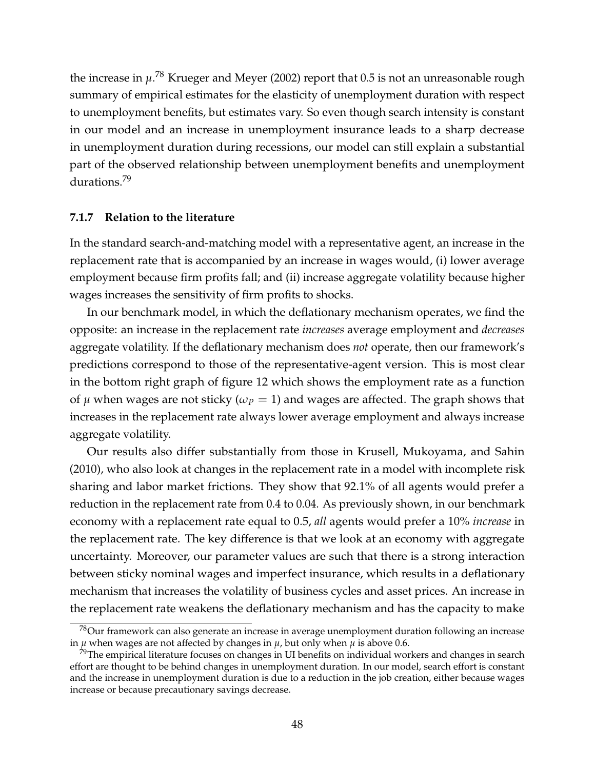the increase in $\mu$.[78] Krueger and Meyer (2002) report that 0.5 is not an unreasonable rough summary of empirical estimates for the elasticity of unemployment duration with respect to unemployment benefits, but estimates vary. So even though search intensity is constant in our model and an increase in unemployment insurance leads to a sharp decrease in unemployment duration during recessions, our model can still explain a substantial part of the observed relationship between unemployment benefits and unemployment durations.[79]

### 7.1.7 Relation to the literature

In the standard search-and-matching model with a representative agent, an increase in the replacement rate that is accompanied by an increase in wages would, (i) lower average employment because firm profits fall; and (ii) increase aggregate volatility because higher wages increases the sensitivity of firm profits to shocks.

In our benchmark model, in which the deflationary mechanism operates, we find the opposite: an increase in the replacement rate *increases* average employment and *decreases* aggregate volatility. If the deflationary mechanism does *not* operate, then our framework's predictions correspond to those of the representative-agent version. This is most clear in the bottom right graph of figure 12 which shows the employment rate as a function of $\mu$ when wages are not sticky ($\omega_P = 1$) and wages are affected. The graph shows that increases in the replacement rate always lower average employment and always increase aggregate volatility.

Our results also differ substantially from those in Krusell, Mukoyama, and Sahin (2010), who also look at changes in the replacement rate in a model with incomplete risk sharing and labor market frictions. They show that 92.1% of all agents would prefer a reduction in the replacement rate from 0.4 to 0.04. As previously shown, in our benchmark economy with a replacement rate equal to 0.5, *all* agents would prefer a 10% *increase* in the replacement rate. The key difference is that we look at an economy with aggregate uncertainty. Moreover, our parameter values are such that there is a strong interaction between sticky nominal wages and imperfect insurance, which results in a deflationary mechanism that increases the volatility of business cycles and asset prices. An increase in the replacement rate weakens the deflationary mechanism and has the capacity to make

[78] Our framework can also generate an increase in average unemployment duration following an increase in $\mu$ when wages are not affected by changes in $\mu$, but only when $\mu$ is above 0.6.

[79] The empirical literature focuses on changes in UI benefits on individual workers and changes in search effort are thought to be behind changes in unemployment duration. In our model, search effort is constant and the increase in unemployment duration is due to a reduction in the job creation, either because wages increase or because precautionary savings decrease.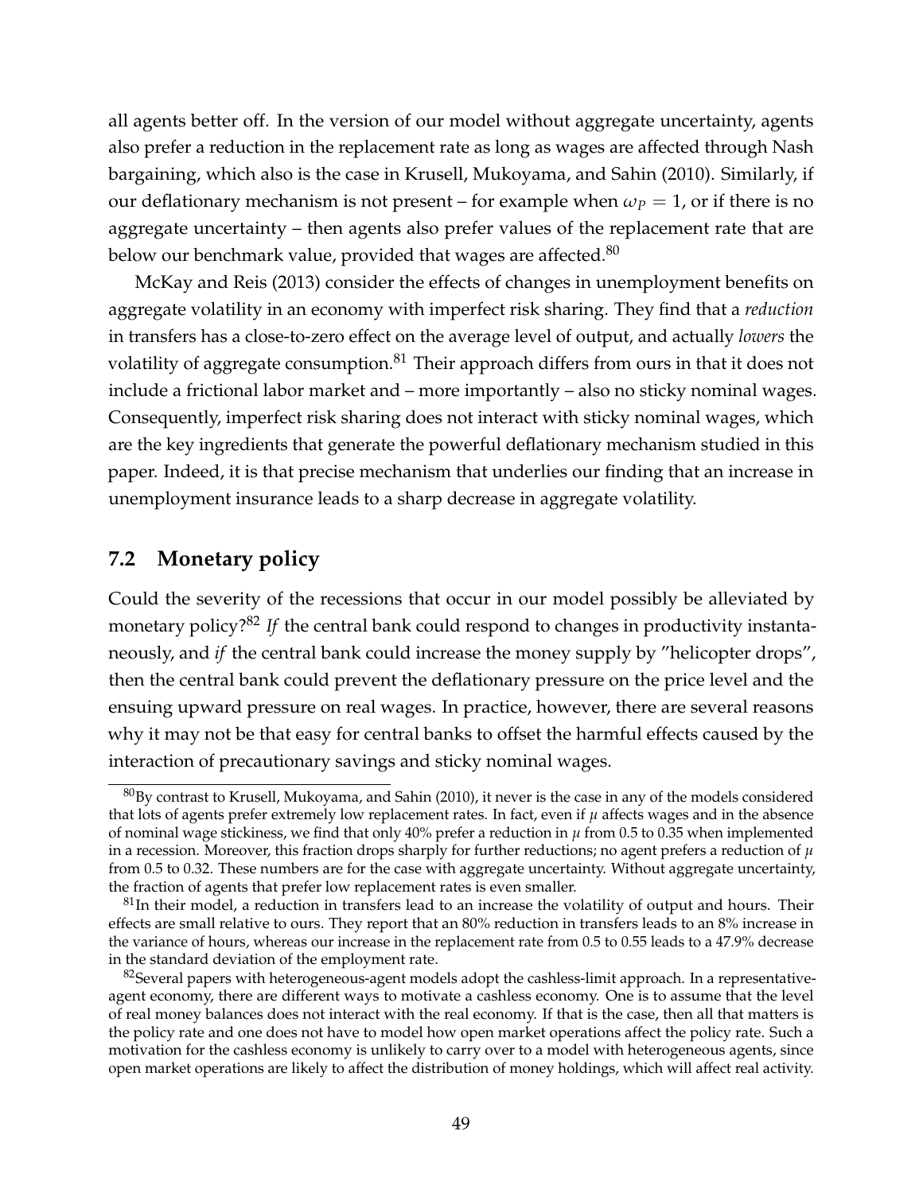all agents better off. In the version of our model without aggregate uncertainty, agents also prefer a reduction in the replacement rate as long as wages are affected through Nash bargaining, which also is the case in Krusell, Mukoyama, and Sahin (2010). Similarly, if our deflationary mechanism is not present – for example when $\omega_P = 1$, or if there is no aggregate uncertainty – then agents also prefer values of the replacement rate that are below our benchmark value, provided that wages are affected.[80]

McKay and Reis (2013) consider the effects of changes in unemployment benefits on aggregate volatility in an economy with imperfect risk sharing. They find that a *reduction* in transfers has a close-to-zero effect on the average level of output, and actually *lowers* the volatility of aggregate consumption.[81] Their approach differs from ours in that it does not include a frictional labor market and – more importantly – also no sticky nominal wages. Consequently, imperfect risk sharing does not interact with sticky nominal wages, which are the key ingredients that generate the powerful deflationary mechanism studied in this paper. Indeed, it is that precise mechanism that underlies our finding that an increase in unemployment insurance leads to a sharp decrease in aggregate volatility.

## 7.2 Monetary policy

Could the severity of the recessions that occur in our model possibly be alleviated by monetary policy?[82] *If* the central bank could respond to changes in productivity instantaneously, and *if* the central bank could increase the money supply by "helicopter drops", then the central bank could prevent the deflationary pressure on the price level and the ensuing upward pressure on real wages. In practice, however, there are several reasons why it may not be that easy for central banks to offset the harmful effects caused by the interaction of precautionary savings and sticky nominal wages.

[80] By contrast to Krusell, Mukoyama, and Sahin (2010), it never is the case in any of the models considered that lots of agents prefer extremely low replacement rates. In fact, even if $\mu$ affects wages and in the absence of nominal wage stickiness, we find that only 40% prefer a reduction in $\mu$ from 0.5 to 0.35 when implemented in a recession. Moreover, this fraction drops sharply for further reductions; no agent prefers a reduction of $\mu$ from 0.5 to 0.32. These numbers are for the case with aggregate uncertainty. Without aggregate uncertainty, the fraction of agents that prefer low replacement rates is even smaller.

[81] In their model, a reduction in transfers lead to an increase the volatility of output and hours. Their effects are small relative to ours. They report that an 80% reduction in transfers leads to an 8% increase in the variance of hours, whereas our increase in the replacement rate from 0.5 to 0.55 leads to a 47.9% decrease in the standard deviation of the employment rate.

[82] Several papers with heterogeneous-agent models adopt the cashless-limit approach. In a representative-agent economy, there are different ways to motivate a cashless economy. One is to assume that the level of real money balances does not interact with the real economy. If that is the case, then all that matters is the policy rate and one does not have to model how open market operations affect the policy rate. Such a motivation for the cashless economy is unlikely to carry over to a model with heterogeneous agents, since open market operations are likely to affect the distribution of money holdings, which will affect real activity.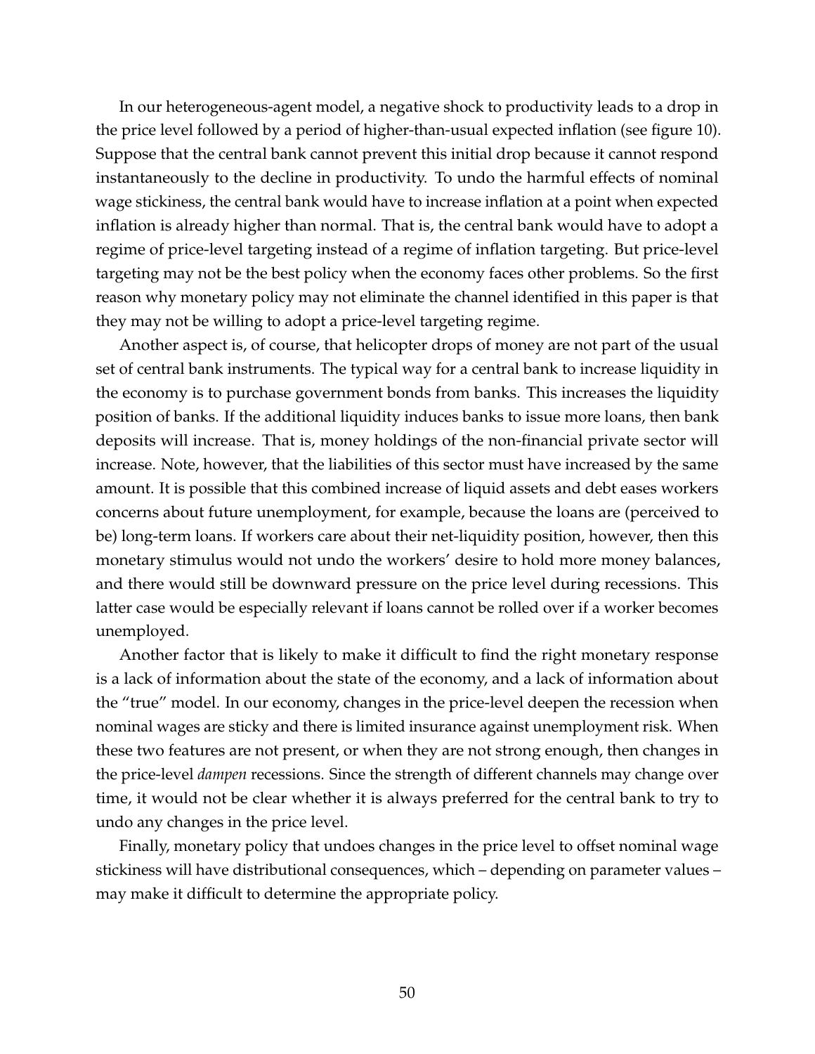In our heterogeneous-agent model, a negative shock to productivity leads to a drop in the price level followed by a period of higher-than-usual expected inflation (see figure 10). Suppose that the central bank cannot prevent this initial drop because it cannot respond instantaneously to the decline in productivity. To undo the harmful effects of nominal wage stickiness, the central bank would have to increase inflation at a point when expected inflation is already higher than normal. That is, the central bank would have to adopt a regime of price-level targeting instead of a regime of inflation targeting. But price-level targeting may not be the best policy when the economy faces other problems. So the first reason why monetary policy may not eliminate the channel identified in this paper is that they may not be willing to adopt a price-level targeting regime.

Another aspect is, of course, that helicopter drops of money are not part of the usual set of central bank instruments. The typical way for a central bank to increase liquidity in the economy is to purchase government bonds from banks. This increases the liquidity position of banks. If the additional liquidity induces banks to issue more loans, then bank deposits will increase. That is, money holdings of the non-financial private sector will increase. Note, however, that the liabilities of this sector must have increased by the same amount. It is possible that this combined increase of liquid assets and debt eases workers concerns about future unemployment, for example, because the loans are (perceived to be) long-term loans. If workers care about their net-liquidity position, however, then this monetary stimulus would not undo the workers' desire to hold more money balances, and there would still be downward pressure on the price level during recessions. This latter case would be especially relevant if loans cannot be rolled over if a worker becomes unemployed.

Another factor that is likely to make it difficult to find the right monetary response is a lack of information about the state of the economy, and a lack of information about the "true" model. In our economy, changes in the price-level deepen the recession when nominal wages are sticky and there is limited insurance against unemployment risk. When these two features are not present, or when they are not strong enough, then changes in the price-level *dampen* recessions. Since the strength of different channels may change over time, it would not be clear whether it is always preferred for the central bank to try to undo any changes in the price level.

Finally, monetary policy that undoes changes in the price level to offset nominal wage stickiness will have distributional consequences, which – depending on parameter values – may make it difficult to determine the appropriate policy.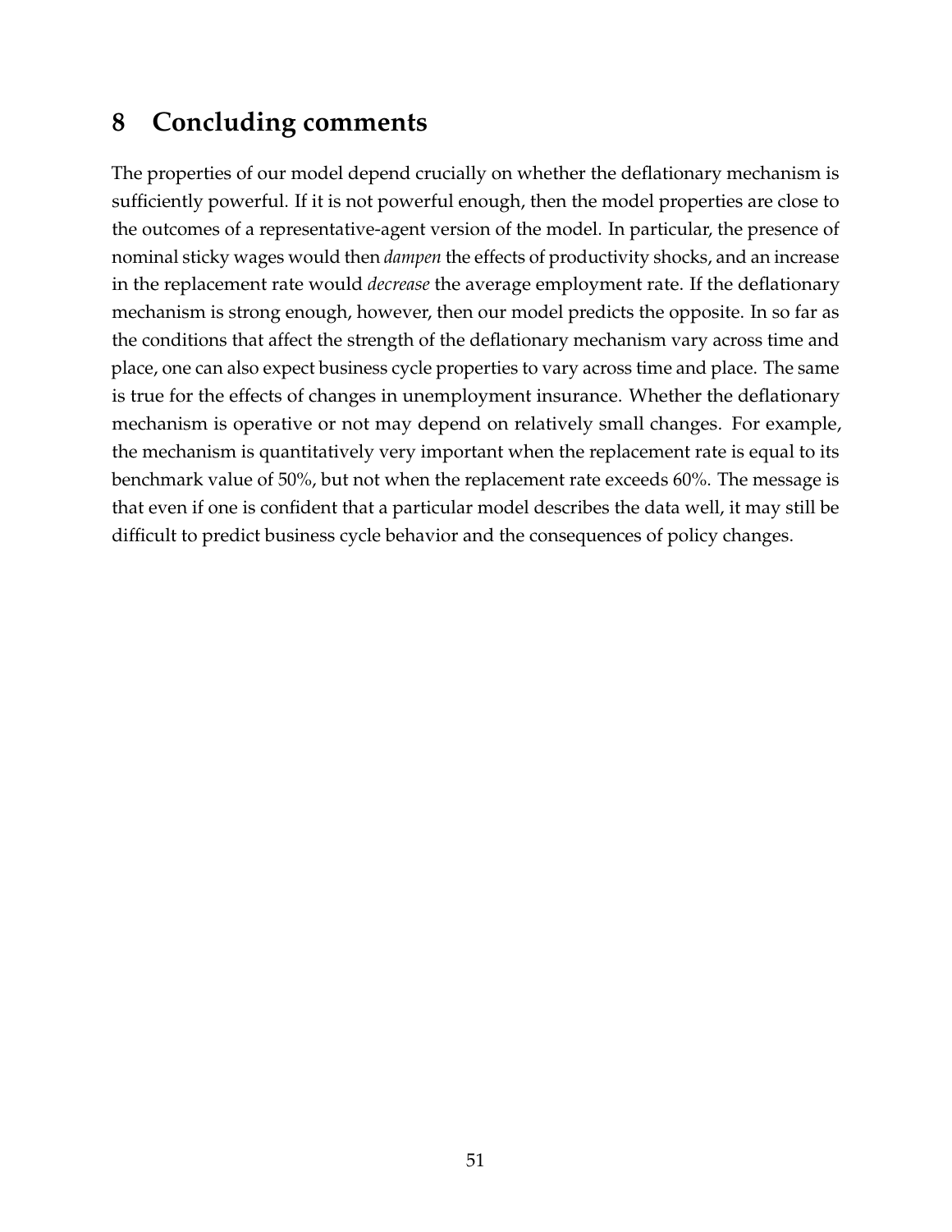# 8 Concluding comments

The properties of our model depend crucially on whether the deflationary mechanism is sufficiently powerful. If it is not powerful enough, then the model properties are close to the outcomes of a representative-agent version of the model. In particular, the presence of nominal sticky wages would then *dampen* the effects of productivity shocks, and an increase in the replacement rate would *decrease* the average employment rate. If the deflationary mechanism is strong enough, however, then our model predicts the opposite. In so far as the conditions that affect the strength of the deflationary mechanism vary across time and place, one can also expect business cycle properties to vary across time and place. The same is true for the effects of changes in unemployment insurance. Whether the deflationary mechanism is operative or not may depend on relatively small changes. For example, the mechanism is quantitatively very important when the replacement rate is equal to its benchmark value of 50%, but not when the replacement rate exceeds 60%. The message is that even if one is confident that a particular model describes the data well, it may still be difficult to predict business cycle behavior and the consequences of policy changes.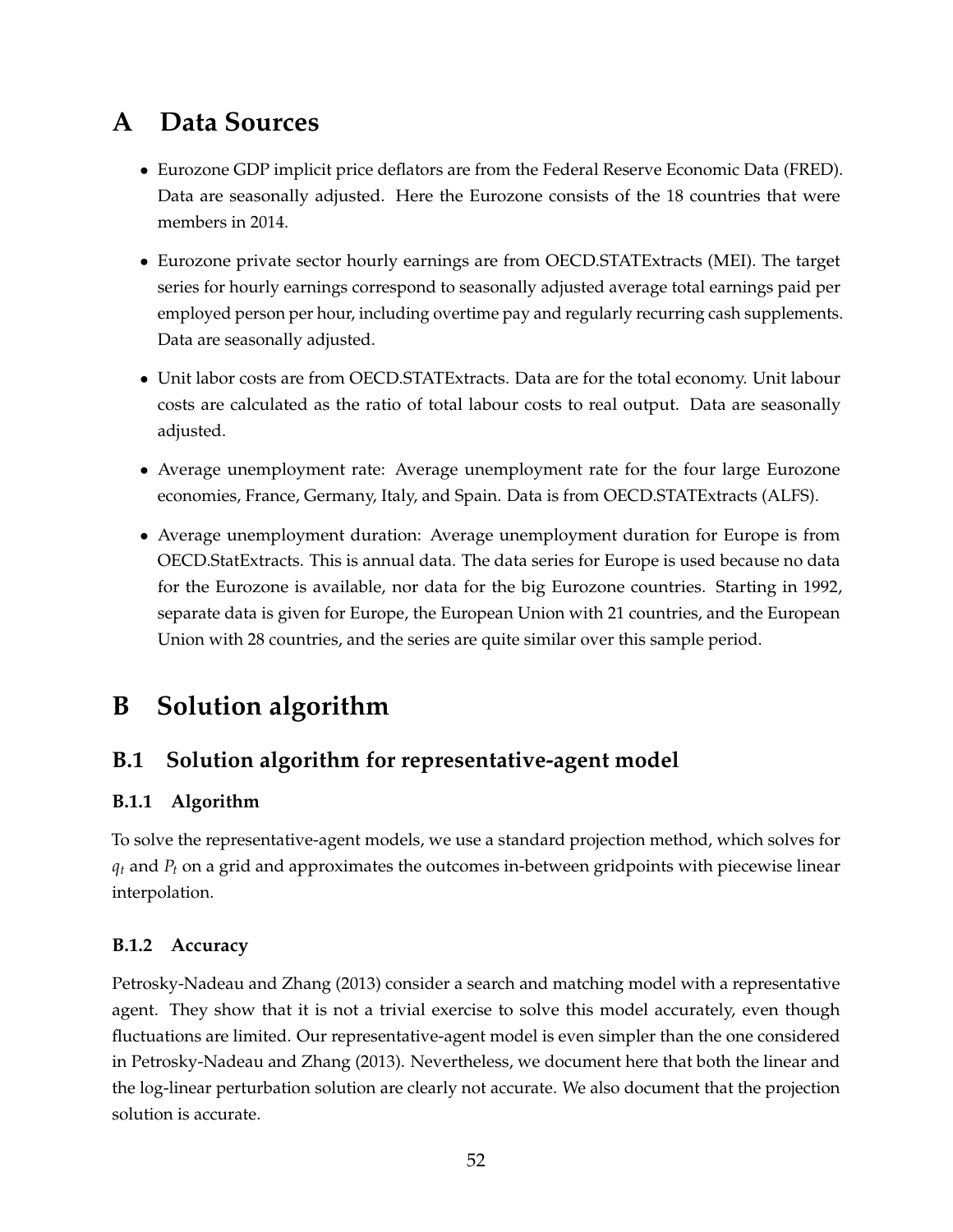# A Data Sources

- Eurozone GDP implicit price deflators are from the Federal Reserve Economic Data (FRED). Data are seasonally adjusted. Here the Eurozone consists of the 18 countries that were members in 2014.
- Eurozone private sector hourly earnings are from OECD.STATExtracts (MEI). The target series for hourly earnings correspond to seasonally adjusted average total earnings paid per employed person per hour, including overtime pay and regularly recurring cash supplements. Data are seasonally adjusted.
- Unit labor costs are from OECD.STATExtracts. Data are for the total economy. Unit labour costs are calculated as the ratio of total labour costs to real output. Data are seasonally adjusted.
- Average unemployment rate: Average unemployment rate for the four large Eurozone economies, France, Germany, Italy, and Spain. Data is from OECD.STATExtracts (ALFS).
- Average unemployment duration: Average unemployment duration for Europe is from OECD.StatExtracts. This is annual data. The data series for Europe is used because no data for the Eurozone is available, nor data for the big Eurozone countries. Starting in 1992, separate data is given for Europe, the European Union with 21 countries, and the European Union with 28 countries, and the series are quite similar over this sample period.

# B Solution algorithm

## B.1 Solution algorithm for representative-agent model

### B.1.1 Algorithm

To solve the representative-agent models, we use a standard projection method, which solves for $q_t$ and $P_t$ on a grid and approximates the outcomes in-between gridpoints with piecewise linear interpolation.

### B.1.2 Accuracy

Petrosky-Nadeau and Zhang (2013) consider a search and matching model with a representative agent. They show that it is not a trivial exercise to solve this model accurately, even though fluctuations are limited. Our representative-agent model is even simpler than the one considered in Petrosky-Nadeau and Zhang (2013). Nevertheless, we document here that both the linear and the log-linear perturbation solution are clearly not accurate. We also document that the projection solution is accurate.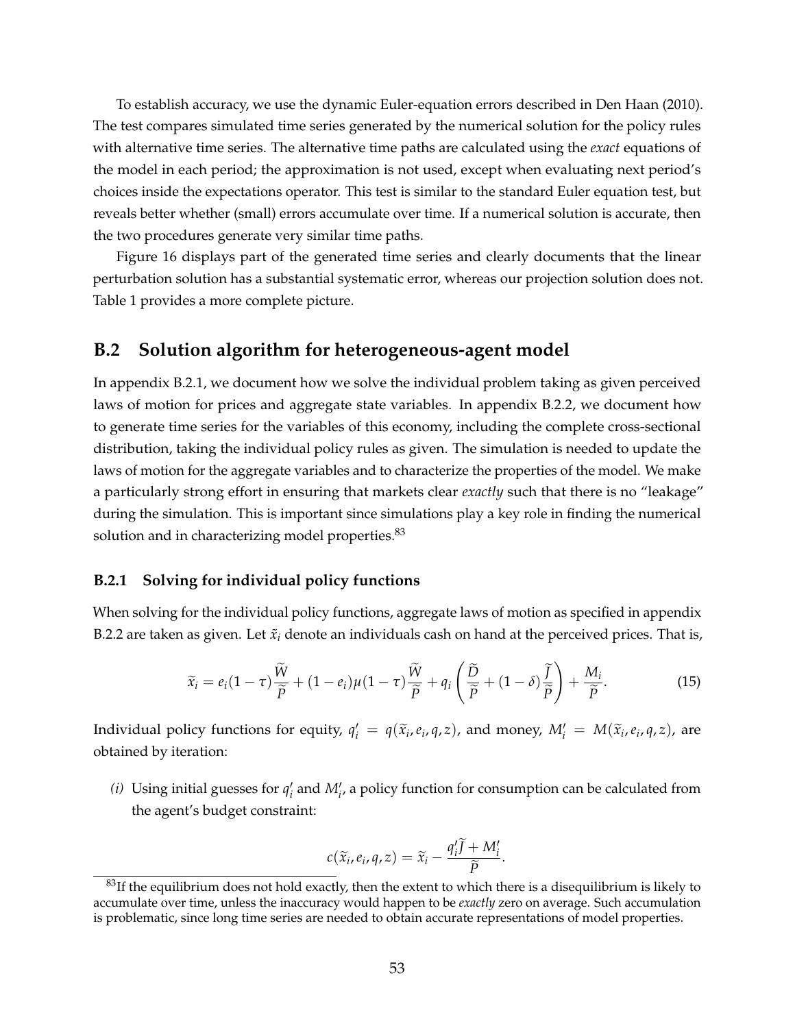To establish accuracy, we use the dynamic Euler-equation errors described in Den Haan (2010). The test compares simulated time series generated by the numerical solution for the policy rules with alternative time series. The alternative time paths are calculated using the *exact* equations of the model in each period; the approximation is not used, except when evaluating next period's choices inside the expectations operator. This test is similar to the standard Euler equation test, but reveals better whether (small) errors accumulate over time. If a numerical solution is accurate, then the two procedures generate very similar time paths.

Figure 16 displays part of the generated time series and clearly documents that the linear perturbation solution has a substantial systematic error, whereas our projection solution does not. Table 1 provides a more complete picture.

## B.2 Solution algorithm for heterogeneous-agent model

In appendix B.2.1, we document how we solve the individual problem taking as given perceived laws of motion for prices and aggregate state variables. In appendix B.2.2, we document how to generate time series for the variables of this economy, including the complete cross-sectional distribution, taking the individual policy rules as given. The simulation is needed to update the laws of motion for the aggregate variables and to characterize the properties of the model. We make a particularly strong effort in ensuring that markets clear *exactly* such that there is no "leakage" during the simulation. This is important since simulations play a key role in finding the numerical solution and in characterizing model properties.[83]

### B.2.1 Solving for individual policy functions

When solving for the individual policy functions, aggregate laws of motion as specified in appendix B.2.2 are taken as given. Let $\tilde{x}_i$ denote an individuals cash on hand at the perceived prices. That is,

$$\widetilde{x}_i = e_i(1-\tau)\frac{\widetilde{W}}{\widetilde{P}} + (1-e_i)\mu(1-\tau)\frac{\widetilde{W}}{\widetilde{P}} + q_i\left(\frac{\widetilde{D}}{\widetilde{P}} + (1-\delta)\frac{\widetilde{J}}{\widetilde{P}}\right) + \frac{M_i}{\widetilde{P}}. \tag{15}$$

Individual policy functions for equity, $q_i' = q(\widetilde{x}_i, e_i, q, z)$, and money, $M_i' = M(\widetilde{x}_i, e_i, q, z)$, are obtained by iteration:

*(i)* Using initial guesses for $q_i'$ and $M_i'$, a policy function for consumption can be calculated from the agent's budget constraint:

$$c(\widetilde{x}_i, e_i, q, z) = \widetilde{x}_i - \frac{q_i'\widetilde{J} + M_i'}{\widetilde{P}}.$$

[83] If the equilibrium does not hold exactly, then the extent to which there is a disequilibrium is likely to accumulate over time, unless the inaccuracy would happen to be *exactly* zero on average. Such accumulation is problematic, since long time series are needed to obtain accurate representations of model properties.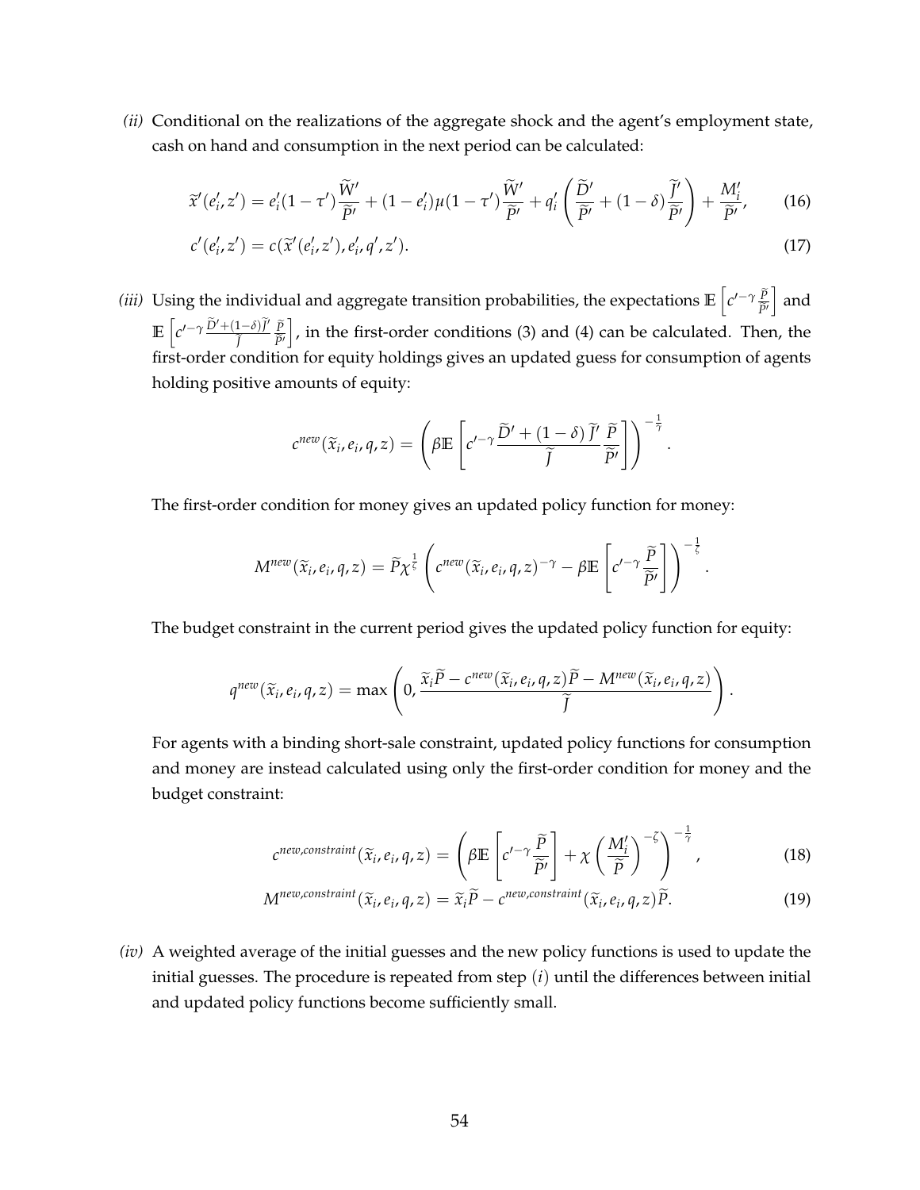*(ii)* Conditional on the realizations of the aggregate shock and the agent's employment state, cash on hand and consumption in the next period can be calculated:

$$\widetilde{x}'(e_i', z') = e_i'(1-\tau')\frac{\widetilde{W}'}{\widetilde{P}'} + (1-e_i')\mu(1-\tau')\frac{\widetilde{W}'}{\widetilde{P}'} + q_i'\left(\frac{\widetilde{D}'}{\widetilde{P}'} + (1-\delta)\frac{\widetilde{J}'}{\widetilde{P}'}\right) + \frac{M_i'}{\widetilde{P}'}, \tag{16}$$

$$c'(e_i', z') = c(\widetilde{x}'(e_i', z'), e_i', q', z'). \tag{17}$$

*(iii)* Using the individual and aggregate transition probabilities, the expectations $\mathbb{E}\left[c'^{-\gamma}\frac{\widetilde{P}}{\widetilde{P}'}\right]$ and $\mathbb{E}\left[c'^{-\gamma}\frac{\widetilde{D}'+(1-\delta)\widetilde{J}'}{\widetilde{J}}\frac{\widetilde{P}}{\widetilde{P}'}\right]$, in the first-order conditions (3) and (4) can be calculated. Then, the first-order condition for equity holdings gives an updated guess for consumption of agents holding positive amounts of equity:

$$c^{new}(\widetilde{x}_i, e_i, q, z) = \left(\beta\mathbb{E}\left[c'^{-\gamma}\frac{\widetilde{D}'+(1-\delta)\widetilde{J}'}{\widetilde{J}}\frac{\widetilde{P}}{\widetilde{P}'}\right]\right)^{-\frac{1}{\gamma}}.$$

The first-order condition for money gives an updated policy function for money:

$$M^{new}(\widetilde{x}_i, e_i, q, z) = \widetilde{P}\chi^{\frac{1}{\zeta}}\left(c^{new}(\widetilde{x}_i, e_i, q, z)^{-\gamma} - \beta\mathbb{E}\left[c'^{-\gamma}\frac{\widetilde{P}}{\widetilde{P}'}\right]\right)^{-\frac{1}{\zeta}}.$$

The budget constraint in the current period gives the updated policy function for equity:

$$q^{new}(\widetilde{x}_i, e_i, q, z) = \max\left(0, \frac{\widetilde{x}_i\widetilde{P} - c^{new}(\widetilde{x}_i, e_i, q, z)\widetilde{P} - M^{new}(\widetilde{x}_i, e_i, q, z)}{\widetilde{J}}\right).$$

For agents with a binding short-sale constraint, updated policy functions for consumption and money are instead calculated using only the first-order condition for money and the budget constraint:

$$c^{new,constraint}(\widetilde{x}_i, e_i, q, z) = \left(\beta\mathbb{E}\left[c'^{-\gamma}\frac{\widetilde{P}}{\widetilde{P}'}\right] + \chi\left(\frac{M_i'}{\widetilde{P}}\right)^{-\zeta}\right)^{-\frac{1}{\gamma}}, \tag{18}$$

$$M^{new,constraint}(\widetilde{x}_i, e_i, q, z) = \widetilde{x}_i\widetilde{P} - c^{new,constraint}(\widetilde{x}_i, e_i, q, z)\widetilde{P}. \tag{19}$$

*(iv)* A weighted average of the initial guesses and the new policy functions is used to update the initial guesses. The procedure is repeated from step $(i)$ until the differences between initial and updated policy functions become sufficiently small.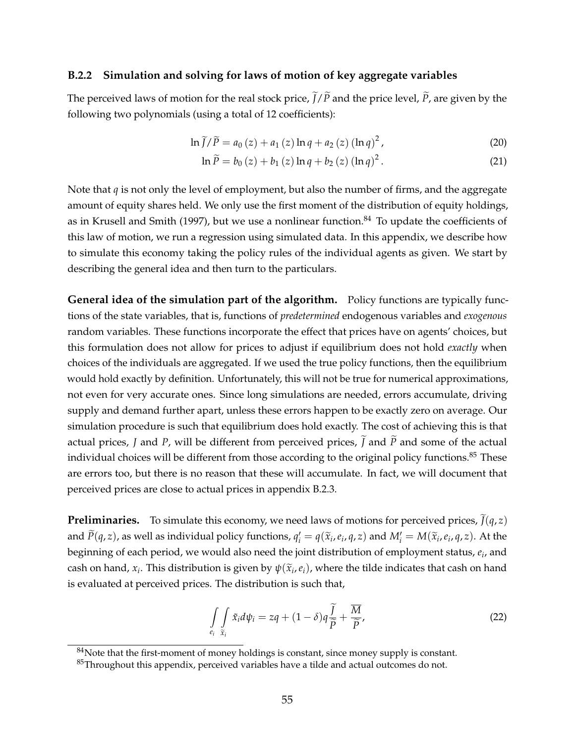### B.2.2 Simulation and solving for laws of motion of key aggregate variables

The perceived laws of motion for the real stock price, $\widetilde{J}/\widetilde{P}$ and the price level, $\widetilde{P}$, are given by the following two polynomials (using a total of 12 coefficients):

$$\ln \widetilde{J}/\widetilde{P} = a_0(z) + a_1(z)\ln q + a_2(z)(\ln q)^2, \tag{20}$$

$$\ln \widetilde{P} = b_0(z) + b_1(z)\ln q + b_2(z)(\ln q)^2. \tag{21}$$

Note that $q$ is not only the level of employment, but also the number of firms, and the aggregate amount of equity shares held. We only use the first moment of the distribution of equity holdings, as in Krusell and Smith (1997), but we use a nonlinear function.[84] To update the coefficients of this law of motion, we run a regression using simulated data. In this appendix, we describe how to simulate this economy taking the policy rules of the individual agents as given. We start by describing the general idea and then turn to the particulars.

**General idea of the simulation part of the algorithm.** Policy functions are typically functions of the state variables, that is, functions of *predetermined* endogenous variables and *exogenous* random variables. These functions incorporate the effect that prices have on agents' choices, but this formulation does not allow for prices to adjust if equilibrium does not hold *exactly* when choices of the individuals are aggregated. If we used the true policy functions, then the equilibrium would hold exactly by definition. Unfortunately, this will not be true for numerical approximations, not even for very accurate ones. Since long simulations are needed, errors accumulate, driving supply and demand further apart, unless these errors happen to be exactly zero on average. Our simulation procedure is such that equilibrium does hold exactly. The cost of achieving this is that actual prices, $J$ and $P$, will be different from perceived prices, $\widetilde{J}$ and $\widetilde{P}$ and some of the actual individual choices will be different from those according to the original policy functions.[85] These are errors too, but there is no reason that these will accumulate. In fact, we will document that perceived prices are close to actual prices in appendix B.2.3.

**Preliminaries.** To simulate this economy, we need laws of motions for perceived prices, $\widetilde{J}(q,z)$ and $\widetilde{P}(q,z)$, as well as individual policy functions, $q_i' = q(\widetilde{x}_i, e_i, q, z)$ and $M_i' = M(\widetilde{x}_i, e_i, q, z)$. At the beginning of each period, we would also need the joint distribution of employment status, $e_i$, and cash on hand, $x_i$. This distribution is given by $\psi(\widetilde{x}_i, e_i)$, where the tilde indicates that cash on hand is evaluated at perceived prices. The distribution is such that,

$$\int_{e_i}\int_{\widetilde{x}_i} \tilde{x}_i d\psi_i = zq + (1-\delta)q\frac{\widetilde{J}}{\widetilde{P}} + \frac{\overline{M}}{\widetilde{P}}, \tag{22}$$

[84] Note that the first-moment of money holdings is constant, since money supply is constant.

[85] Throughout this appendix, perceived variables have a tilde and actual outcomes do not.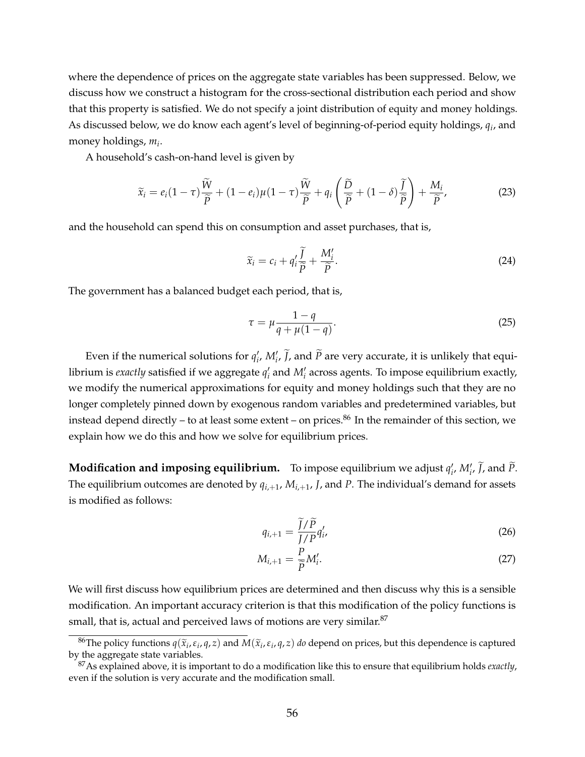where the dependence of prices on the aggregate state variables has been suppressed. Below, we discuss how we construct a histogram for the cross-sectional distribution each period and show that this property is satisfied. We do not specify a joint distribution of equity and money holdings. As discussed below, we do know each agent's level of beginning-of-period equity holdings, $q_i$, and money holdings, $m_i$.

A household's cash-on-hand level is given by

$$\widetilde{x}_i = e_i(1-\tau)\frac{\widetilde{W}}{\widetilde{P}} + (1-e_i)\mu(1-\tau)\frac{\widetilde{W}}{\widetilde{P}} + q_i\left(\frac{\widetilde{D}}{\widetilde{P}} + (1-\delta)\frac{\widetilde{J}}{\widetilde{P}}\right) + \frac{M_i}{\widetilde{P}}, \tag{23}$$

and the household can spend this on consumption and asset purchases, that is,

$$\widetilde{x}_i = c_i + q_i'\frac{\widetilde{J}}{\widetilde{P}} + \frac{M_i'}{\widetilde{P}}. \tag{24}$$

The government has a balanced budget each period, that is,

$$\tau = \mu\frac{1-q}{q+\mu(1-q)}. \tag{25}$$

Even if the numerical solutions for $q_i'$, $M_i'$, $\widetilde{J}$, and $\widetilde{P}$ are very accurate, it is unlikely that equilibrium is *exactly* satisfied if we aggregate $q_i'$ and $M_i'$ across agents. To impose equilibrium exactly, we modify the numerical approximations for equity and money holdings such that they are no longer completely pinned down by exogenous random variables and predetermined variables, but instead depend directly – to at least some extent – on prices.[86] In the remainder of this section, we explain how we do this and how we solve for equilibrium prices.

**Modification and imposing equilibrium.** To impose equilibrium we adjust $q_i'$, $M_i'$, $\widetilde{J}$, and $\widetilde{P}$. The equilibrium outcomes are denoted by $q_{i,+1}$, $M_{i,+1}$, $J$, and $P$. The individual's demand for assets is modified as follows:

$$q_{i,+1} = \frac{\widetilde{J}/\widetilde{P}}{J/P}q_i', \tag{26}$$

$$M_{i,+1} = \frac{P}{\widetilde{P}}M_i'. \tag{27}$$

We will first discuss how equilibrium prices are determined and then discuss why this is a sensible modification. An important accuracy criterion is that this modification of the policy functions is small, that is, actual and perceived laws of motions are very similar.[87]

[86] The policy functions $q(\widetilde{x}_i, \varepsilon_i, q, z)$ and $M(\widetilde{x}_i, \varepsilon_i, q, z)$ *do* depend on prices, but this dependence is captured by the aggregate state variables.

[87] As explained above, it is important to do a modification like this to ensure that equilibrium holds *exactly*, even if the solution is very accurate and the modification small.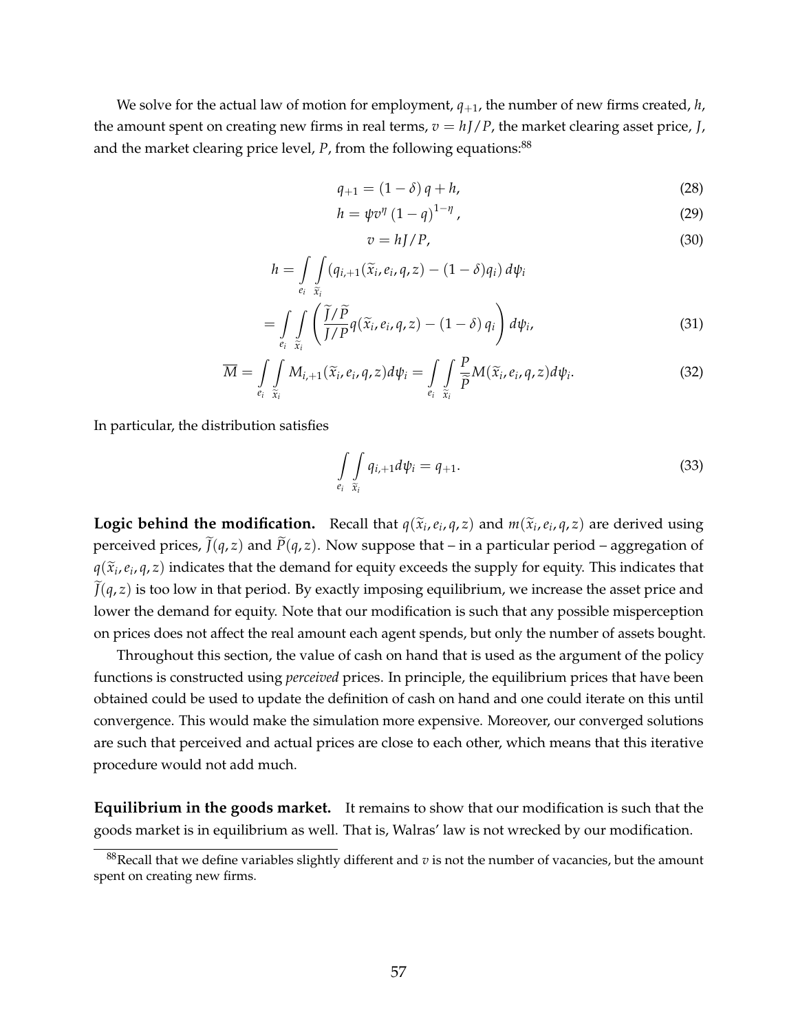We solve for the actual law of motion for employment, $q_{+1}$, the number of new firms created, $h$, the amount spent on creating new firms in real terms, $v = hJ/P$, the market clearing asset price, $J$, and the market clearing price level, $P$, from the following equations:[88]

$$q_{+1} = (1-\delta)\, q + h, \tag{28}$$

$$h = \psi v^{\eta} (1-q)^{1-\eta}, \tag{29}$$

$$v = hJ/P, \tag{30}$$

$$h = \int\limits_{e_i} \int\limits_{\widetilde{x}_i} \left(q_{i,+1}(\widetilde{x}_i, e_i, q, z) - (1-\delta) q_i\right) d\psi_i$$

$$= \int\limits_{e_i} \int\limits_{\widetilde{x}_i} \left( \frac{\widetilde{J}/\widetilde{P}}{J/P} q(\widetilde{x}_i, e_i, q, z) - (1-\delta)\, q_i \right) d\psi_i, \tag{31}$$

$$\overline{M} = \int\limits_{e_i} \int\limits_{\widetilde{x}_i} M_{i,+1}(\widetilde{x}_i, e_i, q, z) d\psi_i = \int\limits_{e_i} \int\limits_{\widetilde{x}_i} \frac{P}{\widetilde{P}} M(\widetilde{x}_i, e_i, q, z) d\psi_i. \tag{32}$$

In particular, the distribution satisfies

$$\int\limits_{e_i} \int\limits_{\widetilde{x}_i} q_{i,+1} d\psi_i = q_{+1}. \tag{33}$$

**Logic behind the modification.** Recall that $q(\widetilde{x}_i, e_i, q, z)$ and $m(\widetilde{x}_i, e_i, q, z)$ are derived using perceived prices, $\widetilde{J}(q, z)$ and $\widetilde{P}(q, z)$. Now suppose that – in a particular period – aggregation of $q(\widetilde{x}_i, e_i, q, z)$ indicates that the demand for equity exceeds the supply for equity. This indicates that $\widetilde{J}(q, z)$ is too low in that period. By exactly imposing equilibrium, we increase the asset price and lower the demand for equity. Note that our modification is such that any possible misperception on prices does not affect the real amount each agent spends, but only the number of assets bought.

Throughout this section, the value of cash on hand that is used as the argument of the policy functions is constructed using *perceived* prices. In principle, the equilibrium prices that have been obtained could be used to update the definition of cash on hand and one could iterate on this until convergence. This would make the simulation more expensive. Moreover, our converged solutions are such that perceived and actual prices are close to each other, which means that this iterative procedure would not add much.

**Equilibrium in the goods market.** It remains to show that our modification is such that the goods market is in equilibrium as well. That is, Walras' law is not wrecked by our modification.

[88] Recall that we define variables slightly different and $v$ is not the number of vacancies, but the amount spent on creating new firms.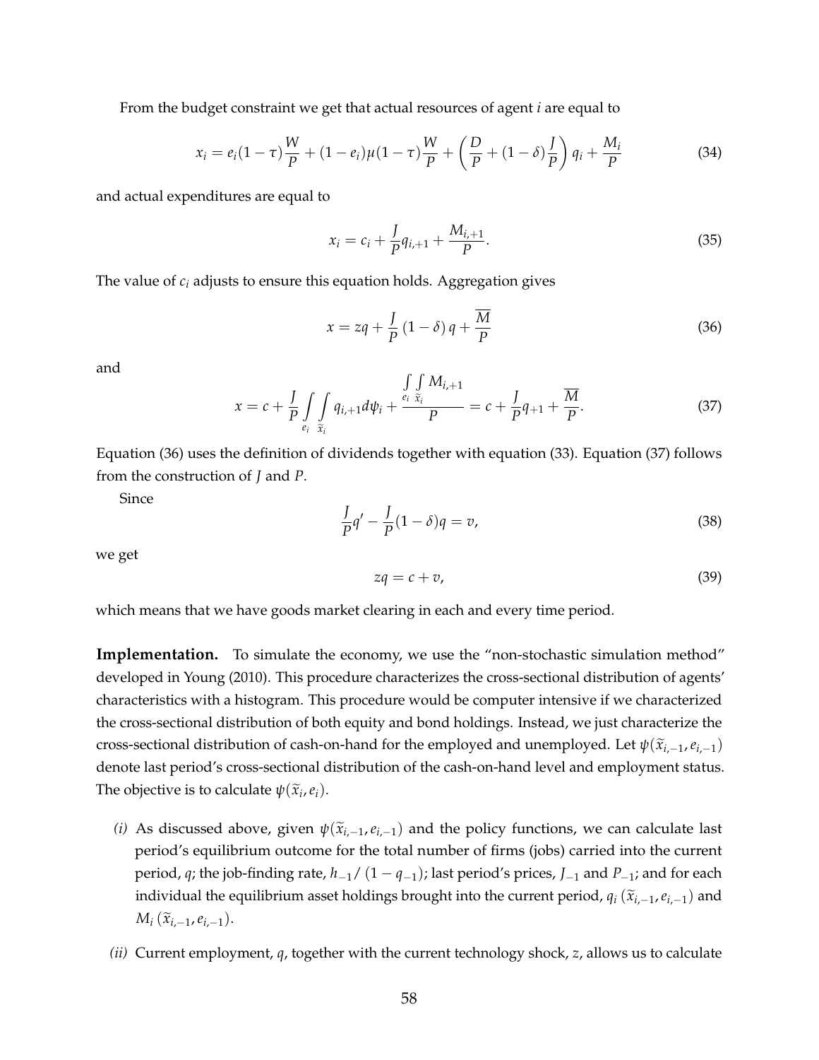From the budget constraint we get that actual resources of agent $i$ are equal to

$$x_i = e_i(1-\tau)\frac{W}{P} + (1-e_i)\mu(1-\tau)\frac{W}{P} + \left(\frac{D}{P} + (1-\delta)\frac{J}{P}\right)q_i + \frac{M_i}{P} \tag{34}$$

and actual expenditures are equal to

$$x_i = c_i + \frac{J}{P}q_{i,+1} + \frac{M_{i,+1}}{P}. \tag{35}$$

The value of $c_i$ adjusts to ensure this equation holds. Aggregation gives

$$x = zq + \frac{J}{P}(1-\delta)q + \frac{\overline{M}}{P} \tag{36}$$

and

$$x = c + \frac{J}{P}\int_{e_i}\int_{\widetilde{x}_i} q_{i,+1}d\psi_i + \frac{\int_{e_i}\int_{\widetilde{x}_i} M_{i,+1}}{P} = c + \frac{J}{P}q_{+1} + \frac{\overline{M}}{P}. \tag{37}$$

Equation (36) uses the definition of dividends together with equation (33). Equation (37) follows from the construction of $J$ and $P$.

Since

$$\frac{J}{P}q' - \frac{J}{P}(1-\delta)q = v, \tag{38}$$

we get

$$zq = c + v, \tag{39}$$

which means that we have goods market clearing in each and every time period.

**Implementation.** To simulate the economy, we use the "non-stochastic simulation method" developed in Young (2010). This procedure characterizes the cross-sectional distribution of agents' characteristics with a histogram. This procedure would be computer intensive if we characterized the cross-sectional distribution of both equity and bond holdings. Instead, we just characterize the cross-sectional distribution of cash-on-hand for the employed and unemployed. Let $\psi(\widetilde{x}_{i,-1}, e_{i,-1})$ denote last period's cross-sectional distribution of the cash-on-hand level and employment status. The objective is to calculate $\psi(\widetilde{x}_i, e_i)$.

*(i)* As discussed above, given $\psi(\widetilde{x}_{i,-1}, e_{i,-1})$ and the policy functions, we can calculate last period's equilibrium outcome for the total number of firms (jobs) carried into the current period, $q$; the job-finding rate, $h_{-1}/(1-q_{-1})$; last period's prices, $J_{-1}$ and $P_{-1}$; and for each individual the equilibrium asset holdings brought into the current period, $q_i(\widetilde{x}_{i,-1}, e_{i,-1})$ and $M_i(\widetilde{x}_{i,-1}, e_{i,-1})$.

*(ii)* Current employment, $q$, together with the current technology shock, $z$, allows us to calculate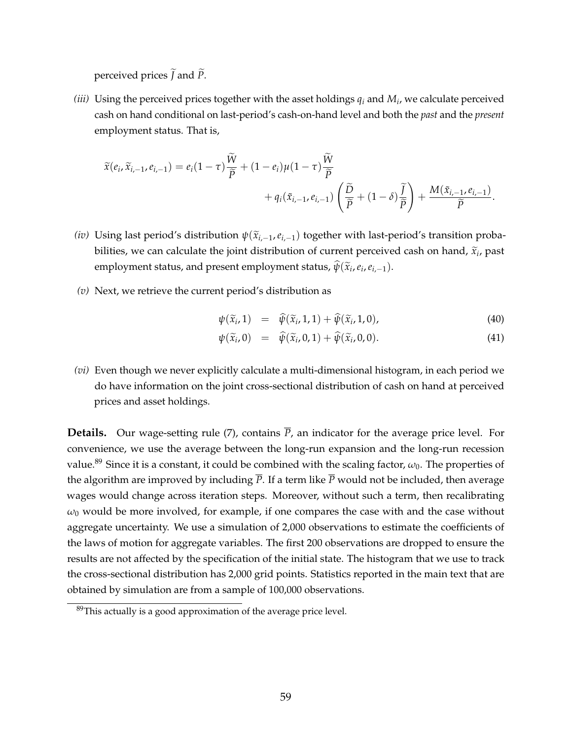perceived prices $\widetilde{J}$ and $\widetilde{P}$.

*(iii)* Using the perceived prices together with the asset holdings $q_i$ and $M_i$, we calculate perceived cash on hand conditional on last-period's cash-on-hand level and both the *past* and the *present* employment status. That is,

$$\widetilde{x}(e_i, \widetilde{x}_{i,-1}, e_{i,-1}) = e_i(1-\tau)\frac{\widetilde{W}}{\widetilde{P}} + (1-e_i)\mu(1-\tau)\frac{\widetilde{W}}{\widetilde{P}} + q_i(\tilde{x}_{i,-1}, e_{i,-1})\left(\frac{\widetilde{D}}{\widetilde{P}} + (1-\delta)\frac{\widetilde{J}}{\widetilde{P}}\right) + \frac{M(\tilde{x}_{i,-1}, e_{i,-1})}{\widetilde{P}}.$$

*(iv)* Using last period's distribution $\psi(\widetilde{x}_{i,-1}, e_{i,-1})$ together with last-period's transition probabilities, we can calculate the joint distribution of current perceived cash on hand, $\widetilde{x}_i$, past employment status, and present employment status, $\widehat{\psi}(\widetilde{x}_i, e_i, e_{i,-1})$.

*(v)* Next, we retrieve the current period's distribution as

$$\psi(\widetilde{x}_i, 1) = \widehat{\psi}(\widetilde{x}_i, 1, 1) + \widehat{\psi}(\widetilde{x}_i, 1, 0), \tag{40}$$

$$\psi(\widetilde{x}_i, 0) = \widehat{\psi}(\widetilde{x}_i, 0, 1) + \widehat{\psi}(\widetilde{x}_i, 0, 0). \tag{41}$$

*(vi)* Even though we never explicitly calculate a multi-dimensional histogram, in each period we do have information on the joint cross-sectional distribution of cash on hand at perceived prices and asset holdings.

**Details.** Our wage-setting rule (7), contains $\overline{P}$, an indicator for the average price level. For convenience, we use the average between the long-run expansion and the long-run recession value.[89] Since it is a constant, it could be combined with the scaling factor, $\omega_0$. The properties of the algorithm are improved by including $\overline{P}$. If a term like $\overline{P}$ would not be included, then average wages would change across iteration steps. Moreover, without such a term, then recalibrating $\omega_0$ would be more involved, for example, if one compares the case with and the case without aggregate uncertainty. We use a simulation of 2,000 observations to estimate the coefficients of the laws of motion for aggregate variables. The first 200 observations are dropped to ensure the results are not affected by the specification of the initial state. The histogram that we use to track the cross-sectional distribution has 2,000 grid points. Statistics reported in the main text that are obtained by simulation are from a sample of 100,000 observations.

[89] This actually is a good approximation of the average price level.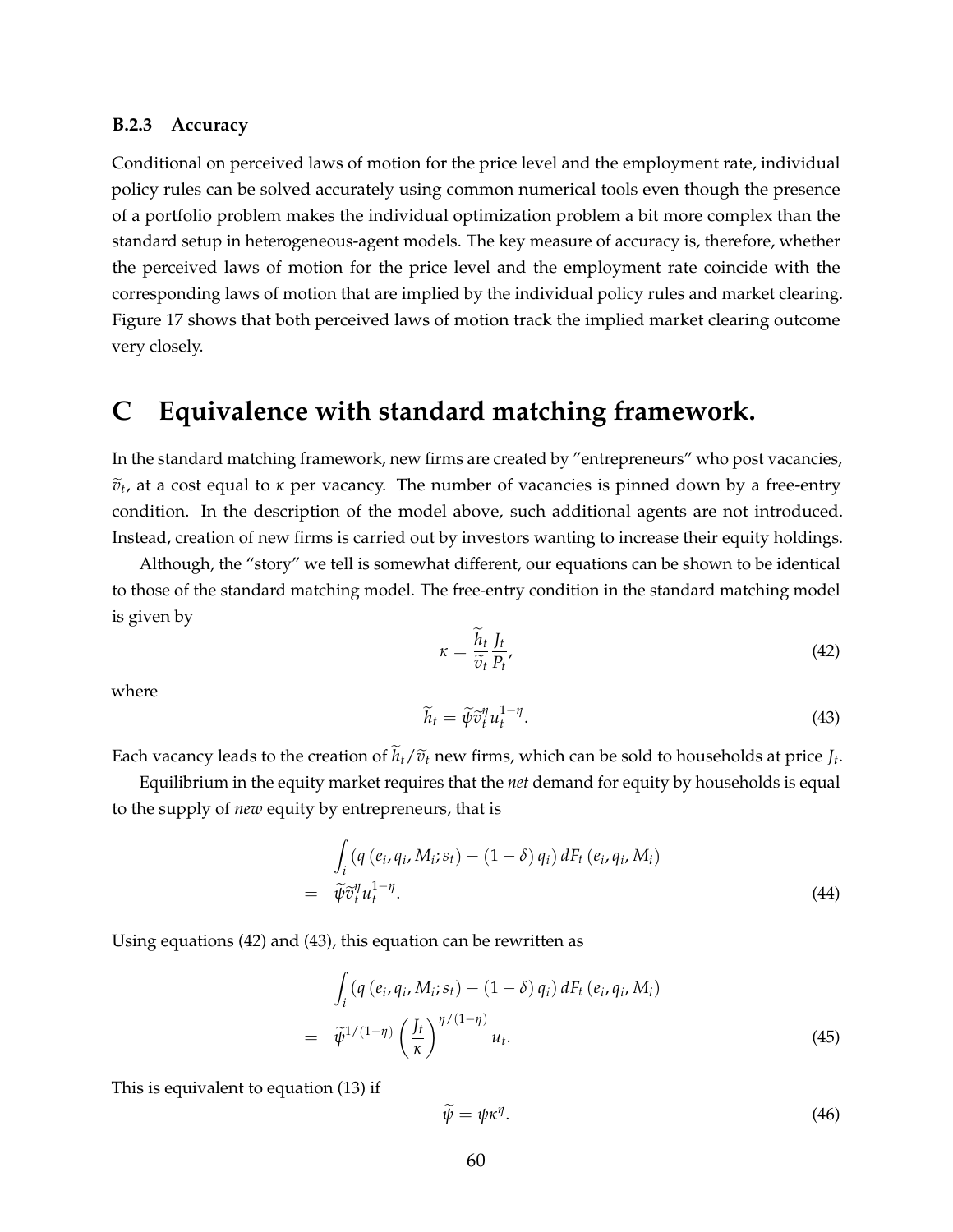### B.2.3 Accuracy

Conditional on perceived laws of motion for the price level and the employment rate, individual policy rules can be solved accurately using common numerical tools even though the presence of a portfolio problem makes the individual optimization problem a bit more complex than the standard setup in heterogeneous-agent models. The key measure of accuracy is, therefore, whether the perceived laws of motion for the price level and the employment rate coincide with the corresponding laws of motion that are implied by the individual policy rules and market clearing. Figure 17 shows that both perceived laws of motion track the implied market clearing outcome very closely.

# C Equivalence with standard matching framework.

In the standard matching framework, new firms are created by "entrepreneurs" who post vacancies, $\widetilde{v}_t$, at a cost equal to $\kappa$ per vacancy. The number of vacancies is pinned down by a free-entry condition. In the description of the model above, such additional agents are not introduced. Instead, creation of new firms is carried out by investors wanting to increase their equity holdings.

Although, the "story" we tell is somewhat different, our equations can be shown to be identical to those of the standard matching model. The free-entry condition in the standard matching model is given by

$$\kappa = \frac{\widetilde{h}_t}{\widetilde{v}_t} \frac{J_t}{P_t}, \tag{42}$$

where

$$\widetilde{h}_t = \widetilde{\psi} \widetilde{v}_t^{\eta} u_t^{1-\eta}. \tag{43}$$

Each vacancy leads to the creation of $\widetilde{h}_t / \widetilde{v}_t$ new firms, which can be sold to households at price $J_t$.

Equilibrium in the equity market requires that the *net* demand for equity by households is equal to the supply of *new* equity by entrepreneurs, that is

$$\begin{aligned} & \int_i \left(q\left(e_i, q_i, M_i; s_t\right) - (1-\delta)\, q_i\right) dF_t\left(e_i, q_i, M_i\right) \\ = \;& \widetilde{\psi} \widetilde{v}_t^{\eta} u_t^{1-\eta}. \end{aligned} \tag{44}$$

Using equations (42) and (43), this equation can be rewritten as

$$\begin{aligned} & \int_i \left(q\left(e_i, q_i, M_i; s_t\right) - (1-\delta)\, q_i\right) dF_t\left(e_i, q_i, M_i\right) \\ = \;& \widetilde{\psi}^{1/(1-\eta)} \left(\frac{J_t}{\kappa}\right)^{\eta/(1-\eta)} u_t. \end{aligned} \tag{45}$$

This is equivalent to equation (13) if

$$\widetilde{\psi} = \psi \kappa^{\eta}. \tag{46}$$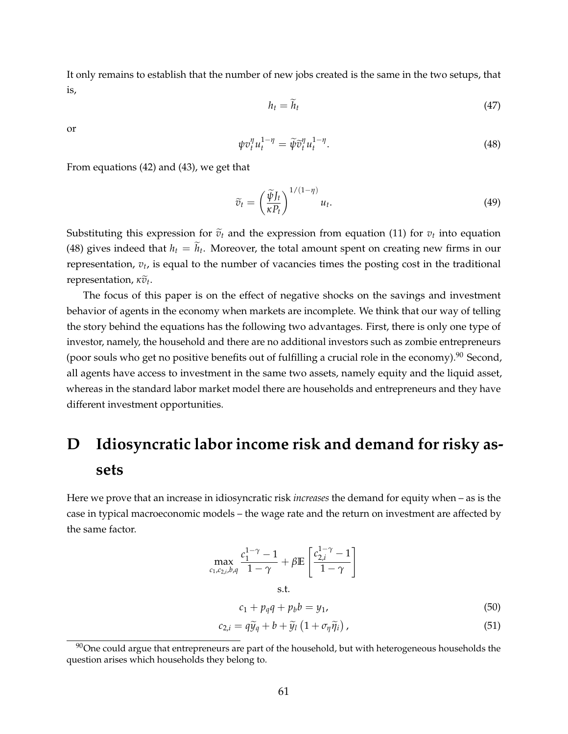It only remains to establish that the number of new jobs created is the same in the two setups, that is,

$$h_t = \widetilde{h}_t \tag{47}$$

or

$$\psi v_t^{\eta} u_t^{1-\eta} = \widetilde{\psi} \widetilde{v}_t^{\eta} u_t^{1-\eta}. \tag{48}$$

From equations (42) and (43), we get that

$$\widetilde{v}_t = \left( \frac{\widetilde{\psi} J_t}{\kappa P_t} \right)^{1/(1-\eta)} u_t. \tag{49}$$

Substituting this expression for $\widetilde{v}_t$ and the expression from equation (11) for $v_t$ into equation (48) gives indeed that $h_t = \widetilde{h}_t$. Moreover, the total amount spent on creating new firms in our representation, $v_t$, is equal to the number of vacancies times the posting cost in the traditional representation, $\kappa \widetilde{v}_t$.

The focus of this paper is on the effect of negative shocks on the savings and investment behavior of agents in the economy when markets are incomplete. We think that our way of telling the story behind the equations has the following two advantages. First, there is only one type of investor, namely, the household and there are no additional investors such as zombie entrepreneurs (poor souls who get no positive benefits out of fulfilling a crucial role in the economy).[90] Second, all agents have access to investment in the same two assets, namely equity and the liquid asset, whereas in the standard labor market model there are households and entrepreneurs and they have different investment opportunities.

# D Idiosyncratic labor income risk and demand for risky assets

Here we prove that an increase in idiosyncratic risk *increases* the demand for equity when – as is the case in typical macroeconomic models – the wage rate and the return on investment are affected by the same factor.

$$\max_{c_1, c_{2,i}, b, q} \frac{c_1^{1-\gamma} - 1}{1-\gamma} + \beta \mathbb{E} \left[ \frac{c_{2,i}^{1-\gamma} - 1}{1-\gamma} \right]$$

s.t.

$$c_1 + p_q q + p_b b = y_1, \tag{50}$$

$$c_{2,i} = q \widetilde{y}_q + b + \widetilde{y}_l \left( 1 + \sigma_\eta \widetilde{\eta}_i \right), \tag{51}$$

[90] One could argue that entrepreneurs are part of the household, but with heterogeneous households the question arises which households they belong to.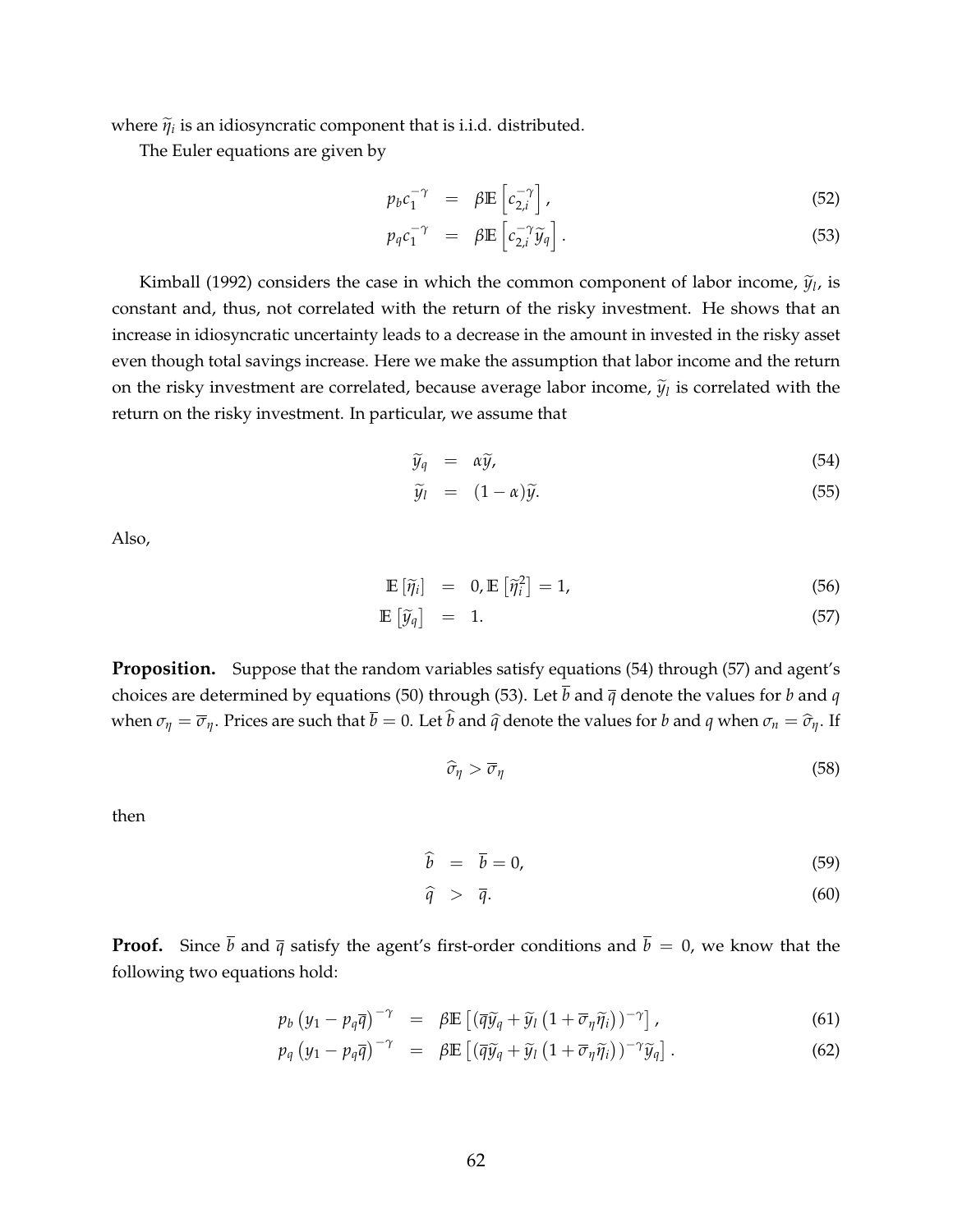where $\widetilde{\eta}_i$ is an idiosyncratic component that is i.i.d. distributed.

The Euler equations are given by

$$
\begin{aligned}
p_b c_1^{-\gamma} &= \beta \mathbb{E}\left[c_{2,i}^{-\gamma}\right], && (52)\\
p_q c_1^{-\gamma} &= \beta \mathbb{E}\left[c_{2,i}^{-\gamma}\widetilde{y}_q\right]. && (53)
\end{aligned}
$$

Kimball (1992) considers the case in which the common component of labor income, $\widetilde{y}_l$, is constant and, thus, not correlated with the return of the risky investment. He shows that an increase in idiosyncratic uncertainty leads to a decrease in the amount in invested in the risky asset even though total savings increase. Here we make the assumption that labor income and the return on the risky investment are correlated, because average labor income, $\widetilde{y}_l$ is correlated with the return on the risky investment. In particular, we assume that

$$
\begin{aligned}
\widetilde{y}_q &= \alpha \widetilde{y}, && (54)\\
\widetilde{y}_l &= (1-\alpha)\widetilde{y}. && (55)
\end{aligned}
$$

Also,

$$
\begin{aligned}
\mathbb{E}\left[\widetilde{\eta}_i\right] &= 0, \mathbb{E}\left[\widetilde{\eta}_i^2\right] = 1, && (56)\\
\mathbb{E}\left[\widetilde{y}_q\right] &= 1. && (57)
\end{aligned}
$$

**Proposition.** Suppose that the random variables satisfy equations (54) through (57) and agent's choices are determined by equations (50) through (53). Let $\overline{b}$ and $\overline{q}$ denote the values for $b$ and $q$ when $\sigma_\eta = \overline{\sigma}_\eta$. Prices are such that $\overline{b} = 0$. Let $\widehat{b}$ and $\widehat{q}$ denote the values for $b$ and $q$ when $\sigma_n = \widehat{\sigma}_\eta$. If

$$
\widehat{\sigma}_\eta > \overline{\sigma}_\eta \tag{58}
$$

then

$$
\begin{aligned}
\widehat{b} &= \overline{b} = 0, && (59)\\
\widehat{q} &> \overline{q}. && (60)
\end{aligned}
$$

**Proof.** Since $\overline{b}$ and $\overline{q}$ satisfy the agent's first-order conditions and $\overline{b} = 0$, we know that the following two equations hold:

$$
\begin{aligned}
p_b \left(y_1 - p_q \overline{q}\right)^{-\gamma} &= \beta \mathbb{E}\left[\left(\overline{q}\widetilde{y}_q + \widetilde{y}_l\left(1+\overline{\sigma}_\eta \widetilde{\eta}_i\right)\right)^{-\gamma}\right], && (61)\\
p_q \left(y_1 - p_q \overline{q}\right)^{-\gamma} &= \beta \mathbb{E}\left[\left(\overline{q}\widetilde{y}_q + \widetilde{y}_l\left(1+\overline{\sigma}_\eta \widetilde{\eta}_i\right)\right)^{-\gamma}\widetilde{y}_q\right]. && (62)
\end{aligned}
$$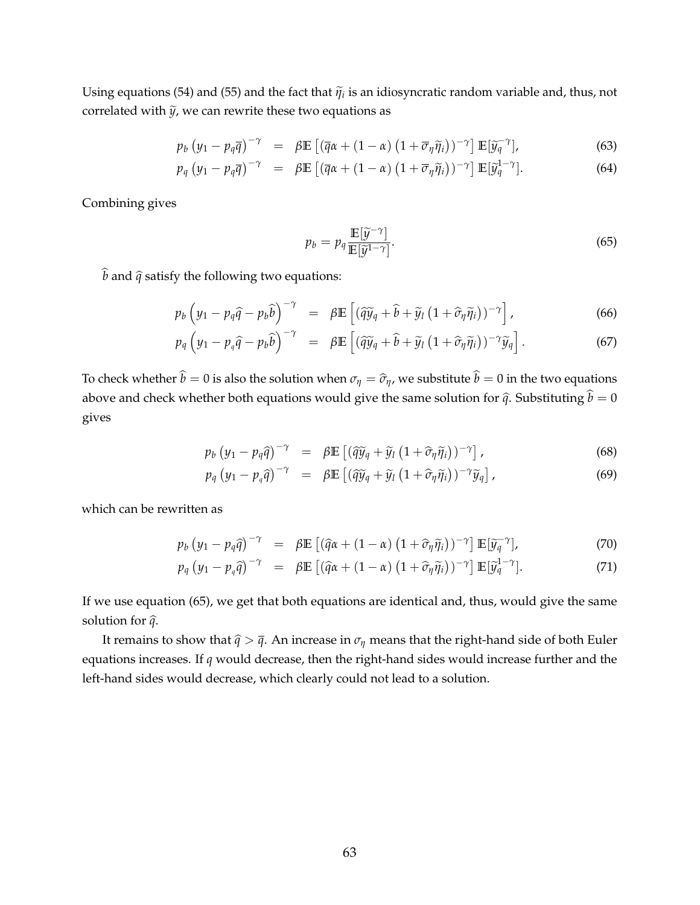Using equations (54) and (55) and the fact that $\widetilde{\eta}_i$ is an idiosyncratic random variable and, thus, not correlated with $\widetilde{y}$, we can rewrite these two equations as

$$
\begin{aligned}
p_b \left(y_1 - p_q \overline{q}\right)^{-\gamma} &= \beta \mathbb{E}\left[\left(\overline{q}\alpha + (1-\alpha)\left(1 + \overline{\sigma}_\eta \widetilde{\eta}_i\right)\right)^{-\gamma}\right] \mathbb{E}[\widetilde{y}_q^{-\gamma}], &(63)\\
p_q \left(y_1 - p_q \overline{q}\right)^{-\gamma} &= \beta \mathbb{E}\left[\left(\overline{q}\alpha + (1-\alpha)\left(1 + \overline{\sigma}_\eta \widetilde{\eta}_i\right)\right)^{-\gamma}\right] \mathbb{E}[\widetilde{y}_q^{1-\gamma}]. &(64)
\end{aligned}
$$

Combining gives

$$
p_b = p_q \frac{\mathbb{E}[\widetilde{y}^{-\gamma}]}{\mathbb{E}[\widetilde{y}^{1-\gamma}]}. \tag{65}
$$

$\widehat{b}$ and $\widehat{q}$ satisfy the following two equations:

$$
\begin{aligned}
p_b \left(y_1 - p_q \widehat{q} - p_b \widehat{b}\right)^{-\gamma} &= \beta \mathbb{E}\left[\left(\widehat{q}\widetilde{y}_q + \widehat{b} + \widetilde{y}_l \left(1 + \widehat{\sigma}_\eta \widetilde{\eta}_i\right)\right)^{-\gamma}\right], &(66)\\
p_q \left(y_1 - p_q \widehat{q} - p_b \widehat{b}\right)^{-\gamma} &= \beta \mathbb{E}\left[\left(\widehat{q}\widetilde{y}_q + \widehat{b} + \widetilde{y}_l \left(1 + \widehat{\sigma}_\eta \widetilde{\eta}_i\right)\right)^{-\gamma} \widetilde{y}_q\right]. &(67)
\end{aligned}
$$

To check whether $\widehat{b} = 0$ is also the solution when $\sigma_\eta = \widehat{\sigma}_\eta$, we substitute $\widehat{b} = 0$ in the two equations above and check whether both equations would give the same solution for $\widehat{q}$. Substituting $\widehat{b} = 0$ gives

$$
\begin{aligned}
p_b \left(y_1 - p_q \widehat{q}\right)^{-\gamma} &= \beta \mathbb{E}\left[\left(\widehat{q}\widetilde{y}_q + \widetilde{y}_l \left(1 + \widehat{\sigma}_\eta \widetilde{\eta}_i\right)\right)^{-\gamma}\right], &(68)\\
p_q \left(y_1 - p_q \widehat{q}\right)^{-\gamma} &= \beta \mathbb{E}\left[\left(\widehat{q}\widetilde{y}_q + \widetilde{y}_l \left(1 + \widehat{\sigma}_\eta \widetilde{\eta}_i\right)\right)^{-\gamma} \widetilde{y}_q\right], &(69)
\end{aligned}
$$

which can be rewritten as

$$
\begin{aligned}
p_b \left(y_1 - p_q \widehat{q}\right)^{-\gamma} &= \beta \mathbb{E}\left[\left(\widehat{q}\alpha + (1-\alpha)\left(1 + \widehat{\sigma}_\eta \widetilde{\eta}_i\right)\right)^{-\gamma}\right] \mathbb{E}[\widetilde{y}_q^{-\gamma}], &(70)\\
p_q \left(y_1 - p_q \widehat{q}\right)^{-\gamma} &= \beta \mathbb{E}\left[\left(\widehat{q}\alpha + (1-\alpha)\left(1 + \widehat{\sigma}_\eta \widetilde{\eta}_i\right)\right)^{-\gamma}\right] \mathbb{E}[\widetilde{y}_q^{1-\gamma}]. &(71)
\end{aligned}
$$

If we use equation (65), we get that both equations are identical and, thus, would give the same solution for $\widehat{q}$.

It remains to show that $\widehat{q} > \overline{q}$. An increase in $\sigma_\eta$ means that the right-hand side of both Euler equations increases. If $q$ would decrease, then the right-hand sides would increase further and the left-hand sides would decrease, which clearly could not lead to a solution.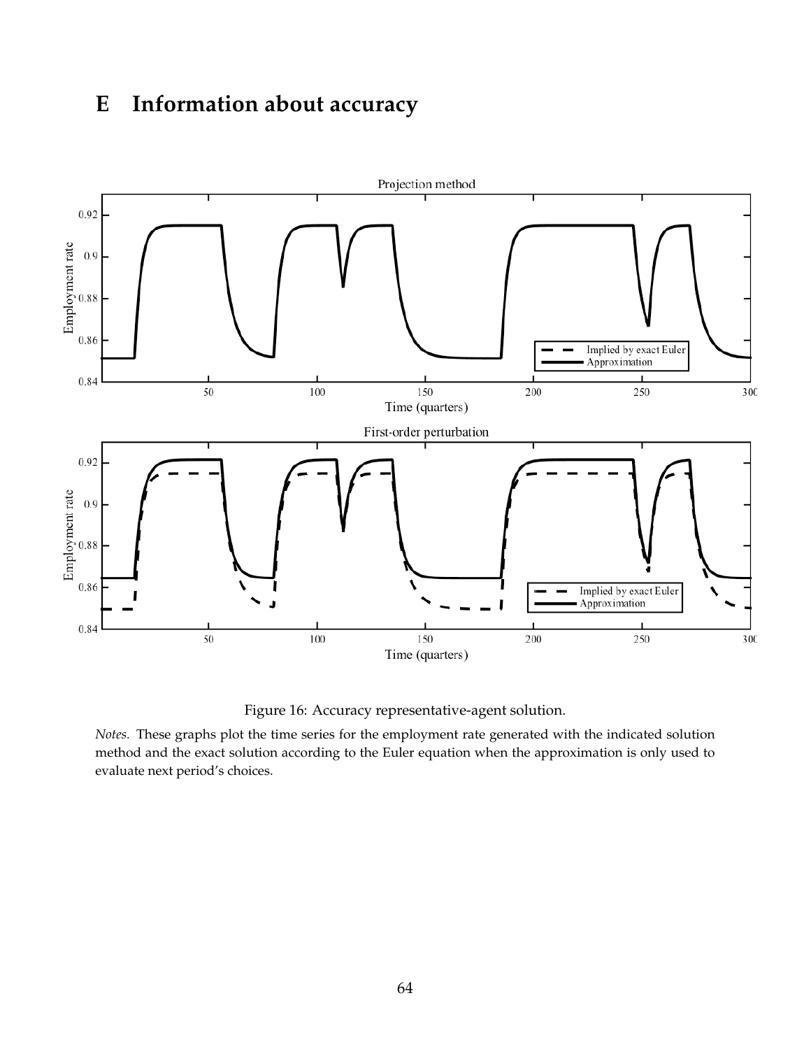# E Information about accuracy

Figure 16: Accuracy representative-agent solution.

*Notes.* These graphs plot the time series for the employment rate generated with the indicated solution method and the exact solution according to the Euler equation when the approximation is only used to evaluate next period's choices.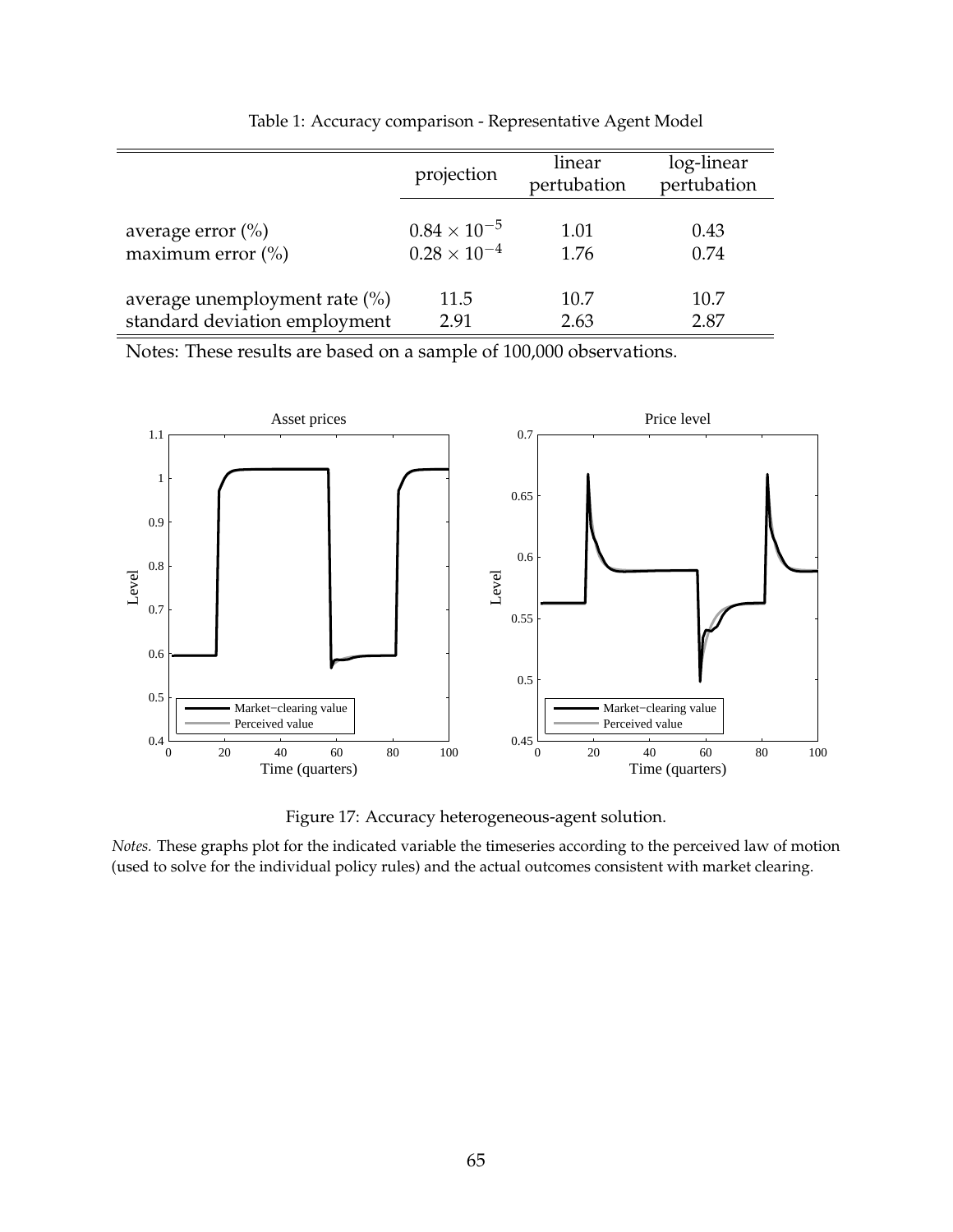Table 1: Accuracy comparison - Representative Agent Model

| | projection | linear pertubation | log-linear pertubation |
|---|---|---|---|
| average error (%) | $0.84 \times 10^{-5}$ | 1.01 | 0.43 |
| maximum error (%) | $0.28 \times 10^{-4}$ | 1.76 | 0.74 |
| average unemployment rate (%) | 11.5 | 10.7 | 10.7 |
| standard deviation employment | 2.91 | 2.63 | 2.87 |

Notes: These results are based on a sample of 100,000 observations.

Figure 17: Accuracy heterogeneous-agent solution.

*Notes.* These graphs plot for the indicated variable the timeseries according to the perceived law of motion (used to solve for the individual policy rules) and the actual outcomes consistent with market clearing.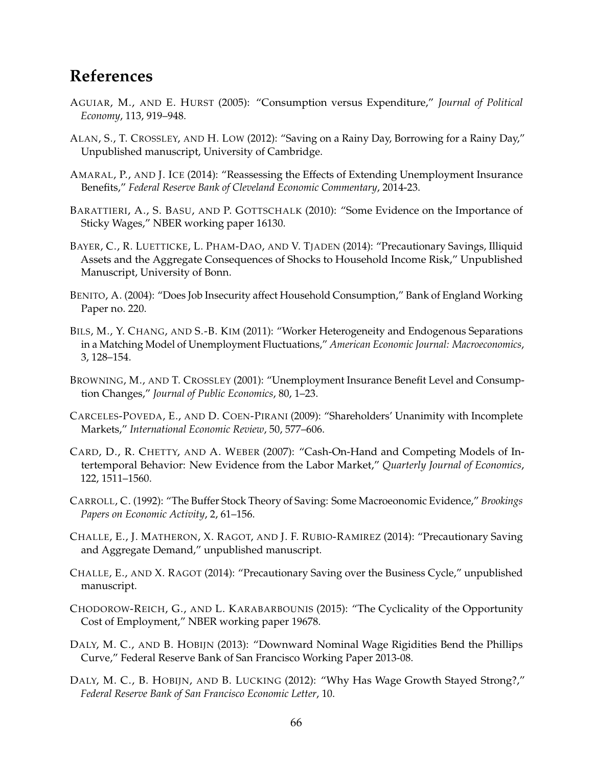# References

AGUIAR, M., AND E. HURST (2005): "Consumption versus Expenditure," *Journal of Political Economy*, 113, 919–948.

ALAN, S., T. CROSSLEY, AND H. LOW (2012): "Saving on a Rainy Day, Borrowing for a Rainy Day," Unpublished manuscript, University of Cambridge.

AMARAL, P., AND J. ICE (2014): "Reassessing the Effects of Extending Unemployment Insurance Benefits," *Federal Reserve Bank of Cleveland Economic Commentary*, 2014-23.

BARATTIERI, A., S. BASU, AND P. GOTTSCHALK (2010): "Some Evidence on the Importance of Sticky Wages," NBER working paper 16130.

BAYER, C., R. LUETTICKE, L. PHAM-DAO, AND V. TJADEN (2014): "Precautionary Savings, Illiquid Assets and the Aggregate Consequences of Shocks to Household Income Risk," Unpublished Manuscript, University of Bonn.

BENITO, A. (2004): "Does Job Insecurity affect Household Consumption," Bank of England Working Paper no. 220.

BILS, M., Y. CHANG, AND S.-B. KIM (2011): "Worker Heterogeneity and Endogenous Separations in a Matching Model of Unemployment Fluctuations," *American Economic Journal: Macroeconomics*, 3, 128–154.

BROWNING, M., AND T. CROSSLEY (2001): "Unemployment Insurance Benefit Level and Consumption Changes," *Journal of Public Economics*, 80, 1–23.

CARCELES-POVEDA, E., AND D. COEN-PIRANI (2009): "Shareholders' Unanimity with Incomplete Markets," *International Economic Review*, 50, 577–606.

CARD, D., R. CHETTY, AND A. WEBER (2007): "Cash-On-Hand and Competing Models of Intertemporal Behavior: New Evidence from the Labor Market," *Quarterly Journal of Economics*, 122, 1511–1560.

CARROLL, C. (1992): "The Buffer Stock Theory of Saving: Some Macroeonomic Evidence," *Brookings Papers on Economic Activity*, 2, 61–156.

CHALLE, E., J. MATHERON, X. RAGOT, AND J. F. RUBIO-RAMIREZ (2014): "Precautionary Saving and Aggregate Demand," unpublished manuscript.

CHALLE, E., AND X. RAGOT (2014): "Precautionary Saving over the Business Cycle," unpublished manuscript.

CHODOROW-REICH, G., AND L. KARABARBOUNIS (2015): "The Cyclicality of the Opportunity Cost of Employment," NBER working paper 19678.

DALY, M. C., AND B. HOBIJN (2013): "Downward Nominal Wage Rigidities Bend the Phillips Curve," Federal Reserve Bank of San Francisco Working Paper 2013-08.

DALY, M. C., B. HOBIJN, AND B. LUCKING (2012): "Why Has Wage Growth Stayed Strong?," *Federal Reserve Bank of San Francisco Economic Letter*, 10.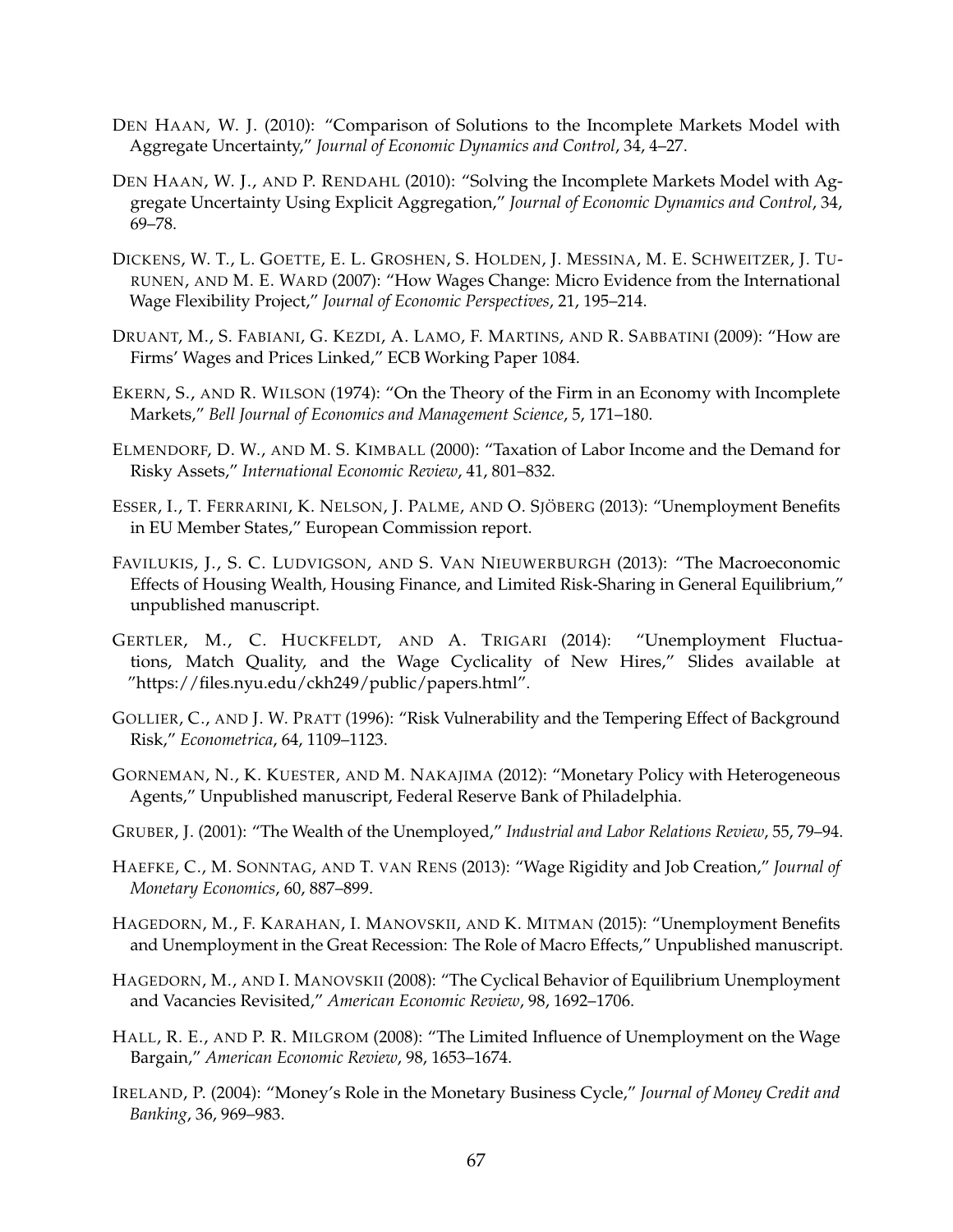DEN HAAN, W. J. (2010): "Comparison of Solutions to the Incomplete Markets Model with Aggregate Uncertainty," *Journal of Economic Dynamics and Control*, 34, 4–27.

DEN HAAN, W. J., AND P. RENDAHL (2010): "Solving the Incomplete Markets Model with Aggregate Uncertainty Using Explicit Aggregation," *Journal of Economic Dynamics and Control*, 34, 69–78.

DICKENS, W. T., L. GOETTE, E. L. GROSHEN, S. HOLDEN, J. MESSINA, M. E. SCHWEITZER, J. TURUNEN, AND M. E. WARD (2007): "How Wages Change: Micro Evidence from the International Wage Flexibility Project," *Journal of Economic Perspectives*, 21, 195–214.

DRUANT, M., S. FABIANI, G. KEZDI, A. LAMO, F. MARTINS, AND R. SABBATINI (2009): "How are Firms' Wages and Prices Linked," ECB Working Paper 1084.

EKERN, S., AND R. WILSON (1974): "On the Theory of the Firm in an Economy with Incomplete Markets," *Bell Journal of Economics and Management Science*, 5, 171–180.

ELMENDORF, D. W., AND M. S. KIMBALL (2000): "Taxation of Labor Income and the Demand for Risky Assets," *International Economic Review*, 41, 801–832.

ESSER, I., T. FERRARINI, K. NELSON, J. PALME, AND O. SJÖBERG (2013): "Unemployment Benefits in EU Member States," European Commission report.

FAVILUKIS, J., S. C. LUDVIGSON, AND S. VAN NIEUWERBURGH (2013): "The Macroeconomic Effects of Housing Wealth, Housing Finance, and Limited Risk-Sharing in General Equilibrium," unpublished manuscript.

GERTLER, M., C. HUCKFELDT, AND A. TRIGARI (2014): "Unemployment Fluctuations, Match Quality, and the Wage Cyclicality of New Hires," Slides available at "https://files.nyu.edu/ckh249/public/papers.html".

GOLLIER, C., AND J. W. PRATT (1996): "Risk Vulnerability and the Tempering Effect of Background Risk," *Econometrica*, 64, 1109–1123.

GORNEMAN, N., K. KUESTER, AND M. NAKAJIMA (2012): "Monetary Policy with Heterogeneous Agents," Unpublished manuscript, Federal Reserve Bank of Philadelphia.

GRUBER, J. (2001): "The Wealth of the Unemployed," *Industrial and Labor Relations Review*, 55, 79–94.

HAEFKE, C., M. SONNTAG, AND T. VAN RENS (2013): "Wage Rigidity and Job Creation," *Journal of Monetary Economics*, 60, 887–899.

HAGEDORN, M., F. KARAHAN, I. MANOVSKII, AND K. MITMAN (2015): "Unemployment Benefits and Unemployment in the Great Recession: The Role of Macro Effects," Unpublished manuscript.

HAGEDORN, M., AND I. MANOVSKII (2008): "The Cyclical Behavior of Equilibrium Unemployment and Vacancies Revisited," *American Economic Review*, 98, 1692–1706.

HALL, R. E., AND P. R. MILGROM (2008): "The Limited Influence of Unemployment on the Wage Bargain," *American Economic Review*, 98, 1653–1674.

IRELAND, P. (2004): "Money's Role in the Monetary Business Cycle," *Journal of Money Credit and Banking*, 36, 969–983.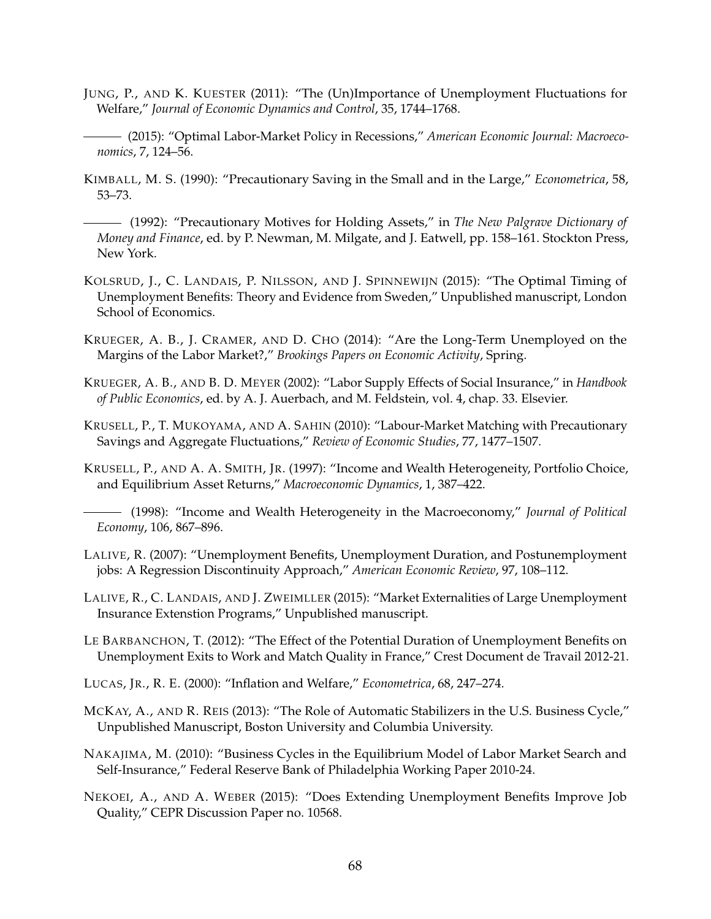Jung, P., and K. Kuester (2011): "The (Un)Importance of Unemployment Fluctuations for Welfare," *Journal of Economic Dynamics and Control*, 35, 1744–1768.

——— (2015): "Optimal Labor-Market Policy in Recessions," *American Economic Journal: Macroeconomics*, 7, 124–56.

Kimball, M. S. (1990): "Precautionary Saving in the Small and in the Large," *Econometrica*, 58, 53–73.

——— (1992): "Precautionary Motives for Holding Assets," in *The New Palgrave Dictionary of Money and Finance*, ed. by P. Newman, M. Milgate, and J. Eatwell, pp. 158–161. Stockton Press, New York.

Kolsrud, J., C. Landais, P. Nilsson, and J. Spinnewijn (2015): "The Optimal Timing of Unemployment Benefits: Theory and Evidence from Sweden," Unpublished manuscript, London School of Economics.

Krueger, A. B., J. Cramer, and D. Cho (2014): "Are the Long-Term Unemployed on the Margins of the Labor Market?," *Brookings Papers on Economic Activity*, Spring.

Krueger, A. B., and B. D. Meyer (2002): "Labor Supply Effects of Social Insurance," in *Handbook of Public Economics*, ed. by A. J. Auerbach, and M. Feldstein, vol. 4, chap. 33. Elsevier.

Krusell, P., T. Mukoyama, and A. Sahin (2010): "Labour-Market Matching with Precautionary Savings and Aggregate Fluctuations," *Review of Economic Studies*, 77, 1477–1507.

Krusell, P., and A. A. Smith, Jr. (1997): "Income and Wealth Heterogeneity, Portfolio Choice, and Equilibrium Asset Returns," *Macroeconomic Dynamics*, 1, 387–422.

——— (1998): "Income and Wealth Heterogeneity in the Macroeconomy," *Journal of Political Economy*, 106, 867–896.

Lalive, R. (2007): "Unemployment Benefits, Unemployment Duration, and Postunemployment jobs: A Regression Discontinuity Approach," *American Economic Review*, 97, 108–112.

Lalive, R., C. Landais, and J. Zweimller (2015): "Market Externalities of Large Unemployment Insurance Extension Programs," Unpublished manuscript.

Le Barbanchon, T. (2012): "The Effect of the Potential Duration of Unemployment Benefits on Unemployment Exits to Work and Match Quality in France," Crest Document de Travail 2012-21.

Lucas, Jr., R. E. (2000): "Inflation and Welfare," *Econometrica*, 68, 247–274.

McKay, A., and R. Reis (2013): "The Role of Automatic Stabilizers in the U.S. Business Cycle," Unpublished Manuscript, Boston University and Columbia University.

Nakajima, M. (2010): "Business Cycles in the Equilibrium Model of Labor Market Search and Self-Insurance," Federal Reserve Bank of Philadelphia Working Paper 2010-24.

Nekoei, A., and A. Weber (2015): "Does Extending Unemployment Benefits Improve Job Quality," CEPR Discussion Paper no. 10568.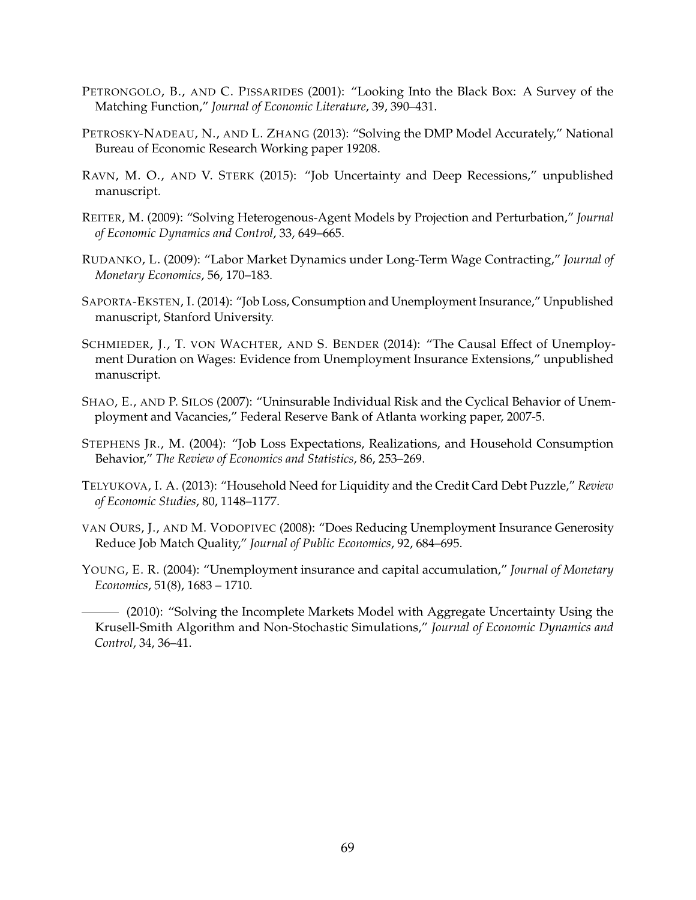PETRONGOLO, B., AND C. PISSARIDES (2001): "Looking Into the Black Box: A Survey of the Matching Function," *Journal of Economic Literature*, 39, 390–431.

PETROSKY-NADEAU, N., AND L. ZHANG (2013): "Solving the DMP Model Accurately," National Bureau of Economic Research Working paper 19208.

RAVN, M. O., AND V. STERK (2015): "Job Uncertainty and Deep Recessions," unpublished manuscript.

REITER, M. (2009): "Solving Heterogenous-Agent Models by Projection and Perturbation," *Journal of Economic Dynamics and Control*, 33, 649–665.

RUDANKO, L. (2009): "Labor Market Dynamics under Long-Term Wage Contracting," *Journal of Monetary Economics*, 56, 170–183.

SAPORTA-EKSTEN, I. (2014): "Job Loss, Consumption and Unemployment Insurance," Unpublished manuscript, Stanford University.

SCHMIEDER, J., T. VON WACHTER, AND S. BENDER (2014): "The Causal Effect of Unemployment Duration on Wages: Evidence from Unemployment Insurance Extensions," unpublished manuscript.

SHAO, E., AND P. SILOS (2007): "Uninsurable Individual Risk and the Cyclical Behavior of Unemployment and Vacancies," Federal Reserve Bank of Atlanta working paper, 2007-5.

STEPHENS JR., M. (2004): "Job Loss Expectations, Realizations, and Household Consumption Behavior," *The Review of Economics and Statistics*, 86, 253–269.

TELYUKOVA, I. A. (2013): "Household Need for Liquidity and the Credit Card Debt Puzzle," *Review of Economic Studies*, 80, 1148–1177.

VAN OURS, J., AND M. VODOPIVEC (2008): "Does Reducing Unemployment Insurance Generosity Reduce Job Match Quality," *Journal of Public Economics*, 92, 684–695.

YOUNG, E. R. (2004): "Unemployment insurance and capital accumulation," *Journal of Monetary Economics*, 51(8), 1683 – 1710.

——— (2010): "Solving the Incomplete Markets Model with Aggregate Uncertainty Using the Krusell-Smith Algorithm and Non-Stochastic Simulations," *Journal of Economic Dynamics and Control*, 34, 36–41.